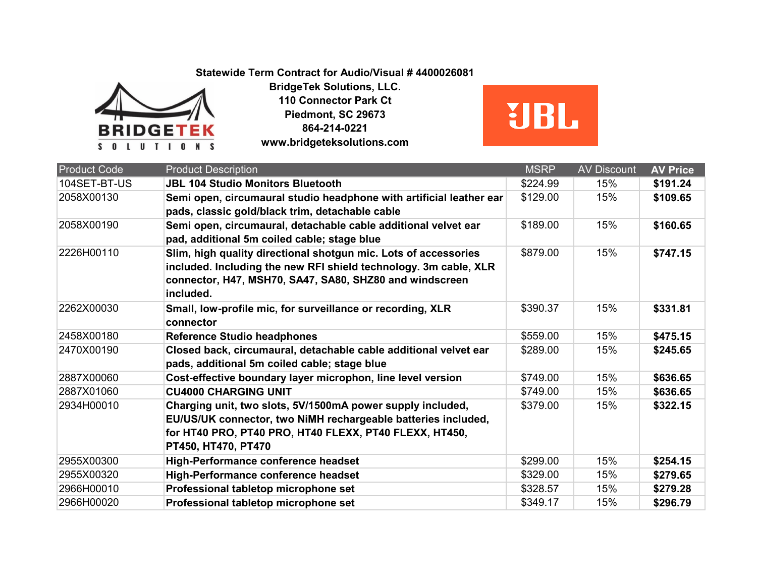**Statewide Term Contract for Audio/Visual # 4400026081**
**BridgeTek Solutions, LLC.**
**110 Connector Park Ct**
**Piedmont, SC 29673**
**864-214-0221**
**www.bridgeteksolutions.com**

| Product Code | Product Description | MSRP | AV Discount | AV Price |
|---|---|---|---|---|
| 104SET-BT-US | **JBL 104 Studio Monitors Bluetooth** | $224.99 | 15% | **$191.24** |
| 2058X00130 | **Semi open, circumaural studio headphone with artificial leather ear pads, classic gold/black trim, detachable cable** | $129.00 | 15% | **$109.65** |
| 2058X00190 | **Semi open, circumaural, detachable cable additional velvet ear pad, additional 5m coiled cable; stage blue** | $189.00 | 15% | **$160.65** |
| 2226H00110 | **Slim, high quality directional shotgun mic. Lots of accessories included. Including the new RFI shield technology. 3m cable, XLR connector, H47, MSH70, SA47, SA80, SHZ80 and windscreen included.** | $879.00 | 15% | **$747.15** |
| 2262X00030 | **Small, low-profile mic, for surveillance or recording, XLR connector** | $390.37 | 15% | **$331.81** |
| 2458X00180 | **Reference Studio headphones** | $559.00 | 15% | **$475.15** |
| 2470X00190 | **Closed back, circumaural, detachable cable additional velvet ear pads, additional 5m coiled cable; stage blue** | $289.00 | 15% | **$245.65** |
| 2887X00060 | **Cost-effective boundary layer microphon, line level version** | $749.00 | 15% | **$636.65** |
| 2887X01060 | **CU4000 CHARGING UNIT** | $749.00 | 15% | **$636.65** |
| 2934H00010 | **Charging unit, two slots, 5V/1500mA power supply included, EU/US/UK connector, two NiMH rechargeable batteries included, for HT40 PRO, PT40 PRO, HT40 FLEXX, PT40 FLEXX, HT450, PT450, HT470, PT470** | $379.00 | 15% | **$322.15** |
| 2955X00300 | **High-Performance conference headset** | $299.00 | 15% | **$254.15** |
| 2955X00320 | **High-Performance conference headset** | $329.00 | 15% | **$279.65** |
| 2966H00010 | **Professional tabletop microphone set** | $328.57 | 15% | **$279.28** |
| 2966H00020 | **Professional tabletop microphone set** | $349.17 | 15% | **$296.79** |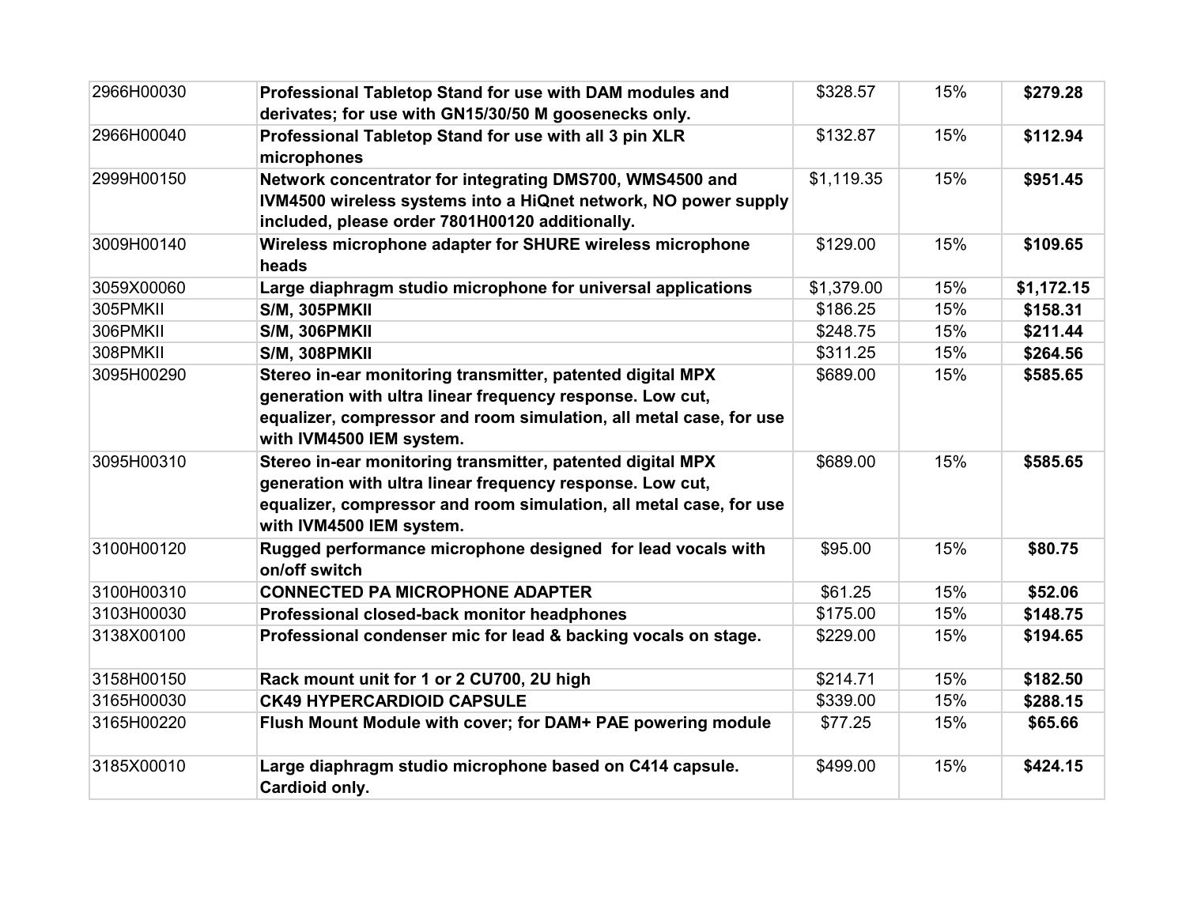| 2966H00030 | **Professional Tabletop Stand for use with DAM modules and derivates; for use with GN15/30/50 M goosenecks only.** | $328.57 | 15% | **$279.28** |
|---|---|---|---|---|
| 2966H00040 | **Professional Tabletop Stand for use with all 3 pin XLR microphones** | $132.87 | 15% | **$112.94** |
| 2999H00150 | **Network concentrator for integrating DMS700, WMS4500 and IVM4500 wireless systems into a HiQnet network, NO power supply included, please order 7801H00120 additionally.** | $1,119.35 | 15% | **$951.45** |
| 3009H00140 | **Wireless microphone adapter for SHURE wireless microphone heads** | $129.00 | 15% | **$109.65** |
| 3059X00060 | **Large diaphragm studio microphone for universal applications** | $1,379.00 | 15% | **$1,172.15** |
| 305PMKII | **S/M, 305PMKII** | $186.25 | 15% | **$158.31** |
| 306PMKII | **S/M, 306PMKII** | $248.75 | 15% | **$211.44** |
| 308PMKII | **S/M, 308PMKII** | $311.25 | 15% | **$264.56** |
| 3095H00290 | **Stereo in-ear monitoring transmitter, patented digital MPX generation with ultra linear frequency response. Low cut, equalizer, compressor and room simulation, all metal case, for use with IVM4500 IEM system.** | $689.00 | 15% | **$585.65** |
| 3095H00310 | **Stereo in-ear monitoring transmitter, patented digital MPX generation with ultra linear frequency response. Low cut, equalizer, compressor and room simulation, all metal case, for use with IVM4500 IEM system.** | $689.00 | 15% | **$585.65** |
| 3100H00120 | **Rugged performance microphone designed for lead vocals with on/off switch** | $95.00 | 15% | **$80.75** |
| 3100H00310 | **CONNECTED PA MICROPHONE ADAPTER** | $61.25 | 15% | **$52.06** |
| 3103H00030 | **Professional closed-back monitor headphones** | $175.00 | 15% | **$148.75** |
| 3138X00100 | **Professional condenser mic for lead & backing vocals on stage.** | $229.00 | 15% | **$194.65** |
| 3158H00150 | **Rack mount unit for 1 or 2 CU700, 2U high** | $214.71 | 15% | **$182.50** |
| 3165H00030 | **CK49 HYPERCARDIOID CAPSULE** | $339.00 | 15% | **$288.15** |
| 3165H00220 | **Flush Mount Module with cover; for DAM+ PAE powering module** | $77.25 | 15% | **$65.66** |
| 3185X00010 | **Large diaphragm studio microphone based on C414 capsule. Cardioid only.** | $499.00 | 15% | **$424.15** |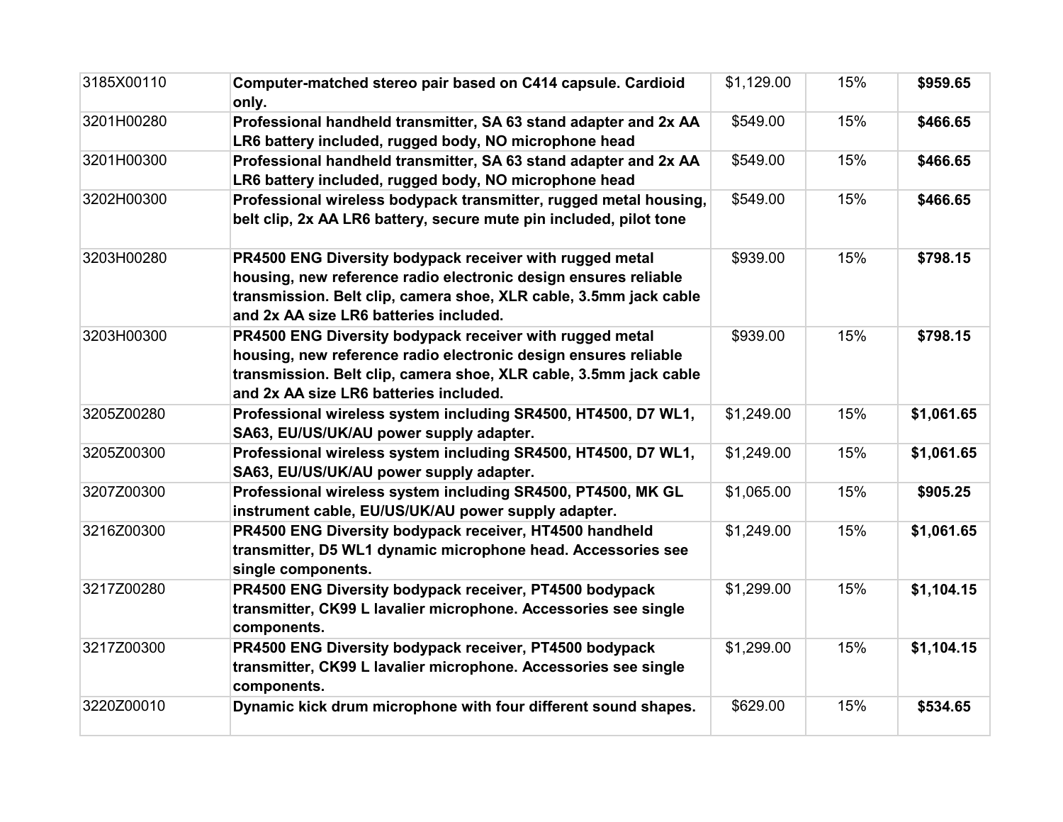| 3185X00110 | **Computer-matched stereo pair based on C414 capsule. Cardioid only.** | $1,129.00 | 15% | **$959.65** |
|---|---|---|---|---|
| 3201H00280 | **Professional handheld transmitter, SA 63 stand adapter and 2x AA LR6 battery included, rugged body, NO microphone head** | $549.00 | 15% | **$466.65** |
| 3201H00300 | **Professional handheld transmitter, SA 63 stand adapter and 2x AA LR6 battery included, rugged body, NO microphone head** | $549.00 | 15% | **$466.65** |
| 3202H00300 | **Professional wireless bodypack transmitter, rugged metal housing, belt clip, 2x AA LR6 battery, secure mute pin included, pilot tone** | $549.00 | 15% | **$466.65** |
| 3203H00280 | **PR4500 ENG Diversity bodypack receiver with rugged metal housing, new reference radio electronic design ensures reliable transmission. Belt clip, camera shoe, XLR cable, 3.5mm jack cable and 2x AA size LR6 batteries included.** | $939.00 | 15% | **$798.15** |
| 3203H00300 | **PR4500 ENG Diversity bodypack receiver with rugged metal housing, new reference radio electronic design ensures reliable transmission. Belt clip, camera shoe, XLR cable, 3.5mm jack cable and 2x AA size LR6 batteries included.** | $939.00 | 15% | **$798.15** |
| 3205Z00280 | **Professional wireless system including SR4500, HT4500, D7 WL1, SA63, EU/US/UK/AU power supply adapter.** | $1,249.00 | 15% | **$1,061.65** |
| 3205Z00300 | **Professional wireless system including SR4500, HT4500, D7 WL1, SA63, EU/US/UK/AU power supply adapter.** | $1,249.00 | 15% | **$1,061.65** |
| 3207Z00300 | **Professional wireless system including SR4500, PT4500, MK GL instrument cable, EU/US/UK/AU power supply adapter.** | $1,065.00 | 15% | **$905.25** |
| 3216Z00300 | **PR4500 ENG Diversity bodypack receiver, HT4500 handheld transmitter, D5 WL1 dynamic microphone head. Accessories see single components.** | $1,249.00 | 15% | **$1,061.65** |
| 3217Z00280 | **PR4500 ENG Diversity bodypack receiver, PT4500 bodypack transmitter, CK99 L lavalier microphone. Accessories see single components.** | $1,299.00 | 15% | **$1,104.15** |
| 3217Z00300 | **PR4500 ENG Diversity bodypack receiver, PT4500 bodypack transmitter, CK99 L lavalier microphone. Accessories see single components.** | $1,299.00 | 15% | **$1,104.15** |
| 3220Z00010 | **Dynamic kick drum microphone with four different sound shapes.** | $629.00 | 15% | **$534.65** |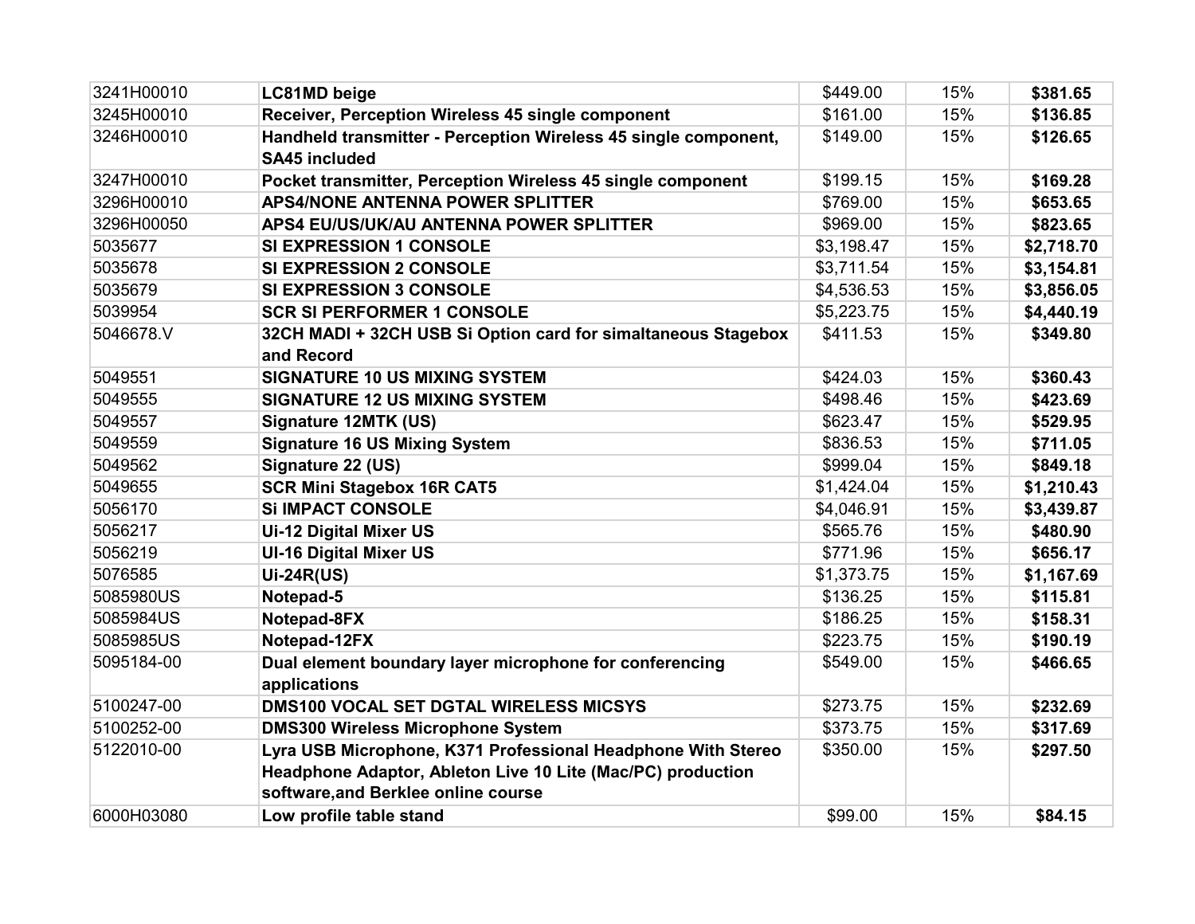| | | | | |
|---|---|---|---|---|
| 3241H00010 | **LC81MD beige** | $449.00 | 15% | **$381.65** |
| 3245H00010 | **Receiver, Perception Wireless 45 single component** | $161.00 | 15% | **$136.85** |
| 3246H00010 | **Handheld transmitter - Perception Wireless 45 single component, SA45 included** | $149.00 | 15% | **$126.65** |
| 3247H00010 | **Pocket transmitter, Perception Wireless 45 single component** | $199.15 | 15% | **$169.28** |
| 3296H00010 | **APS4/NONE ANTENNA POWER SPLITTER** | $769.00 | 15% | **$653.65** |
| 3296H00050 | **APS4 EU/US/UK/AU ANTENNA POWER SPLITTER** | $969.00 | 15% | **$823.65** |
| 5035677 | **SI EXPRESSION 1 CONSOLE** | $3,198.47 | 15% | **$2,718.70** |
| 5035678 | **SI EXPRESSION 2 CONSOLE** | $3,711.54 | 15% | **$3,154.81** |
| 5035679 | **SI EXPRESSION 3 CONSOLE** | $4,536.53 | 15% | **$3,856.05** |
| 5039954 | **SCR SI PERFORMER 1 CONSOLE** | $5,223.75 | 15% | **$4,440.19** |
| 5046678.V | **32CH MADI + 32CH USB Si Option card for simaltaneous Stagebox and Record** | $411.53 | 15% | **$349.80** |
| 5049551 | **SIGNATURE 10 US MIXING SYSTEM** | $424.03 | 15% | **$360.43** |
| 5049555 | **SIGNATURE 12 US MIXING SYSTEM** | $498.46 | 15% | **$423.69** |
| 5049557 | **Signature 12MTK (US)** | $623.47 | 15% | **$529.95** |
| 5049559 | **Signature 16 US Mixing System** | $836.53 | 15% | **$711.05** |
| 5049562 | **Signature 22 (US)** | $999.04 | 15% | **$849.18** |
| 5049655 | **SCR Mini Stagebox 16R CAT5** | $1,424.04 | 15% | **$1,210.43** |
| 5056170 | **Si IMPACT CONSOLE** | $4,046.91 | 15% | **$3,439.87** |
| 5056217 | **Ui-12 Digital Mixer US** | $565.76 | 15% | **$480.90** |
| 5056219 | **UI-16 Digital Mixer US** | $771.96 | 15% | **$656.17** |
| 5076585 | **Ui-24R(US)** | $1,373.75 | 15% | **$1,167.69** |
| 5085980US | **Notepad-5** | $136.25 | 15% | **$115.81** |
| 5085984US | **Notepad-8FX** | $186.25 | 15% | **$158.31** |
| 5085985US | **Notepad-12FX** | $223.75 | 15% | **$190.19** |
| 5095184-00 | **Dual element boundary layer microphone for conferencing applications** | $549.00 | 15% | **$466.65** |
| 5100247-00 | **DMS100 VOCAL SET DGTAL WIRELESS MICSYS** | $273.75 | 15% | **$232.69** |
| 5100252-00 | **DMS300 Wireless Microphone System** | $373.75 | 15% | **$317.69** |
| 5122010-00 | **Lyra USB Microphone, K371 Professional Headphone With Stereo Headphone Adaptor, Ableton Live 10 Lite (Mac/PC) production software,and Berklee online course** | $350.00 | 15% | **$297.50** |
| 6000H03080 | **Low profile table stand** | $99.00 | 15% | **$84.15** |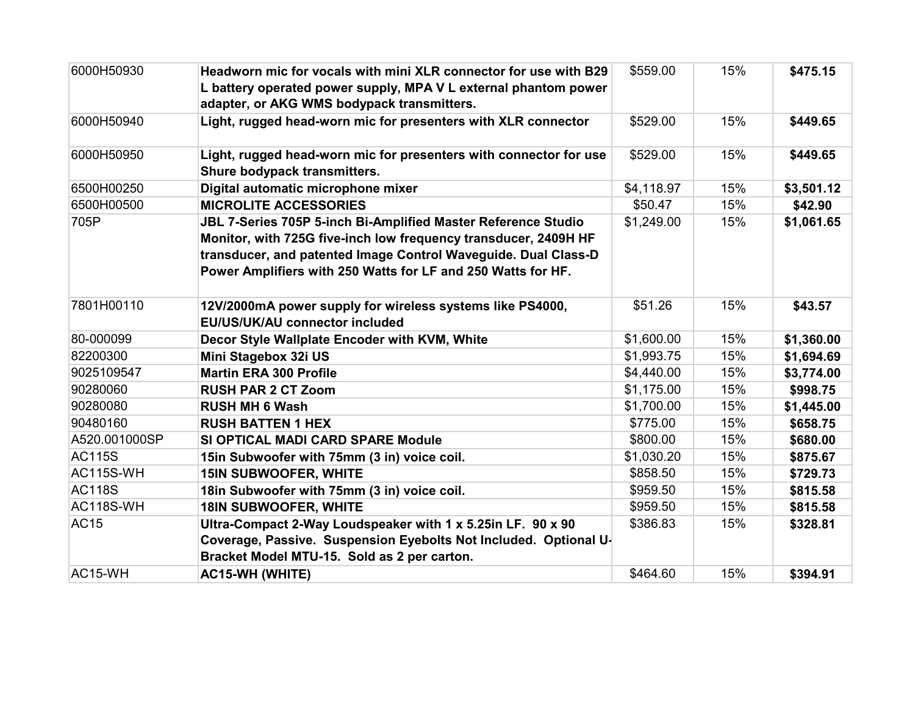| | | | | |
|---|---|---|---|---|
| 6000H50930 | **Headworn mic for vocals with mini XLR connector for use with B29 L battery operated power supply, MPA V L external phantom power adapter, or AKG WMS bodypack transmitters.** | $559.00 | 15% | **$475.15** |
| 6000H50940 | **Light, rugged head-worn mic for presenters with XLR connector** | $529.00 | 15% | **$449.65** |
| 6000H50950 | **Light, rugged head-worn mic for presenters with connector for use Shure bodypack transmitters.** | $529.00 | 15% | **$449.65** |
| 6500H00250 | **Digital automatic microphone mixer** | $4,118.97 | 15% | **$3,501.12** |
| 6500H00500 | **MICROLITE ACCESSORIES** | $50.47 | 15% | **$42.90** |
| 705P | **JBL 7-Series 705P 5-inch Bi-Amplified Master Reference Studio Monitor, with 725G five-inch low frequency transducer, 2409H HF transducer, and patented Image Control Waveguide. Dual Class-D Power Amplifiers with 250 Watts for LF and 250 Watts for HF.** | $1,249.00 | 15% | **$1,061.65** |
| 7801H00110 | **12V/2000mA power supply for wireless systems like PS4000, EU/US/UK/AU connector included** | $51.26 | 15% | **$43.57** |
| 80-000099 | **Decor Style Wallplate Encoder with KVM, White** | $1,600.00 | 15% | **$1,360.00** |
| 82200300 | **Mini Stagebox 32i US** | $1,993.75 | 15% | **$1,694.69** |
| 9025109547 | **Martin ERA 300 Profile** | $4,440.00 | 15% | **$3,774.00** |
| 90280060 | **RUSH PAR 2 CT Zoom** | $1,175.00 | 15% | **$998.75** |
| 90280080 | **RUSH MH 6 Wash** | $1,700.00 | 15% | **$1,445.00** |
| 90480160 | **RUSH BATTEN 1 HEX** | $775.00 | 15% | **$658.75** |
| A520.001000SP | **SI OPTICAL MADI CARD SPARE Module** | $800.00 | 15% | **$680.00** |
| AC115S | **15in Subwoofer with 75mm (3 in) voice coil.** | $1,030.20 | 15% | **$875.67** |
| AC115S-WH | **15IN SUBWOOFER, WHITE** | $858.50 | 15% | **$729.73** |
| AC118S | **18in Subwoofer with 75mm (3 in) voice coil.** | $959.50 | 15% | **$815.58** |
| AC118S-WH | **18IN SUBWOOFER, WHITE** | $959.50 | 15% | **$815.58** |
| AC15 | **Ultra-Compact 2-Way Loudspeaker with 1 x 5.25in LF. 90 x 90 Coverage, Passive. Suspension Eyebolts Not Included. Optional U-Bracket Model MTU-15. Sold as 2 per carton.** | $386.83 | 15% | **$328.81** |
| AC15-WH | **AC15-WH (WHITE)** | $464.60 | 15% | **$394.91** |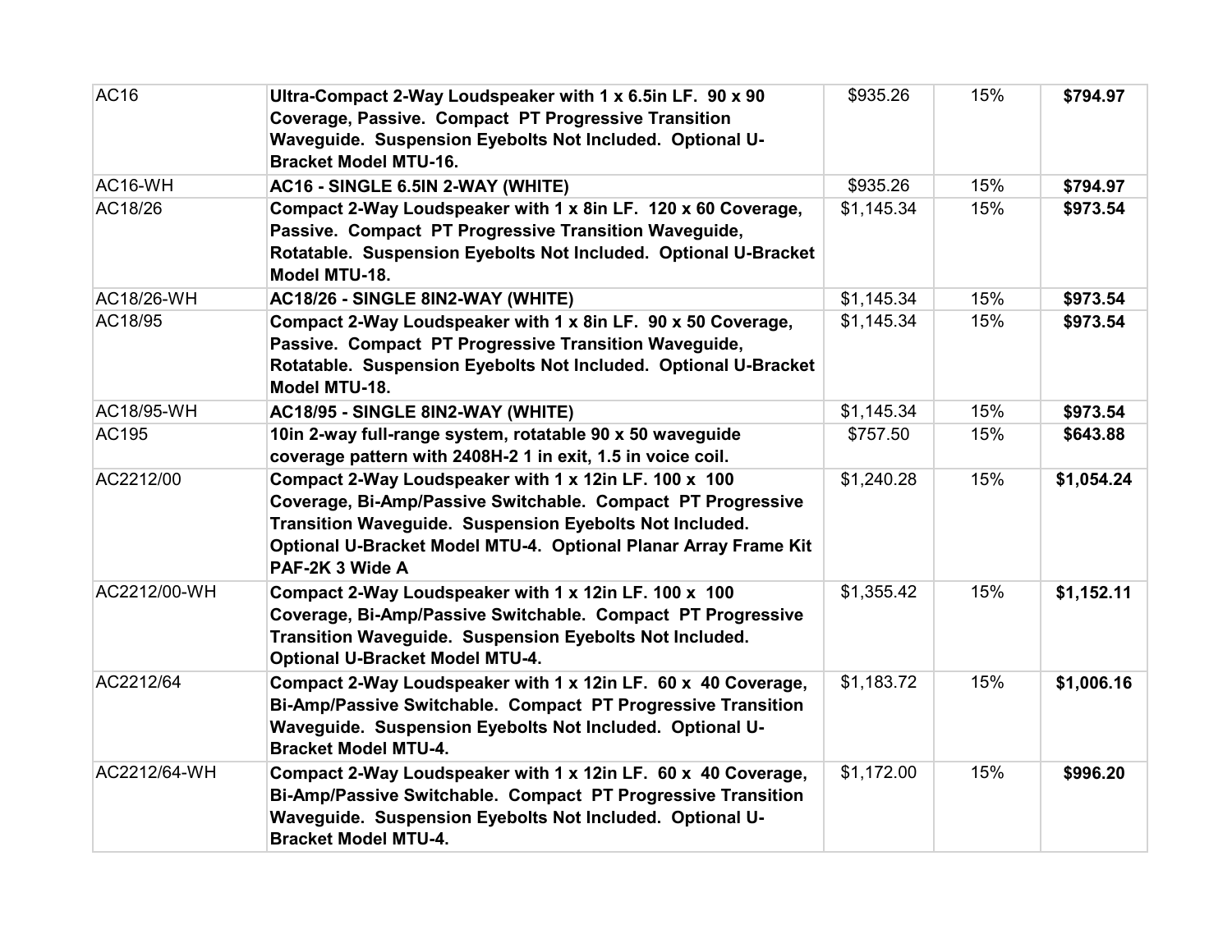| AC16 | **Ultra-Compact 2-Way Loudspeaker with 1 x 6.5in LF. 90 x 90 Coverage, Passive. Compact PT Progressive Transition Waveguide. Suspension Eyebolts Not Included. Optional U-Bracket Model MTU-16.** | $935.26 | 15% | **$794.97** |
|---|---|---|---|---|
| AC16-WH | **AC16 - SINGLE 6.5IN 2-WAY (WHITE)** | $935.26 | 15% | **$794.97** |
| AC18/26 | **Compact 2-Way Loudspeaker with 1 x 8in LF. 120 x 60 Coverage, Passive. Compact PT Progressive Transition Waveguide, Rotatable. Suspension Eyebolts Not Included. Optional U-Bracket Model MTU-18.** | $1,145.34 | 15% | **$973.54** |
| AC18/26-WH | **AC18/26 - SINGLE 8IN2-WAY (WHITE)** | $1,145.34 | 15% | **$973.54** |
| AC18/95 | **Compact 2-Way Loudspeaker with 1 x 8in LF. 90 x 50 Coverage, Passive. Compact PT Progressive Transition Waveguide, Rotatable. Suspension Eyebolts Not Included. Optional U-Bracket Model MTU-18.** | $1,145.34 | 15% | **$973.54** |
| AC18/95-WH | **AC18/95 - SINGLE 8IN2-WAY (WHITE)** | $1,145.34 | 15% | **$973.54** |
| AC195 | **10in 2-way full-range system, rotatable 90 x 50 waveguide coverage pattern with 2408H-2 1 in exit, 1.5 in voice coil.** | $757.50 | 15% | **$643.88** |
| AC2212/00 | **Compact 2-Way Loudspeaker with 1 x 12in LF. 100 x 100 Coverage, Bi-Amp/Passive Switchable. Compact PT Progressive Transition Waveguide. Suspension Eyebolts Not Included. Optional U-Bracket Model MTU-4. Optional Planar Array Frame Kit PAF-2K 3 Wide A** | $1,240.28 | 15% | **$1,054.24** |
| AC2212/00-WH | **Compact 2-Way Loudspeaker with 1 x 12in LF. 100 x 100 Coverage, Bi-Amp/Passive Switchable. Compact PT Progressive Transition Waveguide. Suspension Eyebolts Not Included. Optional U-Bracket Model MTU-4.** | $1,355.42 | 15% | **$1,152.11** |
| AC2212/64 | **Compact 2-Way Loudspeaker with 1 x 12in LF. 60 x 40 Coverage, Bi-Amp/Passive Switchable. Compact PT Progressive Transition Waveguide. Suspension Eyebolts Not Included. Optional U-Bracket Model MTU-4.** | $1,183.72 | 15% | **$1,006.16** |
| AC2212/64-WH | **Compact 2-Way Loudspeaker with 1 x 12in LF. 60 x 40 Coverage, Bi-Amp/Passive Switchable. Compact PT Progressive Transition Waveguide. Suspension Eyebolts Not Included. Optional U-Bracket Model MTU-4.** | $1,172.00 | 15% | **$996.20** |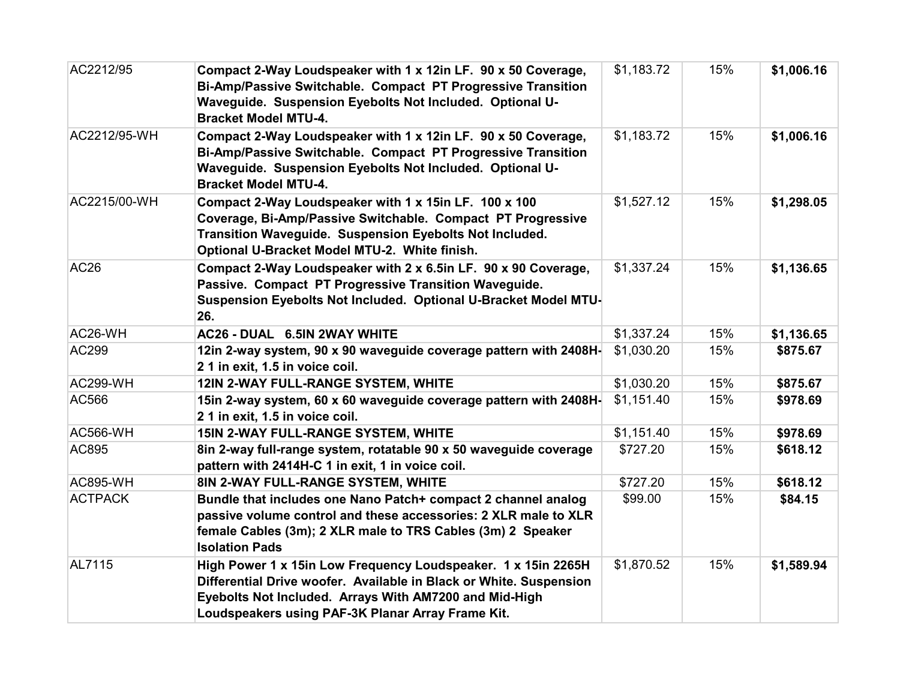| | | | | |
|---|---|---|---|---|
| AC2212/95 | **Compact 2-Way Loudspeaker with 1 x 12in LF. 90 x 50 Coverage, Bi-Amp/Passive Switchable. Compact PT Progressive Transition Waveguide. Suspension Eyebolts Not Included. Optional U-Bracket Model MTU-4.** | $1,183.72 | 15% | **$1,006.16** |
| AC2212/95-WH | **Compact 2-Way Loudspeaker with 1 x 12in LF. 90 x 50 Coverage, Bi-Amp/Passive Switchable. Compact PT Progressive Transition Waveguide. Suspension Eyebolts Not Included. Optional U-Bracket Model MTU-4.** | $1,183.72 | 15% | **$1,006.16** |
| AC2215/00-WH | **Compact 2-Way Loudspeaker with 1 x 15in LF. 100 x 100 Coverage, Bi-Amp/Passive Switchable. Compact PT Progressive Transition Waveguide. Suspension Eyebolts Not Included. Optional U-Bracket Model MTU-2. White finish.** | $1,527.12 | 15% | **$1,298.05** |
| AC26 | **Compact 2-Way Loudspeaker with 2 x 6.5in LF. 90 x 90 Coverage, Passive. Compact PT Progressive Transition Waveguide. Suspension Eyebolts Not Included. Optional U-Bracket Model MTU-26.** | $1,337.24 | 15% | **$1,136.65** |
| AC26-WH | **AC26 - DUAL 6.5IN 2WAY WHITE** | $1,337.24 | 15% | **$1,136.65** |
| AC299 | **12in 2-way system, 90 x 90 waveguide coverage pattern with 2408H-2 1 in exit, 1.5 in voice coil.** | $1,030.20 | 15% | **$875.67** |
| AC299-WH | **12IN 2-WAY FULL-RANGE SYSTEM, WHITE** | $1,030.20 | 15% | **$875.67** |
| AC566 | **15in 2-way system, 60 x 60 waveguide coverage pattern with 2408H-2 1 in exit, 1.5 in voice coil.** | $1,151.40 | 15% | **$978.69** |
| AC566-WH | **15IN 2-WAY FULL-RANGE SYSTEM, WHITE** | $1,151.40 | 15% | **$978.69** |
| AC895 | **8in 2-way full-range system, rotatable 90 x 50 waveguide coverage pattern with 2414H-C 1 in exit, 1 in voice coil.** | $727.20 | 15% | **$618.12** |
| AC895-WH | **8IN 2-WAY FULL-RANGE SYSTEM, WHITE** | $727.20 | 15% | **$618.12** |
| ACTPACK | **Bundle that includes one Nano Patch+ compact 2 channel analog passive volume control and these accessories: 2 XLR male to XLR female Cables (3m); 2 XLR male to TRS Cables (3m) 2 Speaker Isolation Pads** | $99.00 | 15% | **$84.15** |
| AL7115 | **High Power 1 x 15in Low Frequency Loudspeaker. 1 x 15in 2265H Differential Drive woofer. Available in Black or White. Suspension Eyebolts Not Included. Arrays With AM7200 and Mid-High Loudspeakers using PAF-3K Planar Array Frame Kit.** | $1,870.52 | 15% | **$1,589.94** |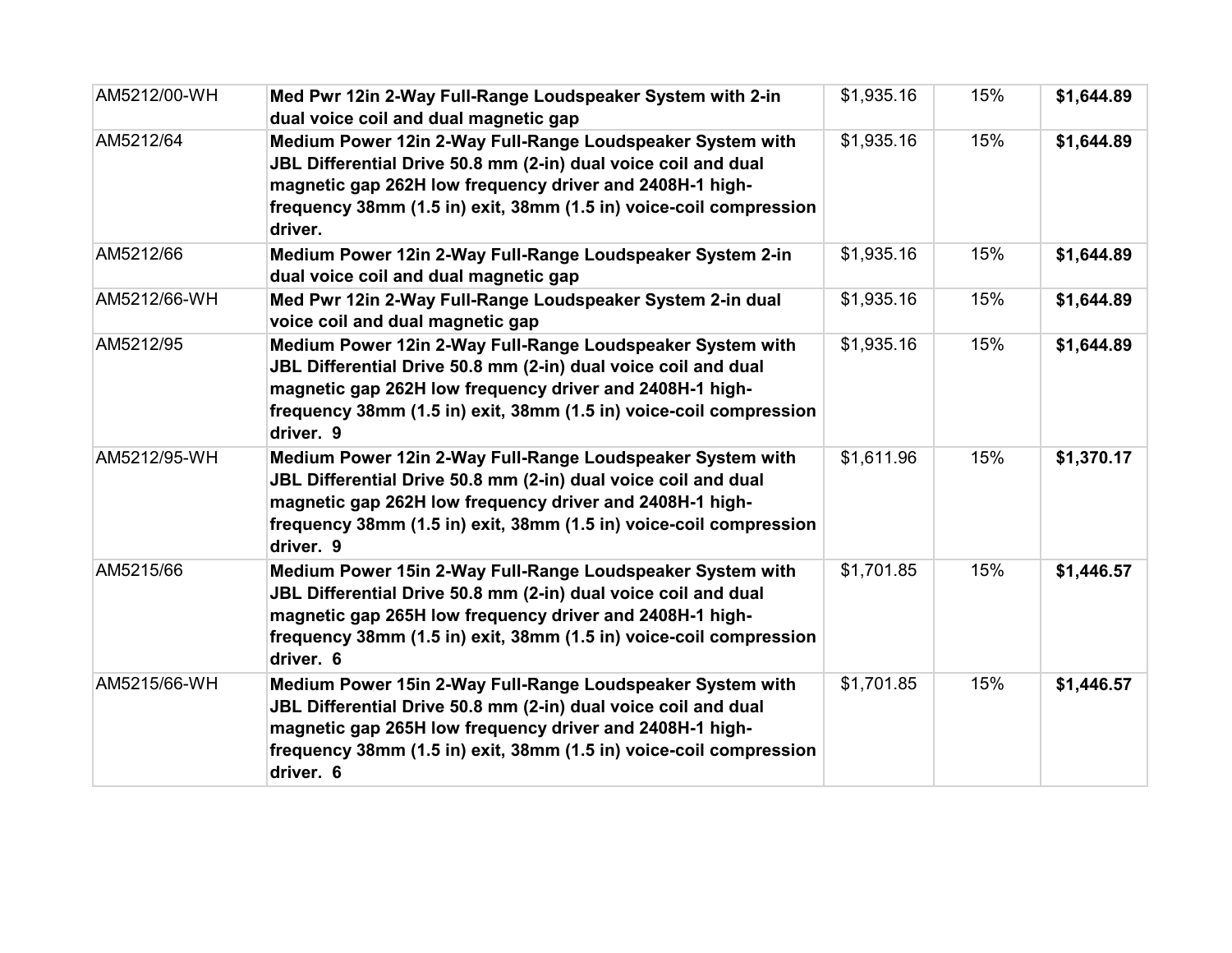| AM5212/00-WH | **Med Pwr 12in 2-Way Full-Range Loudspeaker System with 2-in dual voice coil and dual magnetic gap** | $1,935.16 | 15% | **$1,644.89** |
|---|---|---|---|---|
| AM5212/64 | **Medium Power 12in 2-Way Full-Range Loudspeaker System with JBL Differential Drive 50.8 mm (2-in) dual voice coil and dual magnetic gap 262H low frequency driver and 2408H-1 high-frequency 38mm (1.5 in) exit, 38mm (1.5 in) voice-coil compression driver.** | $1,935.16 | 15% | **$1,644.89** |
| AM5212/66 | **Medium Power 12in 2-Way Full-Range Loudspeaker System 2-in dual voice coil and dual magnetic gap** | $1,935.16 | 15% | **$1,644.89** |
| AM5212/66-WH | **Med Pwr 12in 2-Way Full-Range Loudspeaker System 2-in dual voice coil and dual magnetic gap** | $1,935.16 | 15% | **$1,644.89** |
| AM5212/95 | **Medium Power 12in 2-Way Full-Range Loudspeaker System with JBL Differential Drive 50.8 mm (2-in) dual voice coil and dual magnetic gap 262H low frequency driver and 2408H-1 high-frequency 38mm (1.5 in) exit, 38mm (1.5 in) voice-coil compression driver. 9** | $1,935.16 | 15% | **$1,644.89** |
| AM5212/95-WH | **Medium Power 12in 2-Way Full-Range Loudspeaker System with JBL Differential Drive 50.8 mm (2-in) dual voice coil and dual magnetic gap 262H low frequency driver and 2408H-1 high-frequency 38mm (1.5 in) exit, 38mm (1.5 in) voice-coil compression driver. 9** | $1,611.96 | 15% | **$1,370.17** |
| AM5215/66 | **Medium Power 15in 2-Way Full-Range Loudspeaker System with JBL Differential Drive 50.8 mm (2-in) dual voice coil and dual magnetic gap 265H low frequency driver and 2408H-1 high-frequency 38mm (1.5 in) exit, 38mm (1.5 in) voice-coil compression driver. 6** | $1,701.85 | 15% | **$1,446.57** |
| AM5215/66-WH | **Medium Power 15in 2-Way Full-Range Loudspeaker System with JBL Differential Drive 50.8 mm (2-in) dual voice coil and dual magnetic gap 265H low frequency driver and 2408H-1 high-frequency 38mm (1.5 in) exit, 38mm (1.5 in) voice-coil compression driver. 6** | $1,701.85 | 15% | **$1,446.57** |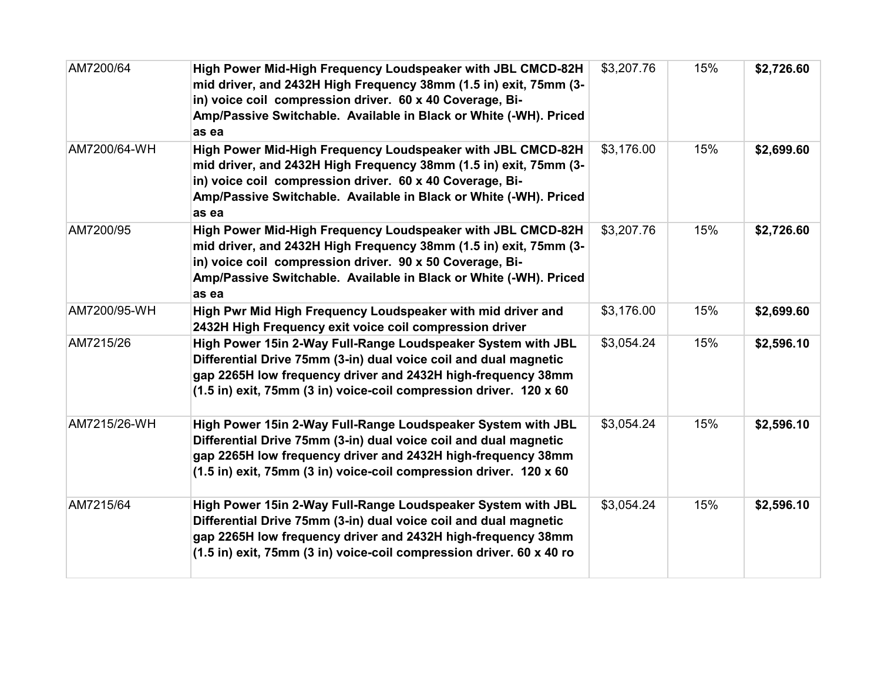| | | | | |
|---|---|---|---|---|
| AM7200/64 | **High Power Mid-High Frequency Loudspeaker with JBL CMCD-82H mid driver, and 2432H High Frequency 38mm (1.5 in) exit, 75mm (3-in) voice coil compression driver. 60 x 40 Coverage, Bi-Amp/Passive Switchable. Available in Black or White (-WH). Priced as ea** | $3,207.76 | 15% | **$2,726.60** |
| AM7200/64-WH | **High Power Mid-High Frequency Loudspeaker with JBL CMCD-82H mid driver, and 2432H High Frequency 38mm (1.5 in) exit, 75mm (3-in) voice coil compression driver. 60 x 40 Coverage, Bi-Amp/Passive Switchable. Available in Black or White (-WH). Priced as ea** | $3,176.00 | 15% | **$2,699.60** |
| AM7200/95 | **High Power Mid-High Frequency Loudspeaker with JBL CMCD-82H mid driver, and 2432H High Frequency 38mm (1.5 in) exit, 75mm (3-in) voice coil compression driver. 90 x 50 Coverage, Bi-Amp/Passive Switchable. Available in Black or White (-WH). Priced as ea** | $3,207.76 | 15% | **$2,726.60** |
| AM7200/95-WH | **High Pwr Mid High Frequency Loudspeaker with mid driver and 2432H High Frequency exit voice coil compression driver** | $3,176.00 | 15% | **$2,699.60** |
| AM7215/26 | **High Power 15in 2-Way Full-Range Loudspeaker System with JBL Differential Drive 75mm (3-in) dual voice coil and dual magnetic gap 2265H low frequency driver and 2432H high-frequency 38mm (1.5 in) exit, 75mm (3 in) voice-coil compression driver. 120 x 60** | $3,054.24 | 15% | **$2,596.10** |
| AM7215/26-WH | **High Power 15in 2-Way Full-Range Loudspeaker System with JBL Differential Drive 75mm (3-in) dual voice coil and dual magnetic gap 2265H low frequency driver and 2432H high-frequency 38mm (1.5 in) exit, 75mm (3 in) voice-coil compression driver. 120 x 60** | $3,054.24 | 15% | **$2,596.10** |
| AM7215/64 | **High Power 15in 2-Way Full-Range Loudspeaker System with JBL Differential Drive 75mm (3-in) dual voice coil and dual magnetic gap 2265H low frequency driver and 2432H high-frequency 38mm (1.5 in) exit, 75mm (3 in) voice-coil compression driver. 60 x 40 ro** | $3,054.24 | 15% | **$2,596.10** |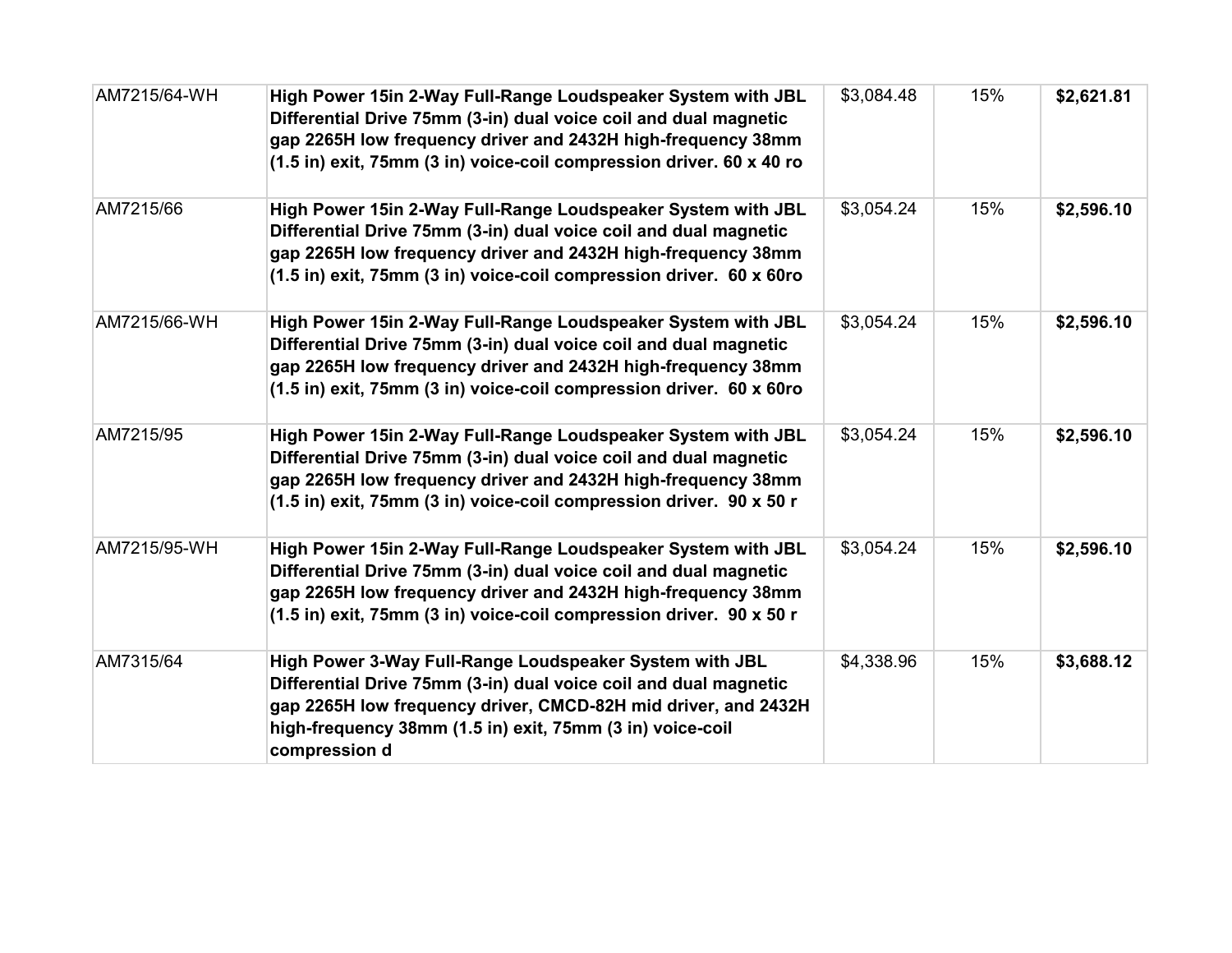| AM7215/64-WH | **High Power 15in 2-Way Full-Range Loudspeaker System with JBL Differential Drive 75mm (3-in) dual voice coil and dual magnetic gap 2265H low frequency driver and 2432H high-frequency 38mm (1.5 in) exit, 75mm (3 in) voice-coil compression driver. 60 x 40 ro** | $3,084.48 | 15% | **$2,621.81** |
|---|---|---|---|---|
| AM7215/66 | **High Power 15in 2-Way Full-Range Loudspeaker System with JBL Differential Drive 75mm (3-in) dual voice coil and dual magnetic gap 2265H low frequency driver and 2432H high-frequency 38mm (1.5 in) exit, 75mm (3 in) voice-coil compression driver.  60 x 60ro** | $3,054.24 | 15% | **$2,596.10** |
| AM7215/66-WH | **High Power 15in 2-Way Full-Range Loudspeaker System with JBL Differential Drive 75mm (3-in) dual voice coil and dual magnetic gap 2265H low frequency driver and 2432H high-frequency 38mm (1.5 in) exit, 75mm (3 in) voice-coil compression driver.  60 x 60ro** | $3,054.24 | 15% | **$2,596.10** |
| AM7215/95 | **High Power 15in 2-Way Full-Range Loudspeaker System with JBL Differential Drive 75mm (3-in) dual voice coil and dual magnetic gap 2265H low frequency driver and 2432H high-frequency 38mm (1.5 in) exit, 75mm (3 in) voice-coil compression driver.  90 x 50 r** | $3,054.24 | 15% | **$2,596.10** |
| AM7215/95-WH | **High Power 15in 2-Way Full-Range Loudspeaker System with JBL Differential Drive 75mm (3-in) dual voice coil and dual magnetic gap 2265H low frequency driver and 2432H high-frequency 38mm (1.5 in) exit, 75mm (3 in) voice-coil compression driver.  90 x 50 r** | $3,054.24 | 15% | **$2,596.10** |
| AM7315/64 | **High Power 3-Way Full-Range Loudspeaker System with JBL Differential Drive 75mm (3-in) dual voice coil and dual magnetic gap 2265H low frequency driver, CMCD-82H mid driver, and 2432H high-frequency 38mm (1.5 in) exit, 75mm (3 in) voice-coil compression d** | $4,338.96 | 15% | **$3,688.12** |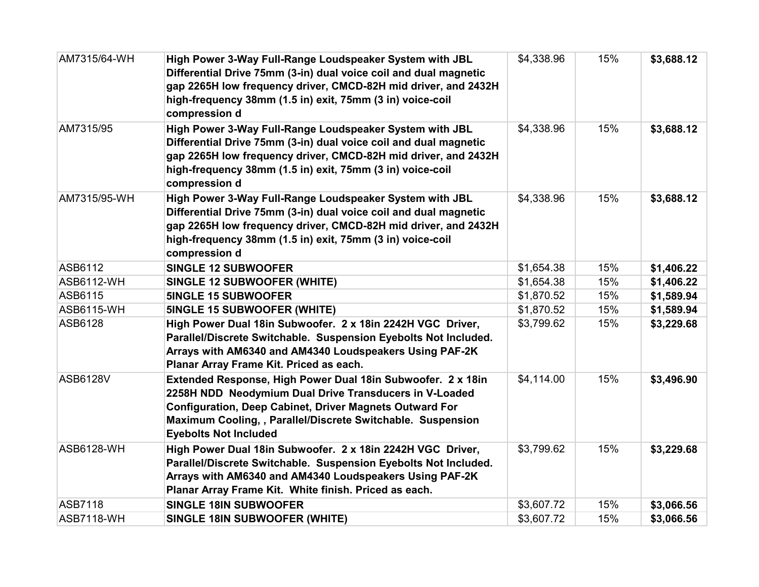| | | | | |
|---|---|---|---|---|
| AM7315/64-WH | **High Power 3-Way Full-Range Loudspeaker System with JBL Differential Drive 75mm (3-in) dual voice coil and dual magnetic gap 2265H low frequency driver, CMCD-82H mid driver, and 2432H high-frequency 38mm (1.5 in) exit, 75mm (3 in) voice-coil compression d** | $4,338.96 | 15% | **$3,688.12** |
| AM7315/95 | **High Power 3-Way Full-Range Loudspeaker System with JBL Differential Drive 75mm (3-in) dual voice coil and dual magnetic gap 2265H low frequency driver, CMCD-82H mid driver, and 2432H high-frequency 38mm (1.5 in) exit, 75mm (3 in) voice-coil compression d** | $4,338.96 | 15% | **$3,688.12** |
| AM7315/95-WH | **High Power 3-Way Full-Range Loudspeaker System with JBL Differential Drive 75mm (3-in) dual voice coil and dual magnetic gap 2265H low frequency driver, CMCD-82H mid driver, and 2432H high-frequency 38mm (1.5 in) exit, 75mm (3 in) voice-coil compression d** | $4,338.96 | 15% | **$3,688.12** |
| ASB6112 | **SINGLE 12 SUBWOOFER** | $1,654.38 | 15% | **$1,406.22** |
| ASB6112-WH | **SINGLE 12 SUBWOOFER (WHITE)** | $1,654.38 | 15% | **$1,406.22** |
| ASB6115 | **5INGLE 15 SUBWOOFER** | $1,870.52 | 15% | **$1,589.94** |
| ASB6115-WH | **5INGLE 15 SUBWOOFER (WHITE)** | $1,870.52 | 15% | **$1,589.94** |
| ASB6128 | **High Power Dual 18in Subwoofer. 2 x 18in 2242H VGC Driver, Parallel/Discrete Switchable. Suspension Eyebolts Not Included. Arrays with AM6340 and AM4340 Loudspeakers Using PAF-2K Planar Array Frame Kit. Priced as each.** | $3,799.62 | 15% | **$3,229.68** |
| ASB6128V | **Extended Response, High Power Dual 18in Subwoofer. 2 x 18in 2258H NDD Neodymium Dual Drive Transducers in V-Loaded Configuration, Deep Cabinet, Driver Magnets Outward For Maximum Cooling, , Parallel/Discrete Switchable. Suspension Eyebolts Not Included** | $4,114.00 | 15% | **$3,496.90** |
| ASB6128-WH | **High Power Dual 18in Subwoofer. 2 x 18in 2242H VGC Driver, Parallel/Discrete Switchable. Suspension Eyebolts Not Included. Arrays with AM6340 and AM4340 Loudspeakers Using PAF-2K Planar Array Frame Kit. White finish. Priced as each.** | $3,799.62 | 15% | **$3,229.68** |
| ASB7118 | **SINGLE 18IN SUBWOOFER** | $3,607.72 | 15% | **$3,066.56** |
| ASB7118-WH | **SINGLE 18IN SUBWOOFER (WHITE)** | $3,607.72 | 15% | **$3,066.56** |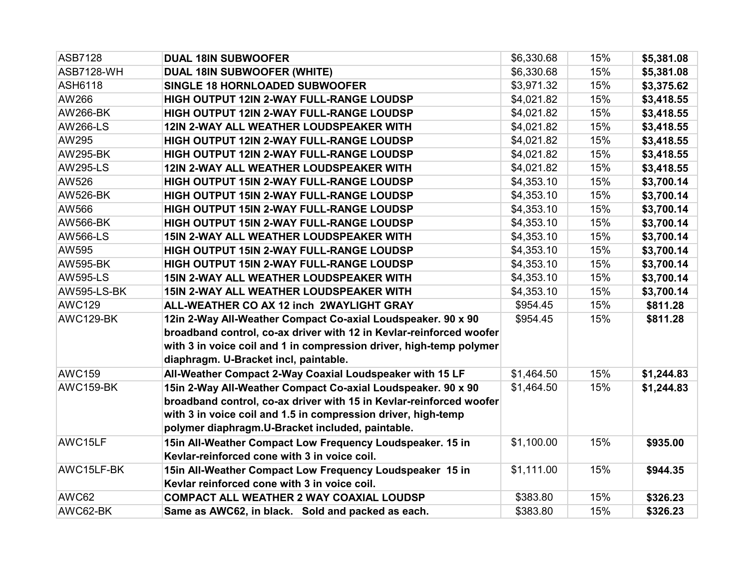| | | | | |
|---|---|---|---|---|
| ASB7128 | **DUAL 18IN SUBWOOFER** | $6,330.68 | 15% | **$5,381.08** |
| ASB7128-WH | **DUAL 18IN SUBWOOFER (WHITE)** | $6,330.68 | 15% | **$5,381.08** |
| ASH6118 | **SINGLE 18 HORNLOADED SUBWOOFER** | $3,971.32 | 15% | **$3,375.62** |
| AW266 | **HIGH OUTPUT 12IN 2-WAY FULL-RANGE LOUDSP** | $4,021.82 | 15% | **$3,418.55** |
| AW266-BK | **HIGH OUTPUT 12IN 2-WAY FULL-RANGE LOUDSP** | $4,021.82 | 15% | **$3,418.55** |
| AW266-LS | **12IN 2-WAY ALL WEATHER LOUDSPEAKER WITH** | $4,021.82 | 15% | **$3,418.55** |
| AW295 | **HIGH OUTPUT 12IN 2-WAY FULL-RANGE LOUDSP** | $4,021.82 | 15% | **$3,418.55** |
| AW295-BK | **HIGH OUTPUT 12IN 2-WAY FULL-RANGE LOUDSP** | $4,021.82 | 15% | **$3,418.55** |
| AW295-LS | **12IN 2-WAY ALL WEATHER LOUDSPEAKER WITH** | $4,021.82 | 15% | **$3,418.55** |
| AW526 | **HIGH OUTPUT 15IN 2-WAY FULL-RANGE LOUDSP** | $4,353.10 | 15% | **$3,700.14** |
| AW526-BK | **HIGH OUTPUT 15IN 2-WAY FULL-RANGE LOUDSP** | $4,353.10 | 15% | **$3,700.14** |
| AW566 | **HIGH OUTPUT 15IN 2-WAY FULL-RANGE LOUDSP** | $4,353.10 | 15% | **$3,700.14** |
| AW566-BK | **HIGH OUTPUT 15IN 2-WAY FULL-RANGE LOUDSP** | $4,353.10 | 15% | **$3,700.14** |
| AW566-LS | **15IN 2-WAY ALL WEATHER LOUDSPEAKER WITH** | $4,353.10 | 15% | **$3,700.14** |
| AW595 | **HIGH OUTPUT 15IN 2-WAY FULL-RANGE LOUDSP** | $4,353.10 | 15% | **$3,700.14** |
| AW595-BK | **HIGH OUTPUT 15IN 2-WAY FULL-RANGE LOUDSP** | $4,353.10 | 15% | **$3,700.14** |
| AW595-LS | **15IN 2-WAY ALL WEATHER LOUDSPEAKER WITH** | $4,353.10 | 15% | **$3,700.14** |
| AW595-LS-BK | **15IN 2-WAY ALL WEATHER LOUDSPEAKER WITH** | $4,353.10 | 15% | **$3,700.14** |
| AWC129 | **ALL-WEATHER CO AX 12 inch 2WAYLIGHT GRAY** | $954.45 | 15% | **$811.28** |
| AWC129-BK | **12in 2-Way All-Weather Compact Co-axial Loudspeaker. 90 x 90 broadband control, co-ax driver with 12 in Kevlar-reinforced woofer with 3 in voice coil and 1 in compression driver, high-temp polymer diaphragm. U-Bracket incl, paintable.** | $954.45 | 15% | **$811.28** |
| AWC159 | **All-Weather Compact 2-Way Coaxial Loudspeaker with 15 LF** | $1,464.50 | 15% | **$1,244.83** |
| AWC159-BK | **15in 2-Way All-Weather Compact Co-axial Loudspeaker. 90 x 90 broadband control, co-ax driver with 15 in Kevlar-reinforced woofer with 3 in voice coil and 1.5 in compression driver, high-temp polymer diaphragm.U-Bracket included, paintable.** | $1,464.50 | 15% | **$1,244.83** |
| AWC15LF | **15in All-Weather Compact Low Frequency Loudspeaker. 15 in Kevlar-reinforced cone with 3 in voice coil.** | $1,100.00 | 15% | **$935.00** |
| AWC15LF-BK | **15in All-Weather Compact Low Frequency Loudspeaker 15 in Kevlar reinforced cone with 3 in voice coil.** | $1,111.00 | 15% | **$944.35** |
| AWC62 | **COMPACT ALL WEATHER 2 WAY COAXIAL LOUDSP** | $383.80 | 15% | **$326.23** |
| AWC62-BK | **Same as AWC62, in black. Sold and packed as each.** | $383.80 | 15% | **$326.23** |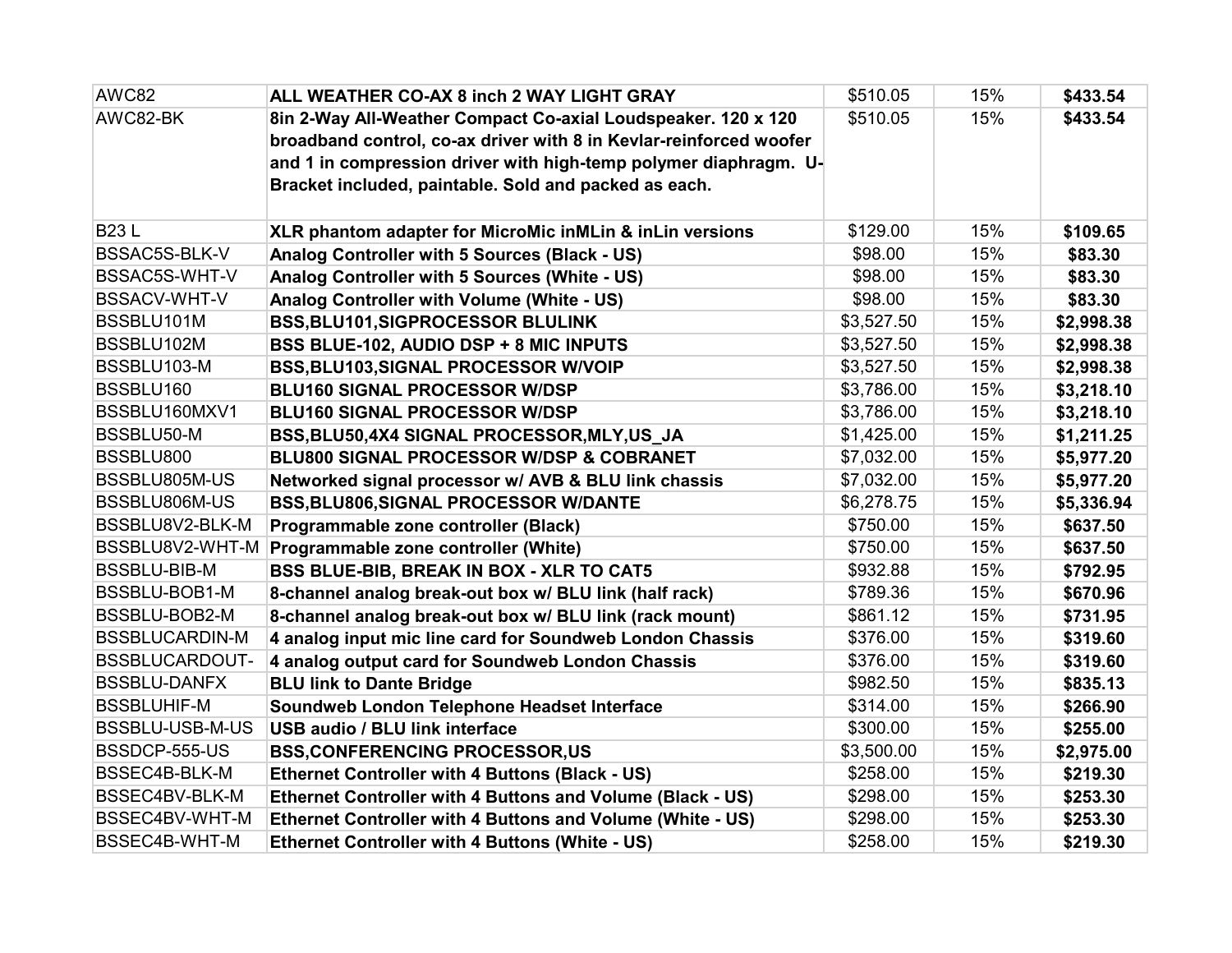| AWC82 | **ALL WEATHER CO-AX 8 inch 2 WAY LIGHT GRAY** | $510.05 | 15% | **$433.54** |
|---|---|---|---|---|
| AWC82-BK | **8in 2-Way All-Weather Compact Co-axial Loudspeaker. 120 x 120 broadband control, co-ax driver with 8 in Kevlar-reinforced woofer and 1 in compression driver with high-temp polymer diaphragm. U-Bracket included, paintable. Sold and packed as each.** | $510.05 | 15% | **$433.54** |
| B23 L | **XLR phantom adapter for MicroMic inMLin & inLin versions** | $129.00 | 15% | **$109.65** |
| BSSAC5S-BLK-V | **Analog Controller with 5 Sources (Black - US)** | $98.00 | 15% | **$83.30** |
| BSSAC5S-WHT-V | **Analog Controller with 5 Sources (White - US)** | $98.00 | 15% | **$83.30** |
| BSSACV-WHT-V | **Analog Controller with Volume (White - US)** | $98.00 | 15% | **$83.30** |
| BSSBLU101M | **BSS,BLU101,SIGPROCESSOR BLULINK** | $3,527.50 | 15% | **$2,998.38** |
| BSSBLU102M | **BSS BLUE-102, AUDIO DSP + 8 MIC INPUTS** | $3,527.50 | 15% | **$2,998.38** |
| BSSBLU103-M | **BSS,BLU103,SIGNAL PROCESSOR W/VOIP** | $3,527.50 | 15% | **$2,998.38** |
| BSSBLU160 | **BLU160 SIGNAL PROCESSOR W/DSP** | $3,786.00 | 15% | **$3,218.10** |
| BSSBLU160MXV1 | **BLU160 SIGNAL PROCESSOR W/DSP** | $3,786.00 | 15% | **$3,218.10** |
| BSSBLU50-M | **BSS,BLU50,4X4 SIGNAL PROCESSOR,MLY,US_JA** | $1,425.00 | 15% | **$1,211.25** |
| BSSBLU800 | **BLU800 SIGNAL PROCESSOR W/DSP & COBRANET** | $7,032.00 | 15% | **$5,977.20** |
| BSSBLU805M-US | **Networked signal processor w/ AVB & BLU link chassis** | $7,032.00 | 15% | **$5,977.20** |
| BSSBLU806M-US | **BSS,BLU806,SIGNAL PROCESSOR W/DANTE** | $6,278.75 | 15% | **$5,336.94** |
| BSSBLU8V2-BLK-M | **Programmable zone controller (Black)** | $750.00 | 15% | **$637.50** |
| BSSBLU8V2-WHT-M | **Programmable zone controller (White)** | $750.00 | 15% | **$637.50** |
| BSSBLU-BIB-M | **BSS BLUE-BIB, BREAK IN BOX - XLR TO CAT5** | $932.88 | 15% | **$792.95** |
| BSSBLU-BOB1-M | **8-channel analog break-out box w/ BLU link (half rack)** | $789.36 | 15% | **$670.96** |
| BSSBLU-BOB2-M | **8-channel analog break-out box w/ BLU link (rack mount)** | $861.12 | 15% | **$731.95** |
| BSSBLUCARDIN-M | **4 analog input mic line card for Soundweb London Chassis** | $376.00 | 15% | **$319.60** |
| BSSBLUCARDOUT- | **4 analog output card for Soundweb London Chassis** | $376.00 | 15% | **$319.60** |
| BSSBLU-DANFX | **BLU link to Dante Bridge** | $982.50 | 15% | **$835.13** |
| BSSBLUHIF-M | **Soundweb London Telephone Headset Interface** | $314.00 | 15% | **$266.90** |
| BSSBLU-USB-M-US | **USB audio / BLU link interface** | $300.00 | 15% | **$255.00** |
| BSSDCP-555-US | **BSS,CONFERENCING PROCESSOR,US** | $3,500.00 | 15% | **$2,975.00** |
| BSSEC4B-BLK-M | **Ethernet Controller with 4 Buttons (Black - US)** | $258.00 | 15% | **$219.30** |
| BSSEC4BV-BLK-M | **Ethernet Controller with 4 Buttons and Volume (Black - US)** | $298.00 | 15% | **$253.30** |
| BSSEC4BV-WHT-M | **Ethernet Controller with 4 Buttons and Volume (White - US)** | $298.00 | 15% | **$253.30** |
| BSSEC4B-WHT-M | **Ethernet Controller with 4 Buttons (White - US)** | $258.00 | 15% | **$219.30** |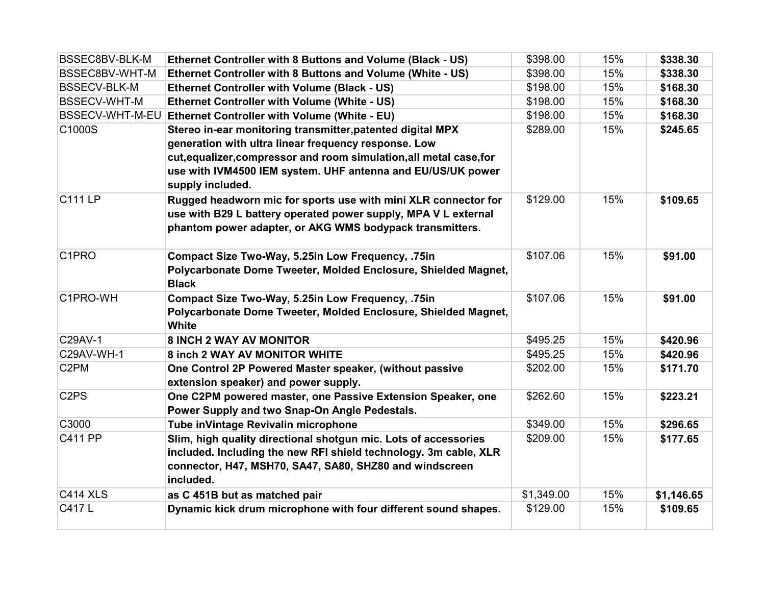| | | | | |
|---|---|---|---|---|
| BSSEC8BV-BLK-M | **Ethernet Controller with 8 Buttons and Volume (Black - US)** | $398.00 | 15% | **$338.30** |
| BSSEC8BV-WHT-M | **Ethernet Controller with 8 Buttons and Volume (White - US)** | $398.00 | 15% | **$338.30** |
| BSSECV-BLK-M | **Ethernet Controller with Volume (Black - US)** | $198.00 | 15% | **$168.30** |
| BSSECV-WHT-M | **Ethernet Controller with Volume (White - US)** | $198.00 | 15% | **$168.30** |
| BSSECV-WHT-M-EU | **Ethernet Controller with Volume (White - EU)** | $198.00 | 15% | **$168.30** |
| C1000S | **Stereo in-ear monitoring transmitter,patented digital MPX generation with ultra linear frequency response. Low cut,equalizer,compressor and room simulation,all metal case,for use with IVM4500 IEM system. UHF antenna and EU/US/UK power supply included.** | $289.00 | 15% | **$245.65** |
| C111 LP | **Rugged headworn mic for sports use with mini XLR connector for use with B29 L battery operated power supply, MPA V L external phantom power adapter, or AKG WMS bodypack transmitters.** | $129.00 | 15% | **$109.65** |
| C1PRO | **Compact Size Two-Way, 5.25in Low Frequency, .75in Polycarbonate Dome Tweeter, Molded Enclosure, Shielded Magnet, Black** | $107.06 | 15% | **$91.00** |
| C1PRO-WH | **Compact Size Two-Way, 5.25in Low Frequency, .75in Polycarbonate Dome Tweeter, Molded Enclosure, Shielded Magnet, White** | $107.06 | 15% | **$91.00** |
| C29AV-1 | **8 INCH 2 WAY AV MONITOR** | $495.25 | 15% | **$420.96** |
| C29AV-WH-1 | **8 inch 2 WAY AV MONITOR WHITE** | $495.25 | 15% | **$420.96** |
| C2PM | **One Control 2P Powered Master speaker, (without passive extension speaker) and power supply.** | $202.00 | 15% | **$171.70** |
| C2PS | **One C2PM powered master, one Passive Extension Speaker, one Power Supply and two Snap-On Angle Pedestals.** | $262.60 | 15% | **$223.21** |
| C3000 | **Tube inVintage Revivalin microphone** | $349.00 | 15% | **$296.65** |
| C411 PP | **Slim, high quality directional shotgun mic. Lots of accessories included. Including the new RFI shield technology. 3m cable, XLR connector, H47, MSH70, SA47, SA80, SHZ80 and windscreen included.** | $209.00 | 15% | **$177.65** |
| C414 XLS | **as C 451B but as matched pair** | $1,349.00 | 15% | **$1,146.65** |
| C417 L | **Dynamic kick drum microphone with four different sound shapes.** | $129.00 | 15% | **$109.65** |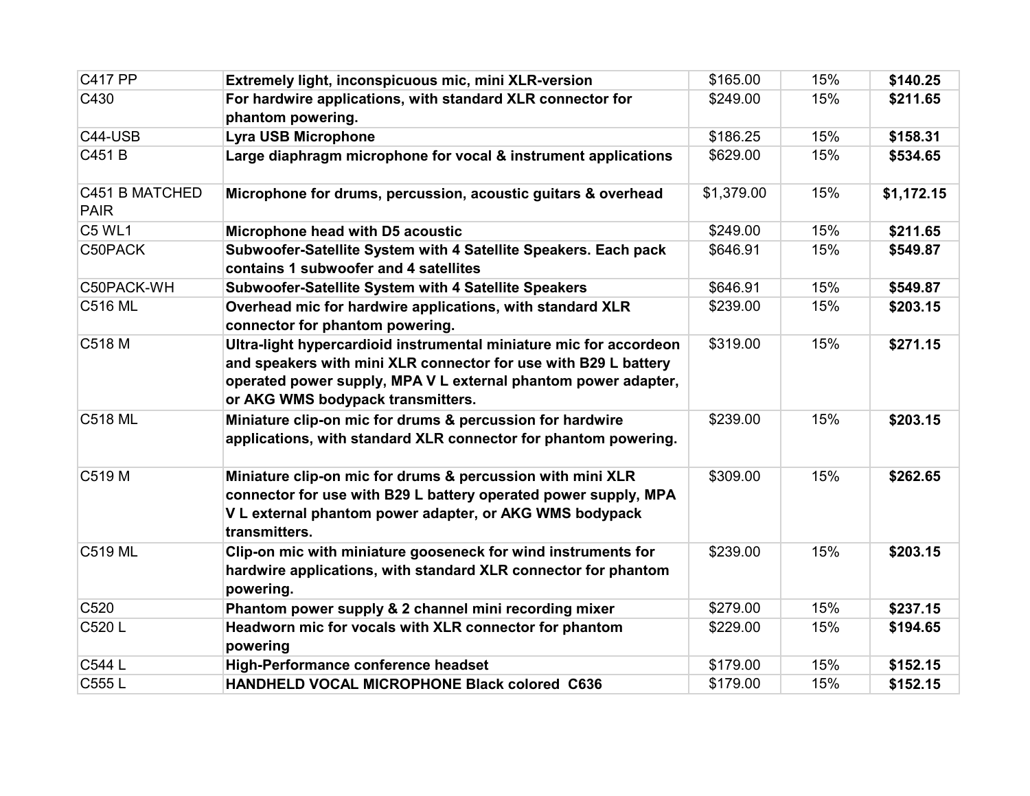| | | | | |
|---|---|---|---|---|
| C417 PP | **Extremely light, inconspicuous mic, mini XLR-version** | $165.00 | 15% | **$140.25** |
| C430 | **For hardwire applications, with standard XLR connector for phantom powering.** | $249.00 | 15% | **$211.65** |
| C44-USB | **Lyra USB Microphone** | $186.25 | 15% | **$158.31** |
| C451 B | **Large diaphragm microphone for vocal & instrument applications** | $629.00 | 15% | **$534.65** |
| C451 B MATCHED PAIR | **Microphone for drums, percussion, acoustic guitars & overhead** | $1,379.00 | 15% | **$1,172.15** |
| C5 WL1 | **Microphone head with D5 acoustic** | $249.00 | 15% | **$211.65** |
| C50PACK | **Subwoofer-Satellite System with 4 Satellite Speakers. Each pack contains 1 subwoofer and 4 satellites** | $646.91 | 15% | **$549.87** |
| C50PACK-WH | **Subwoofer-Satellite System with 4 Satellite Speakers** | $646.91 | 15% | **$549.87** |
| C516 ML | **Overhead mic for hardwire applications, with standard XLR connector for phantom powering.** | $239.00 | 15% | **$203.15** |
| C518 M | **Ultra-light hypercardioid instrumental miniature mic for accordeon and speakers with mini XLR connector for use with B29 L battery operated power supply, MPA V L external phantom power adapter, or AKG WMS bodypack transmitters.** | $319.00 | 15% | **$271.15** |
| C518 ML | **Miniature clip-on mic for drums & percussion for hardwire applications, with standard XLR connector for phantom powering.** | $239.00 | 15% | **$203.15** |
| C519 M | **Miniature clip-on mic for drums & percussion with mini XLR connector for use with B29 L battery operated power supply, MPA V L external phantom power adapter, or AKG WMS bodypack transmitters.** | $309.00 | 15% | **$262.65** |
| C519 ML | **Clip-on mic with miniature gooseneck for wind instruments for hardwire applications, with standard XLR connector for phantom powering.** | $239.00 | 15% | **$203.15** |
| C520 | **Phantom power supply & 2 channel mini recording mixer** | $279.00 | 15% | **$237.15** |
| C520 L | **Headworn mic for vocals with XLR connector for phantom powering** | $229.00 | 15% | **$194.65** |
| C544 L | **High-Performance conference headset** | $179.00 | 15% | **$152.15** |
| C555 L | **HANDHELD VOCAL MICROPHONE Black colored C636** | $179.00 | 15% | **$152.15** |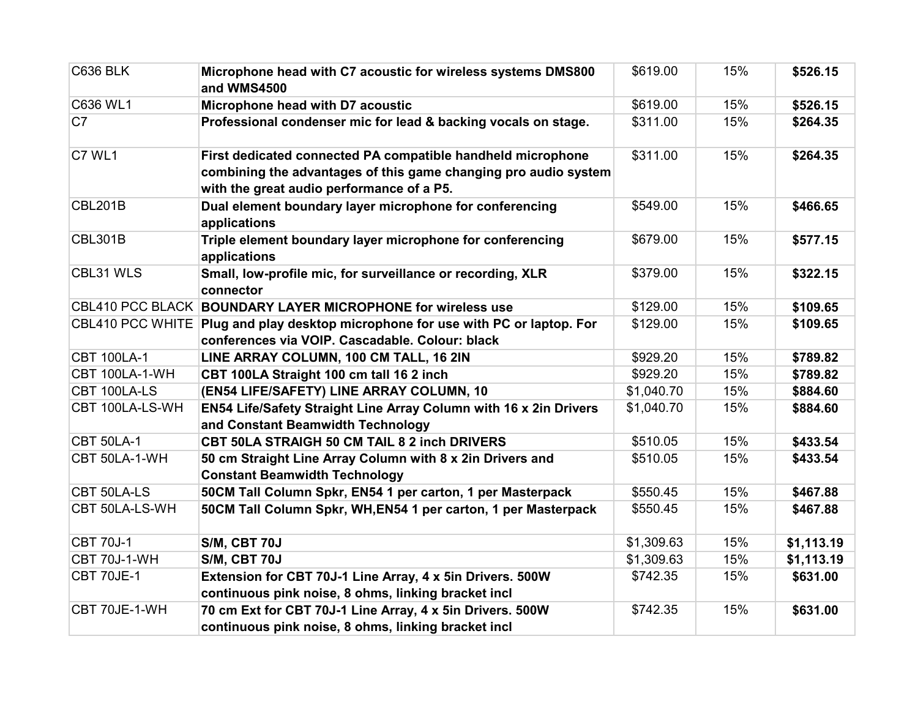| | | | | |
|---|---|---|---|---|
| C636 BLK | **Microphone head with C7 acoustic for wireless systems DMS800 and WMS4500** | $619.00 | 15% | **$526.15** |
| C636 WL1 | **Microphone head with D7 acoustic** | $619.00 | 15% | **$526.15** |
| C7 | **Professional condenser mic for lead & backing vocals on stage.** | $311.00 | 15% | **$264.35** |
| C7 WL1 | **First dedicated connected PA compatible handheld microphone combining the advantages of this game changing pro audio system with the great audio performance of a P5.** | $311.00 | 15% | **$264.35** |
| CBL201B | **Dual element boundary layer microphone for conferencing applications** | $549.00 | 15% | **$466.65** |
| CBL301B | **Triple element boundary layer microphone for conferencing applications** | $679.00 | 15% | **$577.15** |
| CBL31 WLS | **Small, low-profile mic, for surveillance or recording, XLR connector** | $379.00 | 15% | **$322.15** |
| CBL410 PCC BLACK | **BOUNDARY LAYER MICROPHONE for wireless use** | $129.00 | 15% | **$109.65** |
| CBL410 PCC WHITE | **Plug and play desktop microphone for use with PC or laptop. For conferences via VOIP. Cascadable. Colour: black** | $129.00 | 15% | **$109.65** |
| CBT 100LA-1 | **LINE ARRAY COLUMN, 100 CM TALL, 16 2IN** | $929.20 | 15% | **$789.82** |
| CBT 100LA-1-WH | **CBT 100LA Straight 100 cm tall 16 2 inch** | $929.20 | 15% | **$789.82** |
| CBT 100LA-LS | **(EN54 LIFE/SAFETY) LINE ARRAY COLUMN, 10** | $1,040.70 | 15% | **$884.60** |
| CBT 100LA-LS-WH | **EN54 Life/Safety Straight Line Array Column with 16 x 2in Drivers and Constant Beamwidth Technology** | $1,040.70 | 15% | **$884.60** |
| CBT 50LA-1 | **CBT 50LA STRAIGH 50 CM TAIL 8 2 inch DRIVERS** | $510.05 | 15% | **$433.54** |
| CBT 50LA-1-WH | **50 cm Straight Line Array Column with 8 x 2in Drivers and Constant Beamwidth Technology** | $510.05 | 15% | **$433.54** |
| CBT 50LA-LS | **50CM Tall Column Spkr, EN54 1 per carton, 1 per Masterpack** | $550.45 | 15% | **$467.88** |
| CBT 50LA-LS-WH | **50CM Tall Column Spkr, WH,EN54 1 per carton, 1 per Masterpack** | $550.45 | 15% | **$467.88** |
| CBT 70J-1 | **S/M, CBT 70J** | $1,309.63 | 15% | **$1,113.19** |
| CBT 70J-1-WH | **S/M, CBT 70J** | $1,309.63 | 15% | **$1,113.19** |
| CBT 70JE-1 | **Extension for CBT 70J-1 Line Array, 4 x 5in Drivers. 500W continuous pink noise, 8 ohms, linking bracket incl** | $742.35 | 15% | **$631.00** |
| CBT 70JE-1-WH | **70 cm Ext for CBT 70J-1 Line Array, 4 x 5in Drivers. 500W continuous pink noise, 8 ohms, linking bracket incl** | $742.35 | 15% | **$631.00** |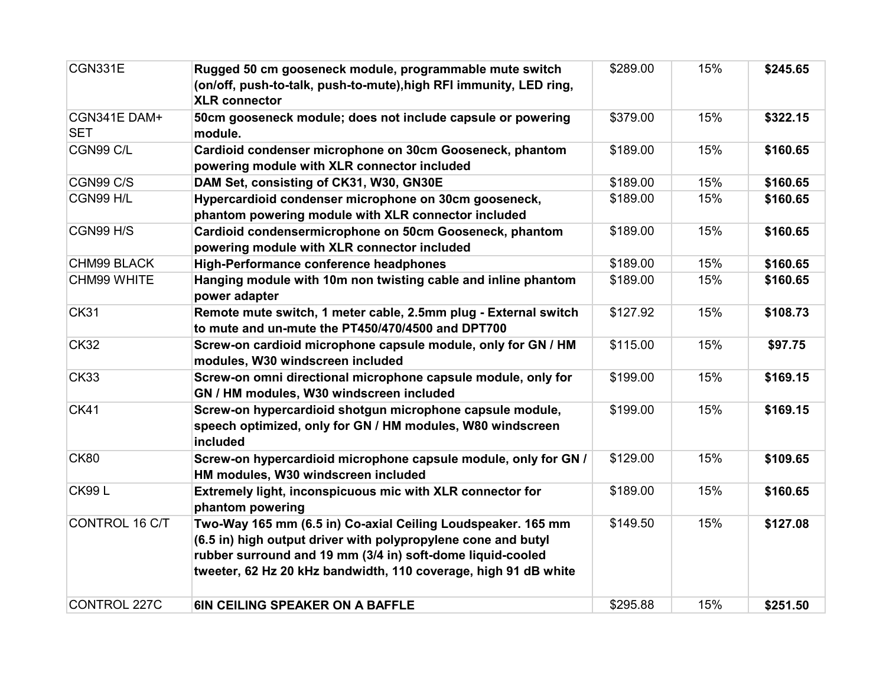| | | | | |
|---|---|---|---|---|
| CGN331E | **Rugged 50 cm gooseneck module, programmable mute switch (on/off, push-to-talk, push-to-mute),high RFI immunity, LED ring, XLR connector** | $289.00 | 15% | **$245.65** |
| CGN341E DAM+ SET | **50cm gooseneck module; does not include capsule or powering module.** | $379.00 | 15% | **$322.15** |
| CGN99 C/L | **Cardioid condenser microphone on 30cm Gooseneck, phantom powering module with XLR connector included** | $189.00 | 15% | **$160.65** |
| CGN99 C/S | **DAM Set, consisting of CK31, W30, GN30E** | $189.00 | 15% | **$160.65** |
| CGN99 H/L | **Hypercardioid condenser microphone on 30cm gooseneck, phantom powering module with XLR connector included** | $189.00 | 15% | **$160.65** |
| CGN99 H/S | **Cardioid condensermicrophone on 50cm Gooseneck, phantom powering module with XLR connector included** | $189.00 | 15% | **$160.65** |
| CHM99 BLACK | **High-Performance conference headphones** | $189.00 | 15% | **$160.65** |
| CHM99 WHITE | **Hanging module with 10m non twisting cable and inline phantom power adapter** | $189.00 | 15% | **$160.65** |
| CK31 | **Remote mute switch, 1 meter cable, 2.5mm plug - External switch to mute and un-mute the PT450/470/4500 and DPT700** | $127.92 | 15% | **$108.73** |
| CK32 | **Screw-on cardioid microphone capsule module, only for GN / HM modules, W30 windscreen included** | $115.00 | 15% | **$97.75** |
| CK33 | **Screw-on omni directional microphone capsule module, only for GN / HM modules, W30 windscreen included** | $199.00 | 15% | **$169.15** |
| CK41 | **Screw-on hypercardioid shotgun microphone capsule module, speech optimized, only for GN / HM modules, W80 windscreen included** | $199.00 | 15% | **$169.15** |
| CK80 | **Screw-on hypercardioid microphone capsule module, only for GN / HM modules, W30 windscreen included** | $129.00 | 15% | **$109.65** |
| CK99 L | **Extremely light, inconspicuous mic with XLR connector for phantom powering** | $189.00 | 15% | **$160.65** |
| CONTROL 16 C/T | **Two-Way 165 mm (6.5 in) Co-axial Ceiling Loudspeaker. 165 mm (6.5 in) high output driver with polypropylene cone and butyl rubber surround and 19 mm (3/4 in) soft-dome liquid-cooled tweeter, 62 Hz 20 kHz bandwidth, 110 coverage, high 91 dB white** | $149.50 | 15% | **$127.08** |
| CONTROL 227C | **6IN CEILING SPEAKER ON A BAFFLE** | $295.88 | 15% | **$251.50** |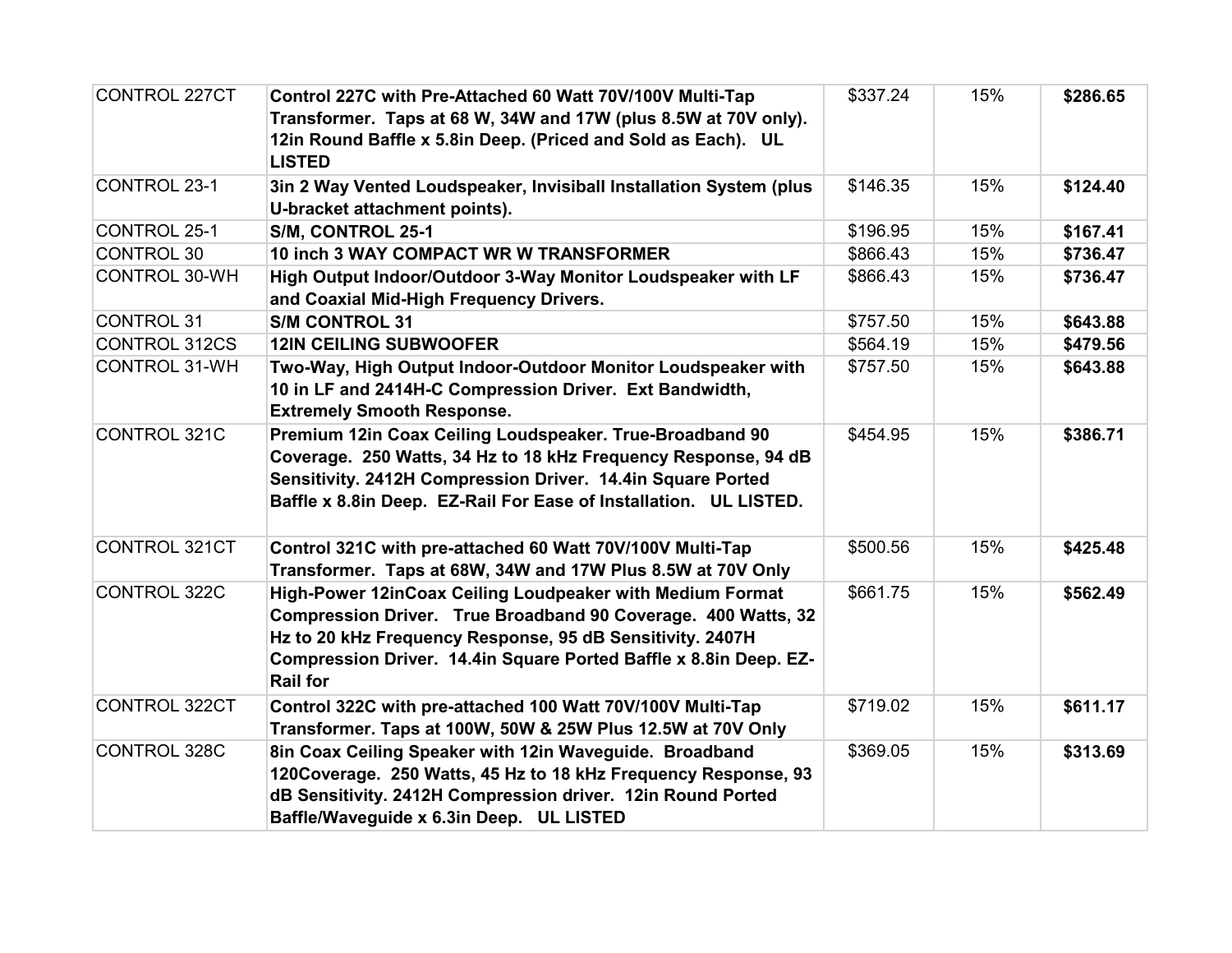| | | | | |
|---|---|---|---|---|
| CONTROL 227CT | **Control 227C with Pre-Attached 60 Watt 70V/100V Multi-Tap Transformer. Taps at 68 W, 34W and 17W (plus 8.5W at 70V only). 12in Round Baffle x 5.8in Deep. (Priced and Sold as Each). UL LISTED** | $337.24 | 15% | **$286.65** |
| CONTROL 23-1 | **3in 2 Way Vented Loudspeaker, Invisiball Installation System (plus U-bracket attachment points).** | $146.35 | 15% | **$124.40** |
| CONTROL 25-1 | **S/M, CONTROL 25-1** | $196.95 | 15% | **$167.41** |
| CONTROL 30 | **10 inch 3 WAY COMPACT WR W TRANSFORMER** | $866.43 | 15% | **$736.47** |
| CONTROL 30-WH | **High Output Indoor/Outdoor 3-Way Monitor Loudspeaker with LF and Coaxial Mid-High Frequency Drivers.** | $866.43 | 15% | **$736.47** |
| CONTROL 31 | **S/M CONTROL 31** | $757.50 | 15% | **$643.88** |
| CONTROL 312CS | **12IN CEILING SUBWOOFER** | $564.19 | 15% | **$479.56** |
| CONTROL 31-WH | **Two-Way, High Output Indoor-Outdoor Monitor Loudspeaker with 10 in LF and 2414H-C Compression Driver. Ext Bandwidth, Extremely Smooth Response.** | $757.50 | 15% | **$643.88** |
| CONTROL 321C | **Premium 12in Coax Ceiling Loudspeaker. True-Broadband 90 Coverage. 250 Watts, 34 Hz to 18 kHz Frequency Response, 94 dB Sensitivity. 2412H Compression Driver. 14.4in Square Ported Baffle x 8.8in Deep. EZ-Rail For Ease of Installation. UL LISTED.** | $454.95 | 15% | **$386.71** |
| CONTROL 321CT | **Control 321C with pre-attached 60 Watt 70V/100V Multi-Tap Transformer. Taps at 68W, 34W and 17W Plus 8.5W at 70V Only** | $500.56 | 15% | **$425.48** |
| CONTROL 322C | **High-Power 12inCoax Ceiling Loudpeaker with Medium Format Compression Driver. True Broadband 90 Coverage. 400 Watts, 32 Hz to 20 kHz Frequency Response, 95 dB Sensitivity. 2407H Compression Driver. 14.4in Square Ported Baffle x 8.8in Deep. EZ-Rail for** | $661.75 | 15% | **$562.49** |
| CONTROL 322CT | **Control 322C with pre-attached 100 Watt 70V/100V Multi-Tap Transformer. Taps at 100W, 50W & 25W Plus 12.5W at 70V Only** | $719.02 | 15% | **$611.17** |
| CONTROL 328C | **8in Coax Ceiling Speaker with 12in Waveguide. Broadband 120Coverage. 250 Watts, 45 Hz to 18 kHz Frequency Response, 93 dB Sensitivity. 2412H Compression driver. 12in Round Ported Baffle/Waveguide x 6.3in Deep. UL LISTED** | $369.05 | 15% | **$313.69** |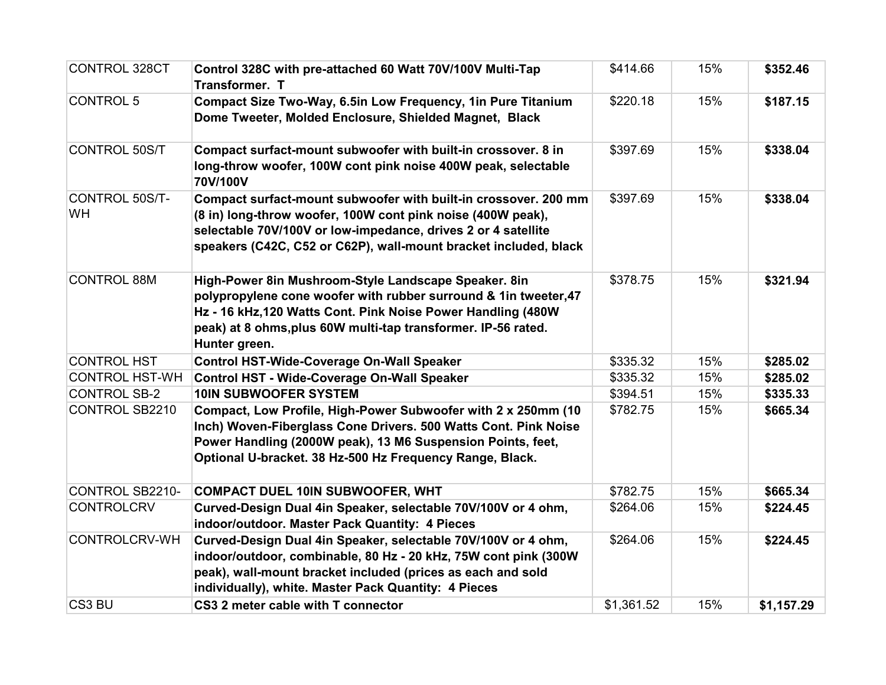| CONTROL 328CT | **Control 328C with pre-attached 60 Watt 70V/100V Multi-Tap Transformer. T** | $414.66 | 15% | **$352.46** |
|---|---|---|---|---|
| CONTROL 5 | **Compact Size Two-Way, 6.5in Low Frequency, 1in Pure Titanium Dome Tweeter, Molded Enclosure, Shielded Magnet, Black** | $220.18 | 15% | **$187.15** |
| CONTROL 50S/T | **Compact surfact-mount subwoofer with built-in crossover. 8 in long-throw woofer, 100W cont pink noise 400W peak, selectable 70V/100V** | $397.69 | 15% | **$338.04** |
| CONTROL 50S/T-WH | **Compact surfact-mount subwoofer with built-in crossover. 200 mm (8 in) long-throw woofer, 100W cont pink noise (400W peak), selectable 70V/100V or low-impedance, drives 2 or 4 satellite speakers (C42C, C52 or C62P), wall-mount bracket included, black** | $397.69 | 15% | **$338.04** |
| CONTROL 88M | **High-Power 8in Mushroom-Style Landscape Speaker. 8in polypropylene cone woofer with rubber surround & 1in tweeter,47 Hz - 16 kHz,120 Watts Cont. Pink Noise Power Handling (480W peak) at 8 ohms,plus 60W multi-tap transformer. IP-56 rated. Hunter green.** | $378.75 | 15% | **$321.94** |
| CONTROL HST | **Control HST-Wide-Coverage On-Wall Speaker** | $335.32 | 15% | **$285.02** |
| CONTROL HST-WH | **Control HST - Wide-Coverage On-Wall Speaker** | $335.32 | 15% | **$285.02** |
| CONTROL SB-2 | **10IN SUBWOOFER SYSTEM** | $394.51 | 15% | **$335.33** |
| CONTROL SB2210 | **Compact, Low Profile, High-Power Subwoofer with 2 x 250mm (10 Inch) Woven-Fiberglass Cone Drivers. 500 Watts Cont. Pink Noise Power Handling (2000W peak), 13 M6 Suspension Points, feet, Optional U-bracket. 38 Hz-500 Hz Frequency Range, Black.** | $782.75 | 15% | **$665.34** |
| CONTROL SB2210- | **COMPACT DUEL 10IN SUBWOOFER, WHT** | $782.75 | 15% | **$665.34** |
| CONTROLCRV | **Curved-Design Dual 4in Speaker, selectable 70V/100V or 4 ohm, indoor/outdoor. Master Pack Quantity: 4 Pieces** | $264.06 | 15% | **$224.45** |
| CONTROLCRV-WH | **Curved-Design Dual 4in Speaker, selectable 70V/100V or 4 ohm, indoor/outdoor, combinable, 80 Hz - 20 kHz, 75W cont pink (300W peak), wall-mount bracket included (prices as each and sold individually), white. Master Pack Quantity: 4 Pieces** | $264.06 | 15% | **$224.45** |
| CS3 BU | **CS3 2 meter cable with T connector** | $1,361.52 | 15% | **$1,157.29** |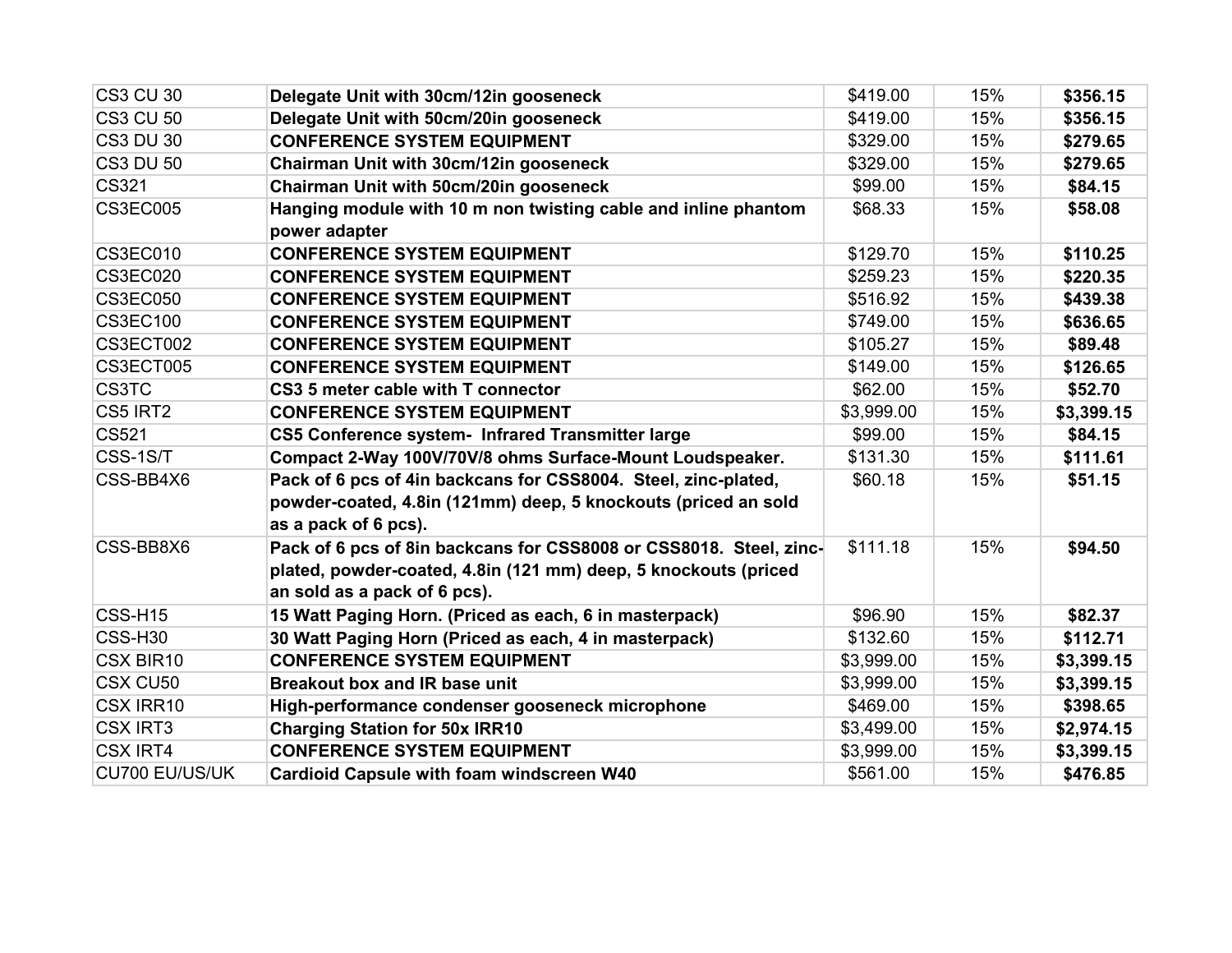| CS3 CU 30 | **Delegate Unit with 30cm/12in gooseneck** | $419.00 | 15% | **$356.15** |
|---|---|---|---|---|
| CS3 CU 50 | **Delegate Unit with 50cm/20in gooseneck** | $419.00 | 15% | **$356.15** |
| CS3 DU 30 | **CONFERENCE SYSTEM EQUIPMENT** | $329.00 | 15% | **$279.65** |
| CS3 DU 50 | **Chairman Unit with 30cm/12in gooseneck** | $329.00 | 15% | **$279.65** |
| CS321 | **Chairman Unit with 50cm/20in gooseneck** | $99.00 | 15% | **$84.15** |
| CS3EC005 | **Hanging module with 10 m non twisting cable and inline phantom power adapter** | $68.33 | 15% | **$58.08** |
| CS3EC010 | **CONFERENCE SYSTEM EQUIPMENT** | $129.70 | 15% | **$110.25** |
| CS3EC020 | **CONFERENCE SYSTEM EQUIPMENT** | $259.23 | 15% | **$220.35** |
| CS3EC050 | **CONFERENCE SYSTEM EQUIPMENT** | $516.92 | 15% | **$439.38** |
| CS3EC100 | **CONFERENCE SYSTEM EQUIPMENT** | $749.00 | 15% | **$636.65** |
| CS3ECT002 | **CONFERENCE SYSTEM EQUIPMENT** | $105.27 | 15% | **$89.48** |
| CS3ECT005 | **CONFERENCE SYSTEM EQUIPMENT** | $149.00 | 15% | **$126.65** |
| CS3TC | **CS3 5 meter cable with T connector** | $62.00 | 15% | **$52.70** |
| CS5 IRT2 | **CONFERENCE SYSTEM EQUIPMENT** | $3,999.00 | 15% | **$3,399.15** |
| CS521 | **CS5 Conference system- Infrared Transmitter large** | $99.00 | 15% | **$84.15** |
| CSS-1S/T | **Compact 2-Way 100V/70V/8 ohms Surface-Mount Loudspeaker.** | $131.30 | 15% | **$111.61** |
| CSS-BB4X6 | **Pack of 6 pcs of 4in backcans for CSS8004. Steel, zinc-plated, powder-coated, 4.8in (121mm) deep, 5 knockouts (priced an sold as a pack of 6 pcs).** | $60.18 | 15% | **$51.15** |
| CSS-BB8X6 | **Pack of 6 pcs of 8in backcans for CSS8008 or CSS8018. Steel, zinc-plated, powder-coated, 4.8in (121 mm) deep, 5 knockouts (priced an sold as a pack of 6 pcs).** | $111.18 | 15% | **$94.50** |
| CSS-H15 | **15 Watt Paging Horn. (Priced as each, 6 in masterpack)** | $96.90 | 15% | **$82.37** |
| CSS-H30 | **30 Watt Paging Horn (Priced as each, 4 in masterpack)** | $132.60 | 15% | **$112.71** |
| CSX BIR10 | **CONFERENCE SYSTEM EQUIPMENT** | $3,999.00 | 15% | **$3,399.15** |
| CSX CU50 | **Breakout box and IR base unit** | $3,999.00 | 15% | **$3,399.15** |
| CSX IRR10 | **High-performance condenser gooseneck microphone** | $469.00 | 15% | **$398.65** |
| CSX IRT3 | **Charging Station for 50x IRR10** | $3,499.00 | 15% | **$2,974.15** |
| CSX IRT4 | **CONFERENCE SYSTEM EQUIPMENT** | $3,999.00 | 15% | **$3,399.15** |
| CU700 EU/US/UK | **Cardioid Capsule with foam windscreen W40** | $561.00 | 15% | **$476.85** |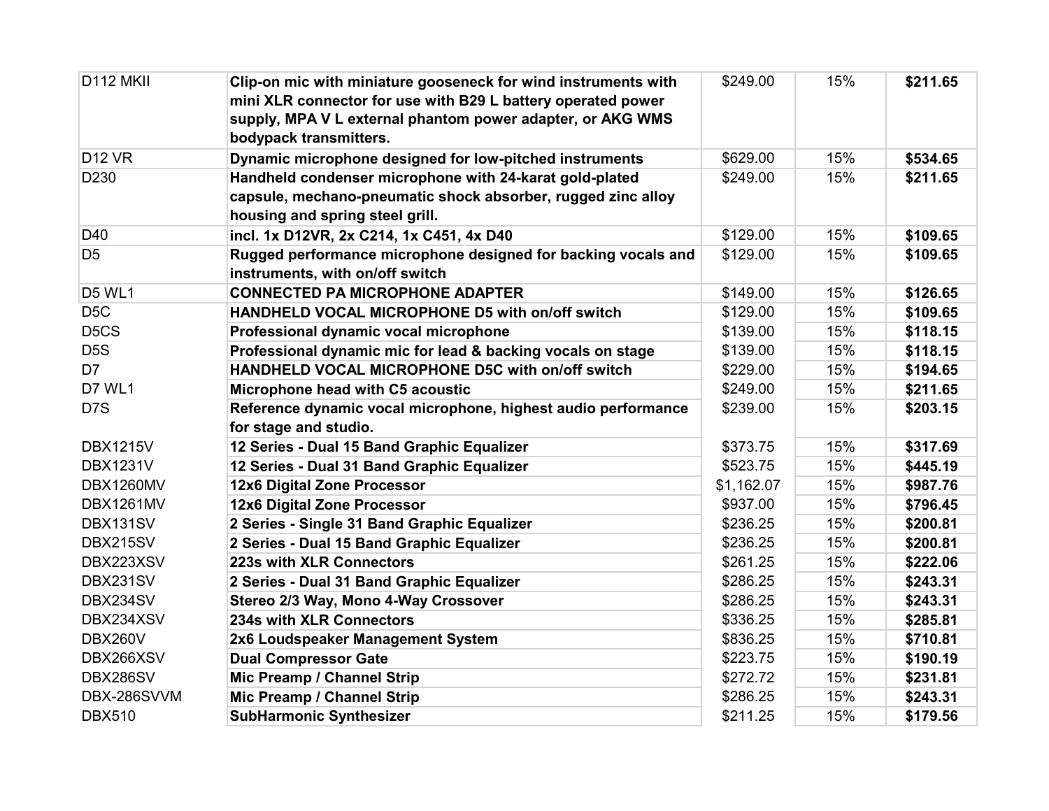| | | | | |
|---|---|---|---|---|
| D112 MKII | **Clip-on mic with miniature gooseneck for wind instruments with mini XLR connector for use with B29 L battery operated power supply, MPA V L external phantom power adapter, or AKG WMS bodypack transmitters.** | $249.00 | 15% | **$211.65** |
| D12 VR | **Dynamic microphone designed for low-pitched instruments** | $629.00 | 15% | **$534.65** |
| D230 | **Handheld condenser microphone with 24-karat gold-plated capsule, mechano-pneumatic shock absorber, rugged zinc alloy housing and spring steel grill.** | $249.00 | 15% | **$211.65** |
| D40 | **incl. 1x D12VR, 2x C214, 1x C451, 4x D40** | $129.00 | 15% | **$109.65** |
| D5 | **Rugged performance microphone designed for backing vocals and instruments, with on/off switch** | $129.00 | 15% | **$109.65** |
| D5 WL1 | **CONNECTED PA MICROPHONE ADAPTER** | $149.00 | 15% | **$126.65** |
| D5C | **HANDHELD VOCAL MICROPHONE D5 with on/off switch** | $129.00 | 15% | **$109.65** |
| D5CS | **Professional dynamic vocal microphone** | $139.00 | 15% | **$118.15** |
| D5S | **Professional dynamic mic for lead & backing vocals on stage** | $139.00 | 15% | **$118.15** |
| D7 | **HANDHELD VOCAL MICROPHONE D5C with on/off switch** | $229.00 | 15% | **$194.65** |
| D7 WL1 | **Microphone head with C5 acoustic** | $249.00 | 15% | **$211.65** |
| D7S | **Reference dynamic vocal microphone, highest audio performance for stage and studio.** | $239.00 | 15% | **$203.15** |
| DBX1215V | **12 Series - Dual 15 Band Graphic Equalizer** | $373.75 | 15% | **$317.69** |
| DBX1231V | **12 Series - Dual 31 Band Graphic Equalizer** | $523.75 | 15% | **$445.19** |
| DBX1260MV | **12x6 Digital Zone Processor** | $1,162.07 | 15% | **$987.76** |
| DBX1261MV | **12x6 Digital Zone Processor** | $937.00 | 15% | **$796.45** |
| DBX131SV | **2 Series - Single 31 Band Graphic Equalizer** | $236.25 | 15% | **$200.81** |
| DBX215SV | **2 Series - Dual 15 Band Graphic Equalizer** | $236.25 | 15% | **$200.81** |
| DBX223XSV | **223s with XLR Connectors** | $261.25 | 15% | **$222.06** |
| DBX231SV | **2 Series - Dual 31 Band Graphic Equalizer** | $286.25 | 15% | **$243.31** |
| DBX234SV | **Stereo 2/3 Way, Mono 4-Way Crossover** | $286.25 | 15% | **$243.31** |
| DBX234XSV | **234s with XLR Connectors** | $336.25 | 15% | **$285.81** |
| DBX260V | **2x6 Loudspeaker Management System** | $836.25 | 15% | **$710.81** |
| DBX266XSV | **Dual Compressor Gate** | $223.75 | 15% | **$190.19** |
| DBX286SV | **Mic Preamp / Channel Strip** | $272.72 | 15% | **$231.81** |
| DBX-286SVVM | **Mic Preamp / Channel Strip** | $286.25 | 15% | **$243.31** |
| DBX510 | **SubHarmonic Synthesizer** | $211.25 | 15% | **$179.56** |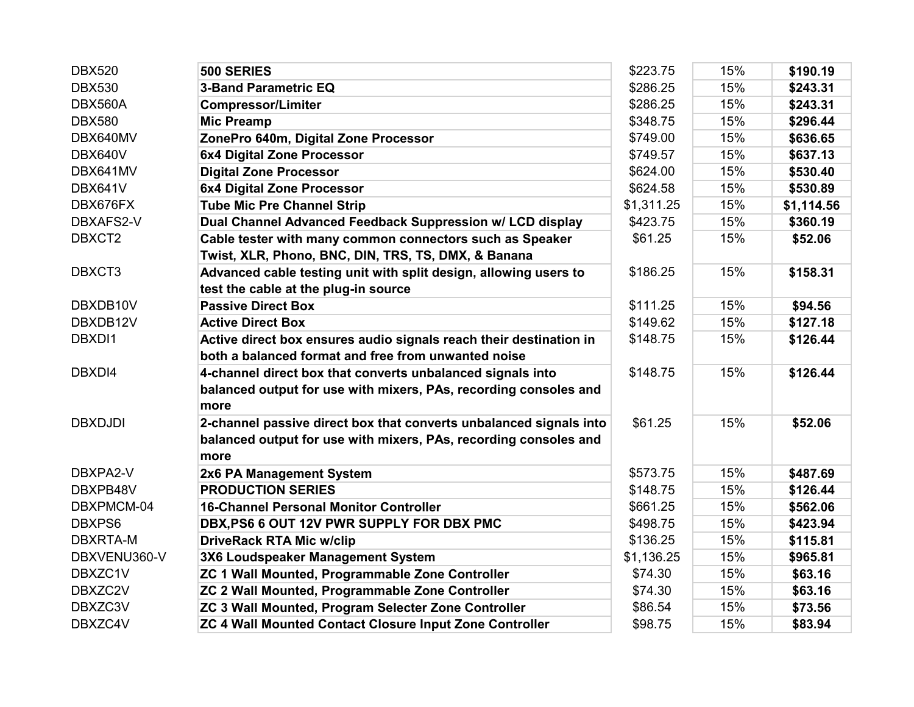| | | | | |
|---|---|---|---|---|
| DBX520 | **500 SERIES** | $223.75 | 15% | **$190.19** |
| DBX530 | **3-Band Parametric EQ** | $286.25 | 15% | **$243.31** |
| DBX560A | **Compressor/Limiter** | $286.25 | 15% | **$243.31** |
| DBX580 | **Mic Preamp** | $348.75 | 15% | **$296.44** |
| DBX640MV | **ZonePro 640m, Digital Zone Processor** | $749.00 | 15% | **$636.65** |
| DBX640V | **6x4 Digital Zone Processor** | $749.57 | 15% | **$637.13** |
| DBX641MV | **Digital Zone Processor** | $624.00 | 15% | **$530.40** |
| DBX641V | **6x4 Digital Zone Processor** | $624.58 | 15% | **$530.89** |
| DBX676FX | **Tube Mic Pre Channel Strip** | $1,311.25 | 15% | **$1,114.56** |
| DBXAFS2-V | **Dual Channel Advanced Feedback Suppression w/ LCD display** | $423.75 | 15% | **$360.19** |
| DBXCT2 | **Cable tester with many common connectors such as Speaker Twist, XLR, Phono, BNC, DIN, TRS, TS, DMX, & Banana** | $61.25 | 15% | **$52.06** |
| DBXCT3 | **Advanced cable testing unit with split design, allowing users to test the cable at the plug-in source** | $186.25 | 15% | **$158.31** |
| DBXDB10V | **Passive Direct Box** | $111.25 | 15% | **$94.56** |
| DBXDB12V | **Active Direct Box** | $149.62 | 15% | **$127.18** |
| DBXDI1 | **Active direct box ensures audio signals reach their destination in both a balanced format and free from unwanted noise** | $148.75 | 15% | **$126.44** |
| DBXDI4 | **4-channel direct box that converts unbalanced signals into balanced output for use with mixers, PAs, recording consoles and more** | $148.75 | 15% | **$126.44** |
| DBXDJDI | **2-channel passive direct box that converts unbalanced signals into balanced output for use with mixers, PAs, recording consoles and more** | $61.25 | 15% | **$52.06** |
| DBXPA2-V | **2x6 PA Management System** | $573.75 | 15% | **$487.69** |
| DBXPB48V | **PRODUCTION SERIES** | $148.75 | 15% | **$126.44** |
| DBXPMCM-04 | **16-Channel Personal Monitor Controller** | $661.25 | 15% | **$562.06** |
| DBXPS6 | **DBX,PS6 6 OUT 12V PWR SUPPLY FOR DBX PMC** | $498.75 | 15% | **$423.94** |
| DBXRTA-M | **DriveRack RTA Mic w/clip** | $136.25 | 15% | **$115.81** |
| DBXVENU360-V | **3X6 Loudspeaker Management System** | $1,136.25 | 15% | **$965.81** |
| DBXZC1V | **ZC 1 Wall Mounted, Programmable Zone Controller** | $74.30 | 15% | **$63.16** |
| DBXZC2V | **ZC 2 Wall Mounted, Programmable Zone Controller** | $74.30 | 15% | **$63.16** |
| DBXZC3V | **ZC 3 Wall Mounted, Program Selecter Zone Controller** | $86.54 | 15% | **$73.56** |
| DBXZC4V | **ZC 4 Wall Mounted Contact Closure Input Zone Controller** | $98.75 | 15% | **$83.94** |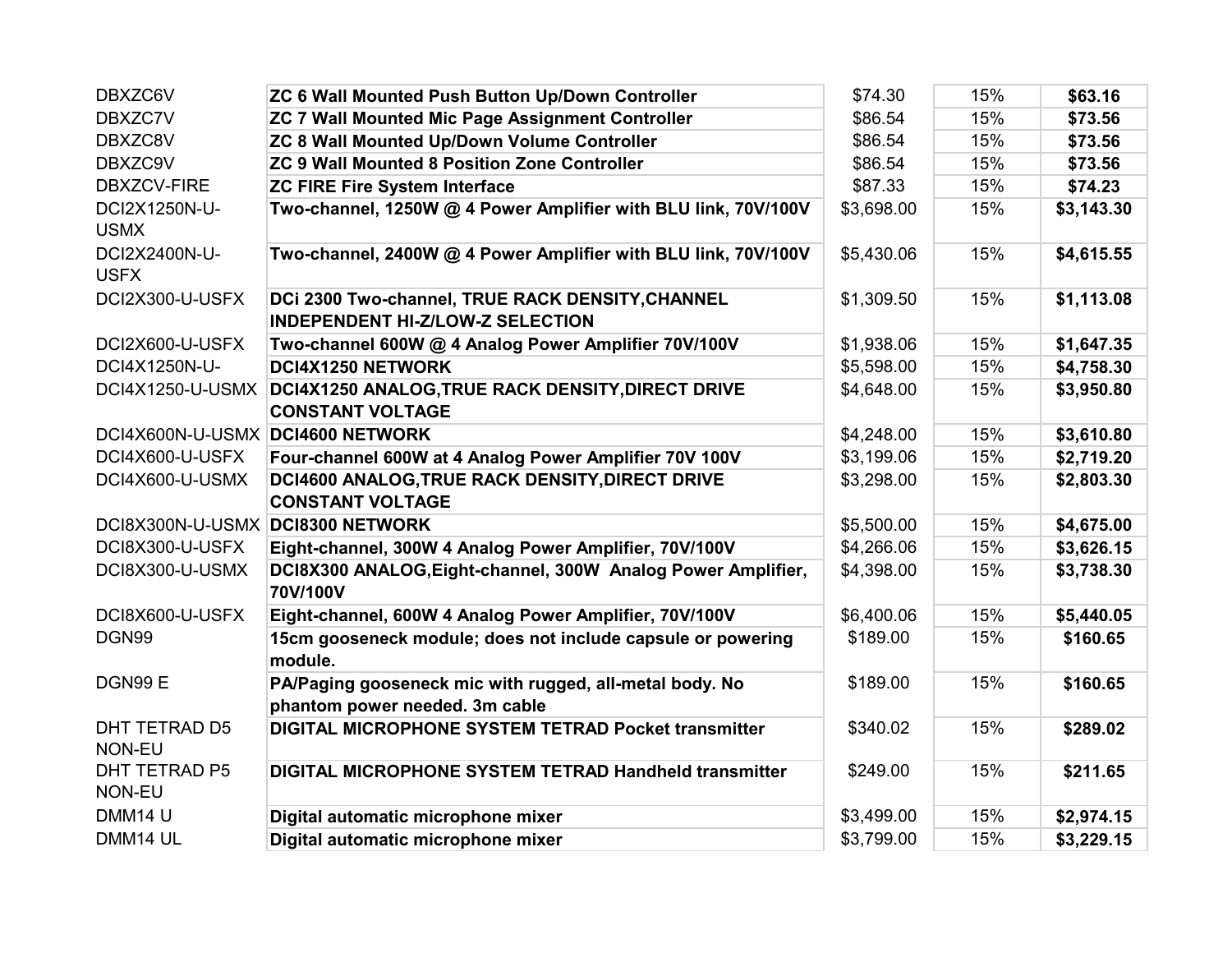| | | | | |
|---|---|---|---|---|
| DBXZC6V | **ZC 6 Wall Mounted Push Button Up/Down Controller** | $74.30 | 15% | **$63.16** |
| DBXZC7V | **ZC 7 Wall Mounted Mic Page Assignment Controller** | $86.54 | 15% | **$73.56** |
| DBXZC8V | **ZC 8 Wall Mounted Up/Down Volume Controller** | $86.54 | 15% | **$73.56** |
| DBXZC9V | **ZC 9 Wall Mounted 8 Position Zone Controller** | $86.54 | 15% | **$73.56** |
| DBXZCV-FIRE | **ZC FIRE Fire System Interface** | $87.33 | 15% | **$74.23** |
| DCI2X1250N-U-USMX | **Two-channel, 1250W @ 4 Power Amplifier with BLU link, 70V/100V** | $3,698.00 | 15% | **$3,143.30** |
| DCI2X2400N-U-USFX | **Two-channel, 2400W @ 4 Power Amplifier with BLU link, 70V/100V** | $5,430.06 | 15% | **$4,615.55** |
| DCI2X300-U-USFX | **DCi 2300 Two-channel, TRUE RACK DENSITY,CHANNEL INDEPENDENT HI-Z/LOW-Z SELECTION** | $1,309.50 | 15% | **$1,113.08** |
| DCI2X600-U-USFX | **Two-channel 600W @ 4 Analog Power Amplifier 70V/100V** | $1,938.06 | 15% | **$1,647.35** |
| DCI4X1250N-U- | **DCI4X1250 NETWORK** | $5,598.00 | 15% | **$4,758.30** |
| DCI4X1250-U-USMX | **DCI4X1250 ANALOG,TRUE RACK DENSITY,DIRECT DRIVE CONSTANT VOLTAGE** | $4,648.00 | 15% | **$3,950.80** |
| DCI4X600N-U-USMX | **DCI4600 NETWORK** | $4,248.00 | 15% | **$3,610.80** |
| DCI4X600-U-USFX | **Four-channel 600W at 4 Analog Power Amplifier 70V 100V** | $3,199.06 | 15% | **$2,719.20** |
| DCI4X600-U-USMX | **DCI4600 ANALOG,TRUE RACK DENSITY,DIRECT DRIVE CONSTANT VOLTAGE** | $3,298.00 | 15% | **$2,803.30** |
| DCI8X300N-U-USMX | **DCI8300 NETWORK** | $5,500.00 | 15% | **$4,675.00** |
| DCI8X300-U-USFX | **Eight-channel, 300W 4 Analog Power Amplifier, 70V/100V** | $4,266.06 | 15% | **$3,626.15** |
| DCI8X300-U-USMX | **DCI8X300 ANALOG,Eight-channel, 300W Analog Power Amplifier, 70V/100V** | $4,398.00 | 15% | **$3,738.30** |
| DCI8X600-U-USFX | **Eight-channel, 600W 4 Analog Power Amplifier, 70V/100V** | $6,400.06 | 15% | **$5,440.05** |
| DGN99 | **15cm gooseneck module; does not include capsule or powering module.** | $189.00 | 15% | **$160.65** |
| DGN99 E | **PA/Paging gooseneck mic with rugged, all-metal body. No phantom power needed. 3m cable** | $189.00 | 15% | **$160.65** |
| DHT TETRAD D5 NON-EU | **DIGITAL MICROPHONE SYSTEM TETRAD Pocket transmitter** | $340.02 | 15% | **$289.02** |
| DHT TETRAD P5 NON-EU | **DIGITAL MICROPHONE SYSTEM TETRAD Handheld transmitter** | $249.00 | 15% | **$211.65** |
| DMM14 U | **Digital automatic microphone mixer** | $3,499.00 | 15% | **$2,974.15** |
| DMM14 UL | **Digital automatic microphone mixer** | $3,799.00 | 15% | **$3,229.15** |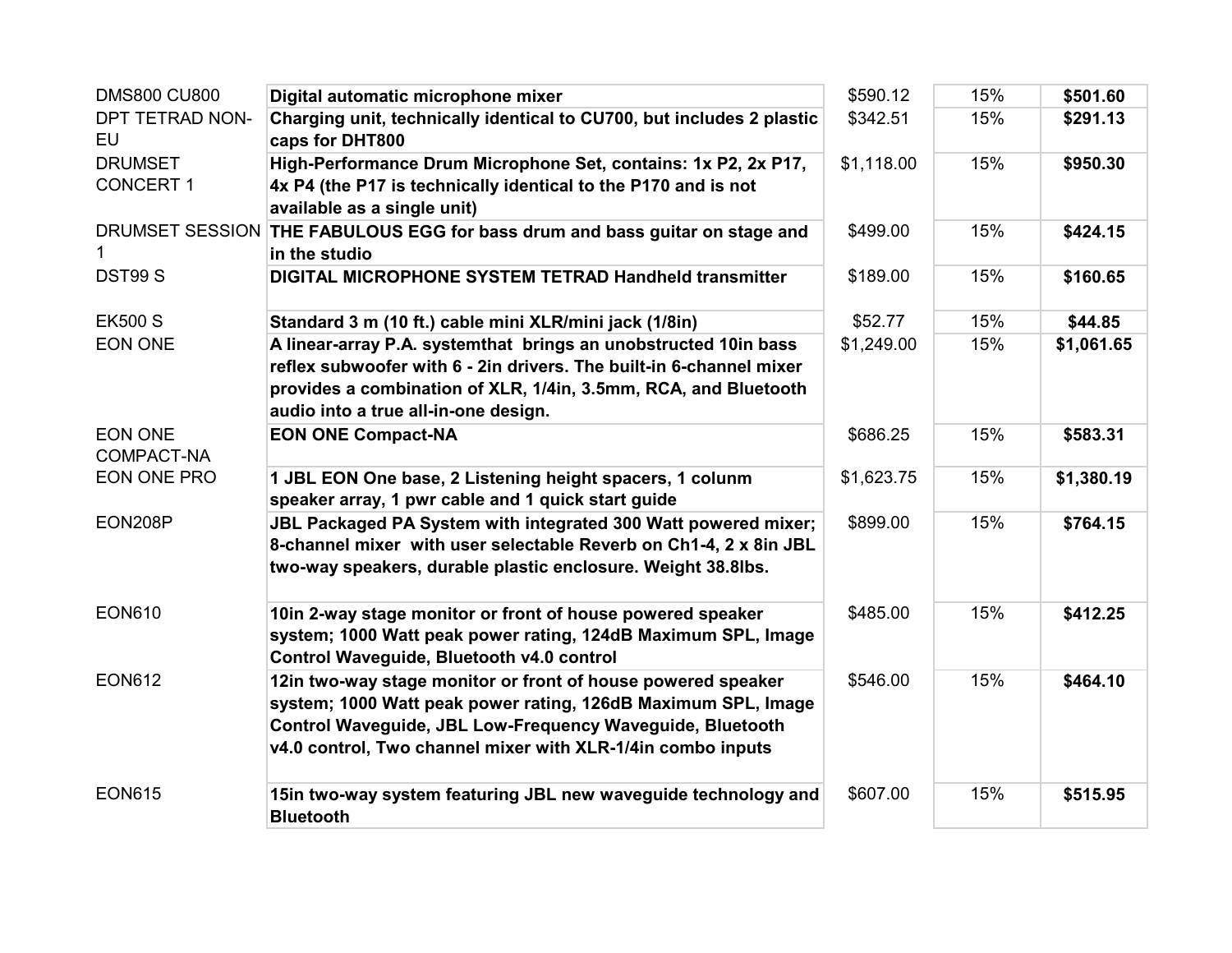| | | | | |
|---|---|---|---|---|
| DMS800 CU800 | **Digital automatic microphone mixer** | $590.12 | 15% | **$501.60** |
| DPT TETRAD NON-EU | **Charging unit, technically identical to CU700, but includes 2 plastic caps for DHT800** | $342.51 | 15% | **$291.13** |
| DRUMSET CONCERT 1 | **High-Performance Drum Microphone Set, contains: 1x P2, 2x P17, 4x P4 (the P17 is technically identical to the P170 and is not available as a single unit)** | $1,118.00 | 15% | **$950.30** |
| DRUMSET SESSION 1 | **THE FABULOUS EGG for bass drum and bass guitar on stage and in the studio** | $499.00 | 15% | **$424.15** |
| DST99 S | **DIGITAL MICROPHONE SYSTEM TETRAD Handheld transmitter** | $189.00 | 15% | **$160.65** |
| EK500 S | **Standard 3 m (10 ft.) cable mini XLR/mini jack (1/8in)** | $52.77 | 15% | **$44.85** |
| EON ONE | **A linear-array P.A. systemthat brings an unobstructed 10in bass reflex subwoofer with 6 - 2in drivers. The built-in 6-channel mixer provides a combination of XLR, 1/4in, 3.5mm, RCA, and Bluetooth audio into a true all-in-one design.** | $1,249.00 | 15% | **$1,061.65** |
| EON ONE COMPACT-NA | **EON ONE Compact-NA** | $686.25 | 15% | **$583.31** |
| EON ONE PRO | **1 JBL EON One base, 2 Listening height spacers, 1 colunm speaker array, 1 pwr cable and 1 quick start guide** | $1,623.75 | 15% | **$1,380.19** |
| EON208P | **JBL Packaged PA System with integrated 300 Watt powered mixer; 8-channel mixer with user selectable Reverb on Ch1-4, 2 x 8in JBL two-way speakers, durable plastic enclosure. Weight 38.8lbs.** | $899.00 | 15% | **$764.15** |
| EON610 | **10in 2-way stage monitor or front of house powered speaker system; 1000 Watt peak power rating, 124dB Maximum SPL, Image Control Waveguide, Bluetooth v4.0 control** | $485.00 | 15% | **$412.25** |
| EON612 | **12in two-way stage monitor or front of house powered speaker system; 1000 Watt peak power rating, 126dB Maximum SPL, Image Control Waveguide, JBL Low-Frequency Waveguide, Bluetooth v4.0 control, Two channel mixer with XLR-1/4in combo inputs** | $546.00 | 15% | **$464.10** |
| EON615 | **15in two-way system featuring JBL new waveguide technology and Bluetooth** | $607.00 | 15% | **$515.95** |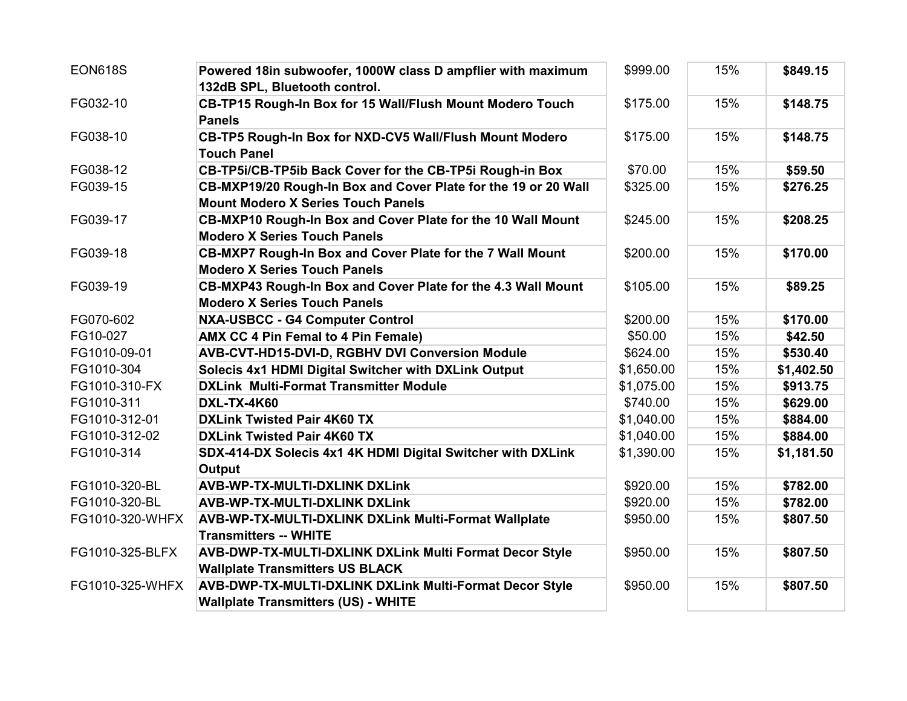| | | | | |
|---|---|---|---|---|
| EON618S | **Powered 18in subwoofer, 1000W class D ampflier with maximum 132dB SPL, Bluetooth control.** | $999.00 | 15% | **$849.15** |
| FG032-10 | **CB-TP15 Rough-In Box for 15 Wall/Flush Mount Modero Touch Panels** | $175.00 | 15% | **$148.75** |
| FG038-10 | **CB-TP5 Rough-In Box for NXD-CV5 Wall/Flush Mount Modero Touch Panel** | $175.00 | 15% | **$148.75** |
| FG038-12 | **CB-TP5i/CB-TP5ib Back Cover for the CB-TP5i Rough-in Box** | $70.00 | 15% | **$59.50** |
| FG039-15 | **CB-MXP19/20 Rough-In Box and Cover Plate for the 19 or 20 Wall Mount Modero X Series Touch Panels** | $325.00 | 15% | **$276.25** |
| FG039-17 | **CB-MXP10 Rough-In Box and Cover Plate for the 10 Wall Mount Modero X Series Touch Panels** | $245.00 | 15% | **$208.25** |
| FG039-18 | **CB-MXP7 Rough-In Box and Cover Plate for the 7 Wall Mount Modero X Series Touch Panels** | $200.00 | 15% | **$170.00** |
| FG039-19 | **CB-MXP43 Rough-In Box and Cover Plate for the 4.3 Wall Mount Modero X Series Touch Panels** | $105.00 | 15% | **$89.25** |
| FG070-602 | **NXA-USBCC - G4 Computer Control** | $200.00 | 15% | **$170.00** |
| FG10-027 | **AMX CC 4 Pin Femal to 4 Pin Female)** | $50.00 | 15% | **$42.50** |
| FG1010-09-01 | **AVB-CVT-HD15-DVI-D, RGBHV DVI Conversion Module** | $624.00 | 15% | **$530.40** |
| FG1010-304 | **Solecis 4x1 HDMI Digital Switcher with DXLink Output** | $1,650.00 | 15% | **$1,402.50** |
| FG1010-310-FX | **DXLink Multi-Format Transmitter Module** | $1,075.00 | 15% | **$913.75** |
| FG1010-311 | **DXL-TX-4K60** | $740.00 | 15% | **$629.00** |
| FG1010-312-01 | **DXLink Twisted Pair 4K60 TX** | $1,040.00 | 15% | **$884.00** |
| FG1010-312-02 | **DXLink Twisted Pair 4K60 TX** | $1,040.00 | 15% | **$884.00** |
| FG1010-314 | **SDX-414-DX Solecis 4x1 4K HDMI Digital Switcher with DXLink Output** | $1,390.00 | 15% | **$1,181.50** |
| FG1010-320-BL | **AVB-WP-TX-MULTI-DXLINK DXLink** | $920.00 | 15% | **$782.00** |
| FG1010-320-BL | **AVB-WP-TX-MULTI-DXLINK DXLink** | $920.00 | 15% | **$782.00** |
| FG1010-320-WHFX | **AVB-WP-TX-MULTI-DXLINK DXLink Multi-Format Wallplate Transmitters -- WHITE** | $950.00 | 15% | **$807.50** |
| FG1010-325-BLFX | **AVB-DWP-TX-MULTI-DXLINK DXLink Multi Format Decor Style Wallplate Transmitters US BLACK** | $950.00 | 15% | **$807.50** |
| FG1010-325-WHFX | **AVB-DWP-TX-MULTI-DXLINK DXLink Multi-Format Decor Style Wallplate Transmitters (US) - WHITE** | $950.00 | 15% | **$807.50** |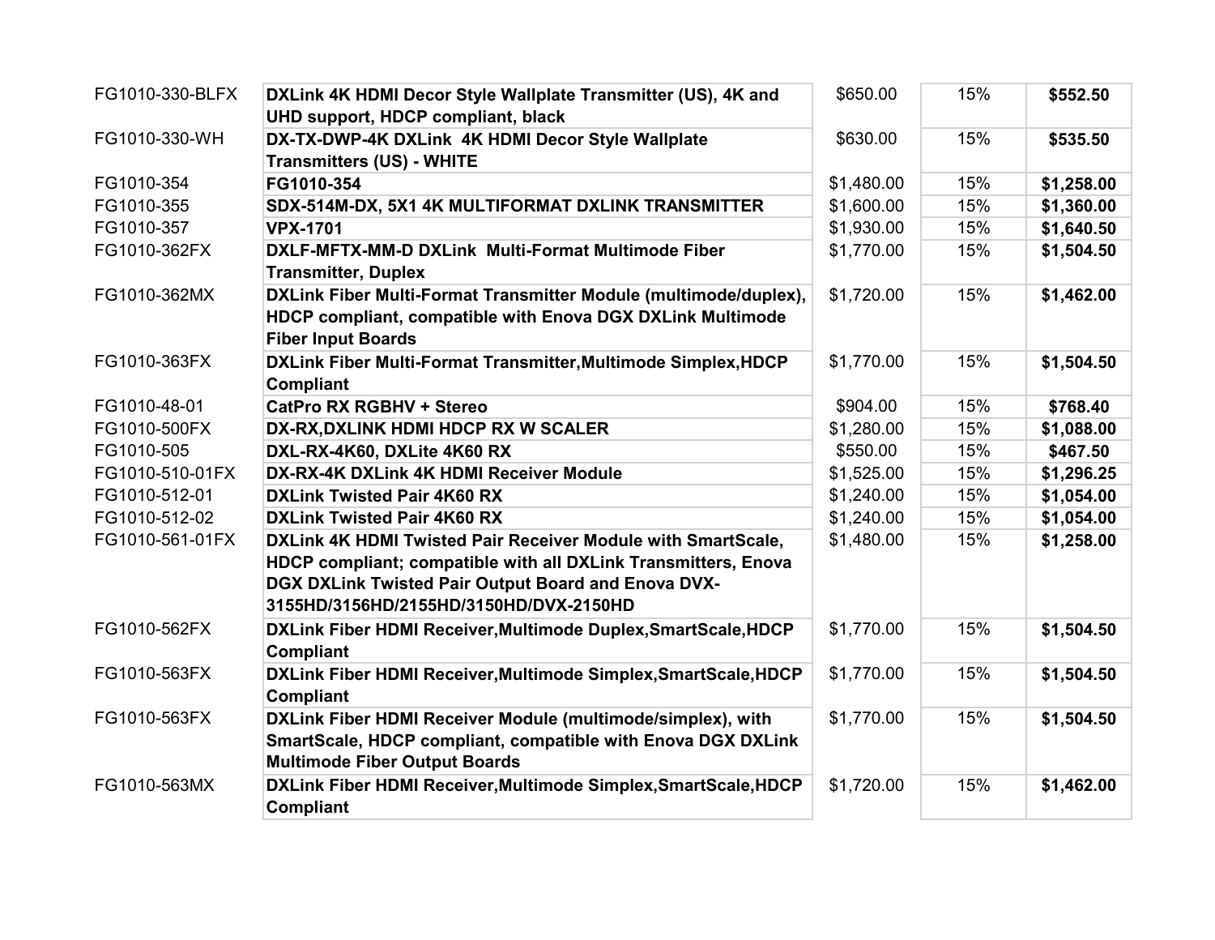| | | | | |
|---|---|---|---|---|
| FG1010-330-BLFX | **DXLink 4K HDMI Decor Style Wallplate Transmitter (US), 4K and UHD support, HDCP compliant, black** | $650.00 | 15% | **$552.50** |
| FG1010-330-WH | **DX-TX-DWP-4K DXLink 4K HDMI Decor Style Wallplate Transmitters (US) - WHITE** | $630.00 | 15% | **$535.50** |
| FG1010-354 | **FG1010-354** | $1,480.00 | 15% | **$1,258.00** |
| FG1010-355 | **SDX-514M-DX, 5X1 4K MULTIFORMAT DXLINK TRANSMITTER** | $1,600.00 | 15% | **$1,360.00** |
| FG1010-357 | **VPX-1701** | $1,930.00 | 15% | **$1,640.50** |
| FG1010-362FX | **DXLF-MFTX-MM-D DXLink Multi-Format Multimode Fiber Transmitter, Duplex** | $1,770.00 | 15% | **$1,504.50** |
| FG1010-362MX | **DXLink Fiber Multi-Format Transmitter Module (multimode/duplex), HDCP compliant, compatible with Enova DGX DXLink Multimode Fiber Input Boards** | $1,720.00 | 15% | **$1,462.00** |
| FG1010-363FX | **DXLink Fiber Multi-Format Transmitter,Multimode Simplex,HDCP Compliant** | $1,770.00 | 15% | **$1,504.50** |
| FG1010-48-01 | **CatPro RX RGBHV + Stereo** | $904.00 | 15% | **$768.40** |
| FG1010-500FX | **DX-RX,DXLINK HDMI HDCP RX W SCALER** | $1,280.00 | 15% | **$1,088.00** |
| FG1010-505 | **DXL-RX-4K60, DXLite 4K60 RX** | $550.00 | 15% | **$467.50** |
| FG1010-510-01FX | **DX-RX-4K DXLink 4K HDMI Receiver Module** | $1,525.00 | 15% | **$1,296.25** |
| FG1010-512-01 | **DXLink Twisted Pair 4K60 RX** | $1,240.00 | 15% | **$1,054.00** |
| FG1010-512-02 | **DXLink Twisted Pair 4K60 RX** | $1,240.00 | 15% | **$1,054.00** |
| FG1010-561-01FX | **DXLink 4K HDMI Twisted Pair Receiver Module with SmartScale, HDCP compliant; compatible with all DXLink Transmitters, Enova DGX DXLink Twisted Pair Output Board and Enova DVX-3155HD/3156HD/2155HD/3150HD/DVX-2150HD** | $1,480.00 | 15% | **$1,258.00** |
| FG1010-562FX | **DXLink Fiber HDMI Receiver,Multimode Duplex,SmartScale,HDCP Compliant** | $1,770.00 | 15% | **$1,504.50** |
| FG1010-563FX | **DXLink Fiber HDMI Receiver,Multimode Simplex,SmartScale,HDCP Compliant** | $1,770.00 | 15% | **$1,504.50** |
| FG1010-563FX | **DXLink Fiber HDMI Receiver Module (multimode/simplex), with SmartScale, HDCP compliant, compatible with Enova DGX DXLink Multimode Fiber Output Boards** | $1,770.00 | 15% | **$1,504.50** |
| FG1010-563MX | **DXLink Fiber HDMI Receiver,Multimode Simplex,SmartScale,HDCP Compliant** | $1,720.00 | 15% | **$1,462.00** |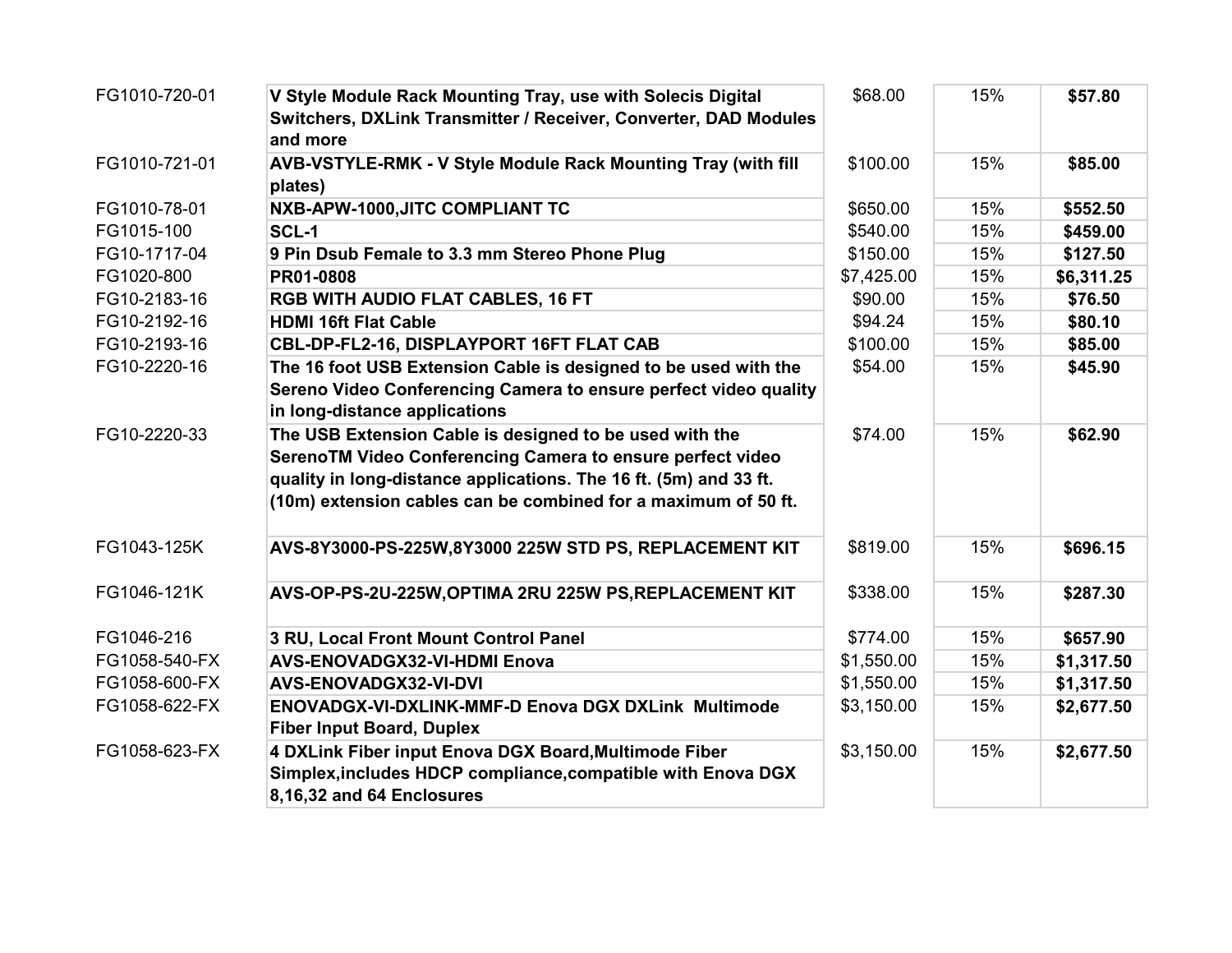| | | | | |
|---|---|---|---|---|
| FG1010-720-01 | **V Style Module Rack Mounting Tray, use with Solecis Digital Switchers, DXLink Transmitter / Receiver, Converter, DAD Modules and more** | $68.00 | 15% | **$57.80** |
| FG1010-721-01 | **AVB-VSTYLE-RMK - V Style Module Rack Mounting Tray (with fill plates)** | $100.00 | 15% | **$85.00** |
| FG1010-78-01 | **NXB-APW-1000,JITC COMPLIANT TC** | $650.00 | 15% | **$552.50** |
| FG1015-100 | **SCL-1** | $540.00 | 15% | **$459.00** |
| FG10-1717-04 | **9 Pin Dsub Female to 3.3 mm Stereo Phone Plug** | $150.00 | 15% | **$127.50** |
| FG1020-800 | **PR01-0808** | $7,425.00 | 15% | **$6,311.25** |
| FG10-2183-16 | **RGB WITH AUDIO FLAT CABLES, 16 FT** | $90.00 | 15% | **$76.50** |
| FG10-2192-16 | **HDMI 16ft Flat Cable** | $94.24 | 15% | **$80.10** |
| FG10-2193-16 | **CBL-DP-FL2-16, DISPLAYPORT 16FT FLAT CAB** | $100.00 | 15% | **$85.00** |
| FG10-2220-16 | **The 16 foot USB Extension Cable is designed to be used with the Sereno Video Conferencing Camera to ensure perfect video quality in long-distance applications** | $54.00 | 15% | **$45.90** |
| FG10-2220-33 | **The USB Extension Cable is designed to be used with the SerenoTM Video Conferencing Camera to ensure perfect video quality in long-distance applications. The 16 ft. (5m) and 33 ft. (10m) extension cables can be combined for a maximum of 50 ft.** | $74.00 | 15% | **$62.90** |
| FG1043-125K | **AVS-8Y3000-PS-225W,8Y3000 225W STD PS, REPLACEMENT KIT** | $819.00 | 15% | **$696.15** |
| FG1046-121K | **AVS-OP-PS-2U-225W,OPTIMA 2RU 225W PS,REPLACEMENT KIT** | $338.00 | 15% | **$287.30** |
| FG1046-216 | **3 RU, Local Front Mount Control Panel** | $774.00 | 15% | **$657.90** |
| FG1058-540-FX | **AVS-ENOVADGX32-VI-HDMI Enova** | $1,550.00 | 15% | **$1,317.50** |
| FG1058-600-FX | **AVS-ENOVADGX32-VI-DVI** | $1,550.00 | 15% | **$1,317.50** |
| FG1058-622-FX | **ENOVADGX-VI-DXLINK-MMF-D Enova DGX DXLink Multimode Fiber Input Board, Duplex** | $3,150.00 | 15% | **$2,677.50** |
| FG1058-623-FX | **4 DXLink Fiber input Enova DGX Board,Multimode Fiber Simplex,includes HDCP compliance,compatible with Enova DGX 8,16,32 and 64 Enclosures** | $3,150.00 | 15% | **$2,677.50** |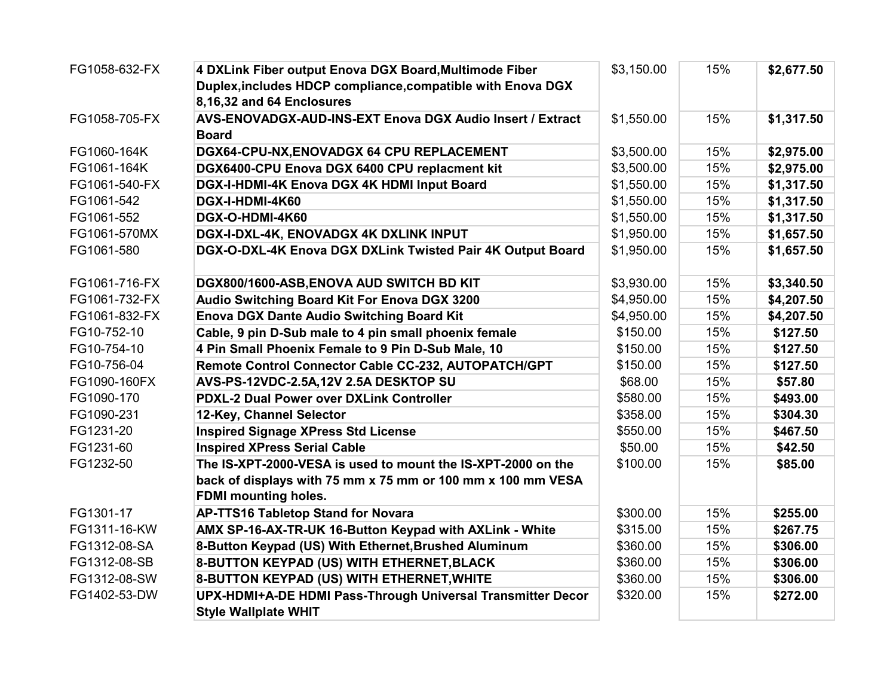| | | | | |
|---|---|---|---|---|
| FG1058-632-FX | **4 DXLink Fiber output Enova DGX Board,Multimode Fiber Duplex,includes HDCP compliance,compatible with Enova DGX 8,16,32 and 64 Enclosures** | $3,150.00 | 15% | **$2,677.50** |
| FG1058-705-FX | **AVS-ENOVADGX-AUD-INS-EXT Enova DGX Audio Insert / Extract Board** | $1,550.00 | 15% | **$1,317.50** |
| FG1060-164K | **DGX64-CPU-NX,ENOVADGX 64 CPU REPLACEMENT** | $3,500.00 | 15% | **$2,975.00** |
| FG1061-164K | **DGX6400-CPU Enova DGX 6400 CPU replacment kit** | $3,500.00 | 15% | **$2,975.00** |
| FG1061-540-FX | **DGX-I-HDMI-4K Enova DGX 4K HDMI Input Board** | $1,550.00 | 15% | **$1,317.50** |
| FG1061-542 | **DGX-I-HDMI-4K60** | $1,550.00 | 15% | **$1,317.50** |
| FG1061-552 | **DGX-O-HDMI-4K60** | $1,550.00 | 15% | **$1,317.50** |
| FG1061-570MX | **DGX-I-DXL-4K, ENOVADGX 4K DXLINK INPUT** | $1,950.00 | 15% | **$1,657.50** |
| FG1061-580 | **DGX-O-DXL-4K Enova DGX DXLink Twisted Pair 4K Output Board** | $1,950.00 | 15% | **$1,657.50** |
| FG1061-716-FX | **DGX800/1600-ASB,ENOVA AUD SWITCH BD KIT** | $3,930.00 | 15% | **$3,340.50** |
| FG1061-732-FX | **Audio Switching Board Kit For Enova DGX 3200** | $4,950.00 | 15% | **$4,207.50** |
| FG1061-832-FX | **Enova DGX Dante Audio Switching Board Kit** | $4,950.00 | 15% | **$4,207.50** |
| FG10-752-10 | **Cable, 9 pin D-Sub male to 4 pin small phoenix female** | $150.00 | 15% | **$127.50** |
| FG10-754-10 | **4 Pin Small Phoenix Female to 9 Pin D-Sub Male, 10** | $150.00 | 15% | **$127.50** |
| FG10-756-04 | **Remote Control Connector Cable CC-232, AUTOPATCH/GPT** | $150.00 | 15% | **$127.50** |
| FG1090-160FX | **AVS-PS-12VDC-2.5A,12V 2.5A DESKTOP SU** | $68.00 | 15% | **$57.80** |
| FG1090-170 | **PDXL-2 Dual Power over DXLink Controller** | $580.00 | 15% | **$493.00** |
| FG1090-231 | **12-Key, Channel Selector** | $358.00 | 15% | **$304.30** |
| FG1231-20 | **Inspired Signage XPress Std License** | $550.00 | 15% | **$467.50** |
| FG1231-60 | **Inspired XPress Serial Cable** | $50.00 | 15% | **$42.50** |
| FG1232-50 | **The IS-XPT-2000-VESA is used to mount the IS-XPT-2000 on the back of displays with 75 mm x 75 mm or 100 mm x 100 mm VESA FDMI mounting holes.** | $100.00 | 15% | **$85.00** |
| FG1301-17 | **AP-TTS16 Tabletop Stand for Novara** | $300.00 | 15% | **$255.00** |
| FG1311-16-KW | **AMX SP-16-AX-TR-UK 16-Button Keypad with AXLink - White** | $315.00 | 15% | **$267.75** |
| FG1312-08-SA | **8-Button Keypad (US) With Ethernet,Brushed Aluminum** | $360.00 | 15% | **$306.00** |
| FG1312-08-SB | **8-BUTTON KEYPAD (US) WITH ETHERNET,BLACK** | $360.00 | 15% | **$306.00** |
| FG1312-08-SW | **8-BUTTON KEYPAD (US) WITH ETHERNET,WHITE** | $360.00 | 15% | **$306.00** |
| FG1402-53-DW | **UPX-HDMI+A-DE HDMI Pass-Through Universal Transmitter Decor Style Wallplate WHIT** | $320.00 | 15% | **$272.00** |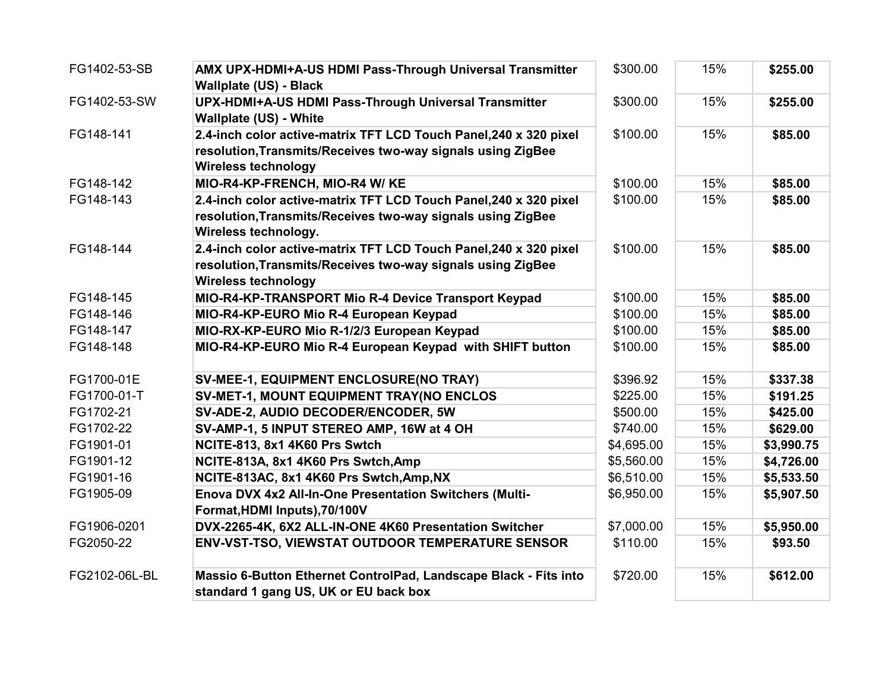| | | | | |
|---|---|---|---|---|
| FG1402-53-SB | **AMX UPX-HDMI+A-US HDMI Pass-Through Universal Transmitter Wallplate (US) - Black** | $300.00 | 15% | **$255.00** |
| FG1402-53-SW | **UPX-HDMI+A-US HDMI Pass-Through Universal Transmitter Wallplate (US) - White** | $300.00 | 15% | **$255.00** |
| FG148-141 | **2.4-inch color active-matrix TFT LCD Touch Panel,240 x 320 pixel resolution,Transmits/Receives two-way signals using ZigBee Wireless technology** | $100.00 | 15% | **$85.00** |
| FG148-142 | **MIO-R4-KP-FRENCH, MIO-R4 W/ KE** | $100.00 | 15% | **$85.00** |
| FG148-143 | **2.4-inch color active-matrix TFT LCD Touch Panel,240 x 320 pixel resolution,Transmits/Receives two-way signals using ZigBee Wireless technology.** | $100.00 | 15% | **$85.00** |
| FG148-144 | **2.4-inch color active-matrix TFT LCD Touch Panel,240 x 320 pixel resolution,Transmits/Receives two-way signals using ZigBee Wireless technology** | $100.00 | 15% | **$85.00** |
| FG148-145 | **MIO-R4-KP-TRANSPORT Mio R-4 Device Transport Keypad** | $100.00 | 15% | **$85.00** |
| FG148-146 | **MIO-R4-KP-EURO Mio R-4 European Keypad** | $100.00 | 15% | **$85.00** |
| FG148-147 | **MIO-RX-KP-EURO Mio R-1/2/3 European Keypad** | $100.00 | 15% | **$85.00** |
| FG148-148 | **MIO-R4-KP-EURO Mio R-4 European Keypad with SHIFT button** | $100.00 | 15% | **$85.00** |
| FG1700-01E | **SV-MEE-1, EQUIPMENT ENCLOSURE(NO TRAY)** | $396.92 | 15% | **$337.38** |
| FG1700-01-T | **SV-MET-1, MOUNT EQUIPMENT TRAY(NO ENCLOS** | $225.00 | 15% | **$191.25** |
| FG1702-21 | **SV-ADE-2, AUDIO DECODER/ENCODER, 5W** | $500.00 | 15% | **$425.00** |
| FG1702-22 | **SV-AMP-1, 5 INPUT STEREO AMP, 16W at 4 OH** | $740.00 | 15% | **$629.00** |
| FG1901-01 | **NCITE-813, 8x1 4K60 Prs Swtch** | $4,695.00 | 15% | **$3,990.75** |
| FG1901-12 | **NCITE-813A, 8x1 4K60 Prs Swtch,Amp** | $5,560.00 | 15% | **$4,726.00** |
| FG1901-16 | **NCITE-813AC, 8x1 4K60 Prs Swtch,Amp,NX** | $6,510.00 | 15% | **$5,533.50** |
| FG1905-09 | **Enova DVX 4x2 All-In-One Presentation Switchers (Multi-Format,HDMI Inputs),70/100V** | $6,950.00 | 15% | **$5,907.50** |
| FG1906-0201 | **DVX-2265-4K, 6X2 ALL-IN-ONE 4K60 Presentation Switcher** | $7,000.00 | 15% | **$5,950.00** |
| FG2050-22 | **ENV-VST-TSO, VIEWSTAT OUTDOOR TEMPERATURE SENSOR** | $110.00 | 15% | **$93.50** |
| FG2102-06L-BL | **Massio 6-Button Ethernet ControlPad, Landscape Black - Fits into standard 1 gang US, UK or EU back box** | $720.00 | 15% | **$612.00** |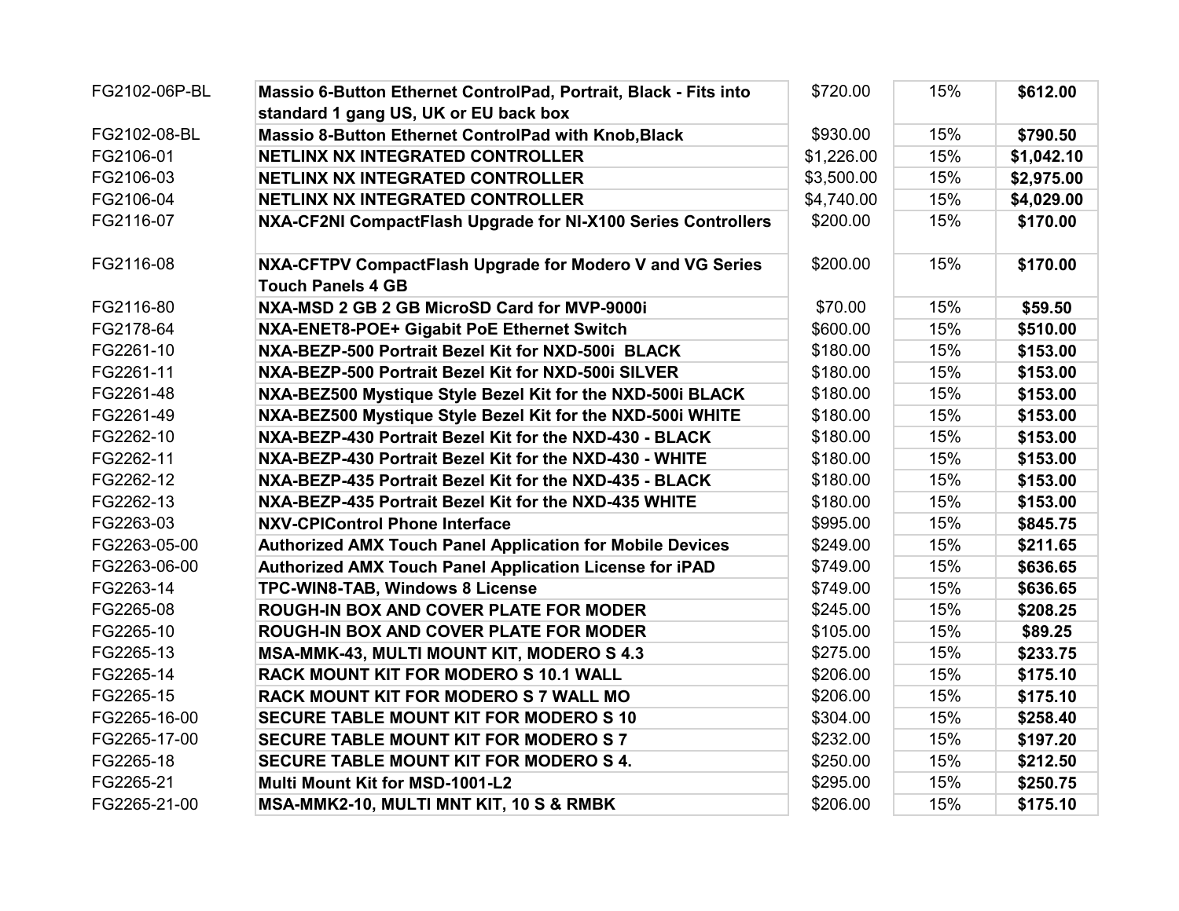| | | | | |
|---|---|---|---|---|
| FG2102-06P-BL | **Massio 6-Button Ethernet ControlPad, Portrait, Black - Fits into standard 1 gang US, UK or EU back box** | $720.00 | 15% | **$612.00** |
| FG2102-08-BL | **Massio 8-Button Ethernet ControlPad with Knob,Black** | $930.00 | 15% | **$790.50** |
| FG2106-01 | **NETLINX NX INTEGRATED CONTROLLER** | $1,226.00 | 15% | **$1,042.10** |
| FG2106-03 | **NETLINX NX INTEGRATED CONTROLLER** | $3,500.00 | 15% | **$2,975.00** |
| FG2106-04 | **NETLINX NX INTEGRATED CONTROLLER** | $4,740.00 | 15% | **$4,029.00** |
| FG2116-07 | **NXA-CF2NI CompactFlash Upgrade for NI-X100 Series Controllers** | $200.00 | 15% | **$170.00** |
| FG2116-08 | **NXA-CFTPV CompactFlash Upgrade for Modero V and VG Series Touch Panels 4 GB** | $200.00 | 15% | **$170.00** |
| FG2116-80 | **NXA-MSD 2 GB 2 GB MicroSD Card for MVP-9000i** | $70.00 | 15% | **$59.50** |
| FG2178-64 | **NXA-ENET8-POE+ Gigabit PoE Ethernet Switch** | $600.00 | 15% | **$510.00** |
| FG2261-10 | **NXA-BEZP-500 Portrait Bezel Kit for NXD-500i BLACK** | $180.00 | 15% | **$153.00** |
| FG2261-11 | **NXA-BEZP-500 Portrait Bezel Kit for NXD-500i SILVER** | $180.00 | 15% | **$153.00** |
| FG2261-48 | **NXA-BEZ500 Mystique Style Bezel Kit for the NXD-500i BLACK** | $180.00 | 15% | **$153.00** |
| FG2261-49 | **NXA-BEZ500 Mystique Style Bezel Kit for the NXD-500i WHITE** | $180.00 | 15% | **$153.00** |
| FG2262-10 | **NXA-BEZP-430 Portrait Bezel Kit for the NXD-430 - BLACK** | $180.00 | 15% | **$153.00** |
| FG2262-11 | **NXA-BEZP-430 Portrait Bezel Kit for the NXD-430 - WHITE** | $180.00 | 15% | **$153.00** |
| FG2262-12 | **NXA-BEZP-435 Portrait Bezel Kit for the NXD-435 - BLACK** | $180.00 | 15% | **$153.00** |
| FG2262-13 | **NXA-BEZP-435 Portrait Bezel Kit for the NXD-435 WHITE** | $180.00 | 15% | **$153.00** |
| FG2263-03 | **NXV-CPIControl Phone Interface** | $995.00 | 15% | **$845.75** |
| FG2263-05-00 | **Authorized AMX Touch Panel Application for Mobile Devices** | $249.00 | 15% | **$211.65** |
| FG2263-06-00 | **Authorized AMX Touch Panel Application License for iPAD** | $749.00 | 15% | **$636.65** |
| FG2263-14 | **TPC-WIN8-TAB, Windows 8 License** | $749.00 | 15% | **$636.65** |
| FG2265-08 | **ROUGH-IN BOX AND COVER PLATE FOR MODER** | $245.00 | 15% | **$208.25** |
| FG2265-10 | **ROUGH-IN BOX AND COVER PLATE FOR MODER** | $105.00 | 15% | **$89.25** |
| FG2265-13 | **MSA-MMK-43, MULTI MOUNT KIT, MODERO S 4.3** | $275.00 | 15% | **$233.75** |
| FG2265-14 | **RACK MOUNT KIT FOR MODERO S 10.1 WALL** | $206.00 | 15% | **$175.10** |
| FG2265-15 | **RACK MOUNT KIT FOR MODERO S 7 WALL MO** | $206.00 | 15% | **$175.10** |
| FG2265-16-00 | **SECURE TABLE MOUNT KIT FOR MODERO S 10** | $304.00 | 15% | **$258.40** |
| FG2265-17-00 | **SECURE TABLE MOUNT KIT FOR MODERO S 7** | $232.00 | 15% | **$197.20** |
| FG2265-18 | **SECURE TABLE MOUNT KIT FOR MODERO S 4.** | $250.00 | 15% | **$212.50** |
| FG2265-21 | **Multi Mount Kit for MSD-1001-L2** | $295.00 | 15% | **$250.75** |
| FG2265-21-00 | **MSA-MMK2-10, MULTI MNT KIT, 10 S & RMBK** | $206.00 | 15% | **$175.10** |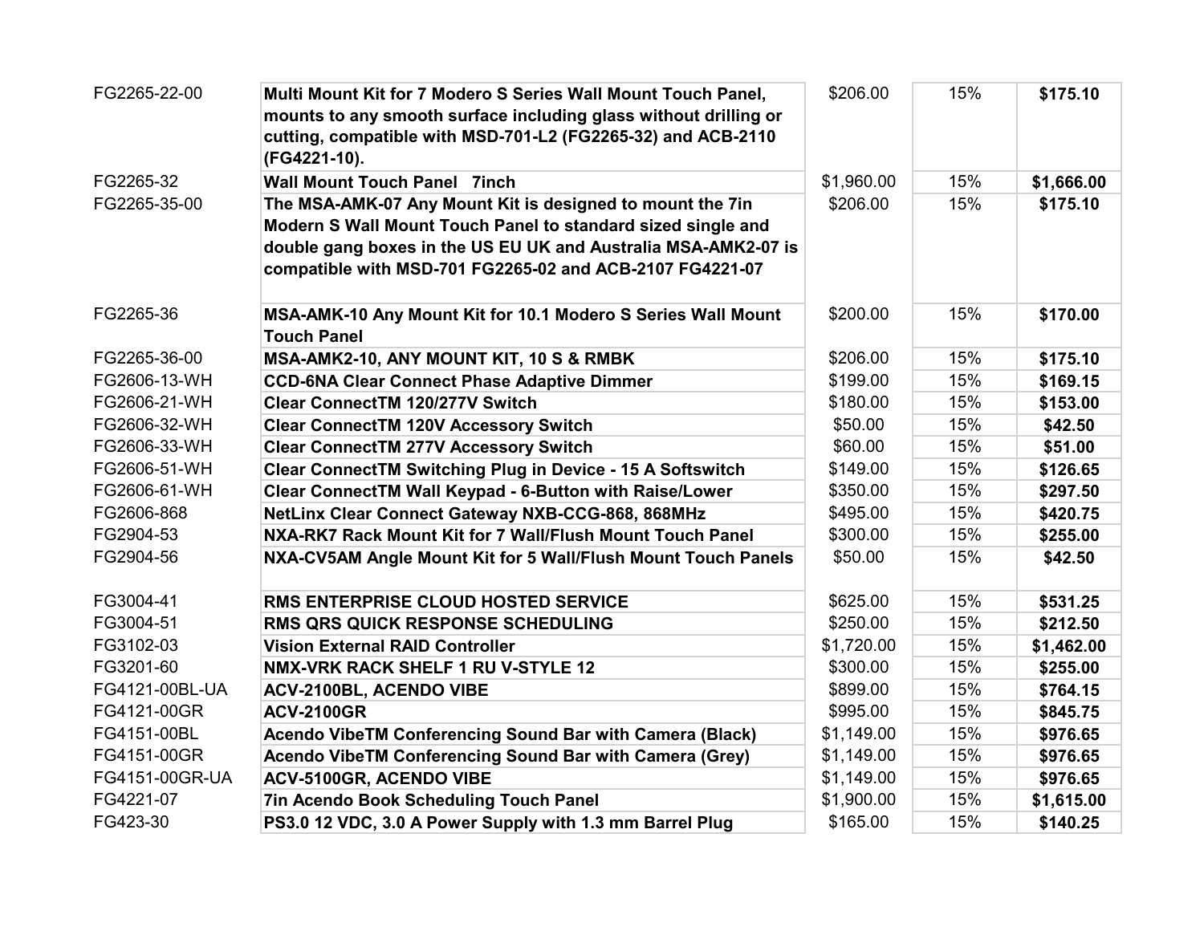| | | | | |
|---|---|---|---|---|
| FG2265-22-00 | **Multi Mount Kit for 7 Modero S Series Wall Mount Touch Panel, mounts to any smooth surface including glass without drilling or cutting, compatible with MSD-701-L2 (FG2265-32) and ACB-2110 (FG4221-10).** | $206.00 | 15% | **$175.10** |
| FG2265-32 | **Wall Mount Touch Panel 7inch** | $1,960.00 | 15% | **$1,666.00** |
| FG2265-35-00 | **The MSA-AMK-07 Any Mount Kit is designed to mount the 7in Modern S Wall Mount Touch Panel to standard sized single and double gang boxes in the US EU UK and Australia MSA-AMK2-07 is compatible with MSD-701 FG2265-02 and ACB-2107 FG4221-07** | $206.00 | 15% | **$175.10** |
| FG2265-36 | **MSA-AMK-10 Any Mount Kit for 10.1 Modero S Series Wall Mount Touch Panel** | $200.00 | 15% | **$170.00** |
| FG2265-36-00 | **MSA-AMK2-10, ANY MOUNT KIT, 10 S & RMBK** | $206.00 | 15% | **$175.10** |
| FG2606-13-WH | **CCD-6NA Clear Connect Phase Adaptive Dimmer** | $199.00 | 15% | **$169.15** |
| FG2606-21-WH | **Clear ConnectTM 120/277V Switch** | $180.00 | 15% | **$153.00** |
| FG2606-32-WH | **Clear ConnectTM 120V Accessory Switch** | $50.00 | 15% | **$42.50** |
| FG2606-33-WH | **Clear ConnectTM 277V Accessory Switch** | $60.00 | 15% | **$51.00** |
| FG2606-51-WH | **Clear ConnectTM Switching Plug in Device - 15 A Softswitch** | $149.00 | 15% | **$126.65** |
| FG2606-61-WH | **Clear ConnectTM Wall Keypad - 6-Button with Raise/Lower** | $350.00 | 15% | **$297.50** |
| FG2606-868 | **NetLinx Clear Connect Gateway NXB-CCG-868, 868MHz** | $495.00 | 15% | **$420.75** |
| FG2904-53 | **NXA-RK7 Rack Mount Kit for 7 Wall/Flush Mount Touch Panel** | $300.00 | 15% | **$255.00** |
| FG2904-56 | **NXA-CV5AM Angle Mount Kit for 5 Wall/Flush Mount Touch Panels** | $50.00 | 15% | **$42.50** |
| FG3004-41 | **RMS ENTERPRISE CLOUD HOSTED SERVICE** | $625.00 | 15% | **$531.25** |
| FG3004-51 | **RMS QRS QUICK RESPONSE SCHEDULING** | $250.00 | 15% | **$212.50** |
| FG3102-03 | **Vision External RAID Controller** | $1,720.00 | 15% | **$1,462.00** |
| FG3201-60 | **NMX-VRK RACK SHELF 1 RU V-STYLE 12** | $300.00 | 15% | **$255.00** |
| FG4121-00BL-UA | **ACV-2100BL, ACENDO VIBE** | $899.00 | 15% | **$764.15** |
| FG4121-00GR | **ACV-2100GR** | $995.00 | 15% | **$845.75** |
| FG4151-00BL | **Acendo VibeTM Conferencing Sound Bar with Camera (Black)** | $1,149.00 | 15% | **$976.65** |
| FG4151-00GR | **Acendo VibeTM Conferencing Sound Bar with Camera (Grey)** | $1,149.00 | 15% | **$976.65** |
| FG4151-00GR-UA | **ACV-5100GR, ACENDO VIBE** | $1,149.00 | 15% | **$976.65** |
| FG4221-07 | **7in Acendo Book Scheduling Touch Panel** | $1,900.00 | 15% | **$1,615.00** |
| FG423-30 | **PS3.0 12 VDC, 3.0 A Power Supply with 1.3 mm Barrel Plug** | $165.00 | 15% | **$140.25** |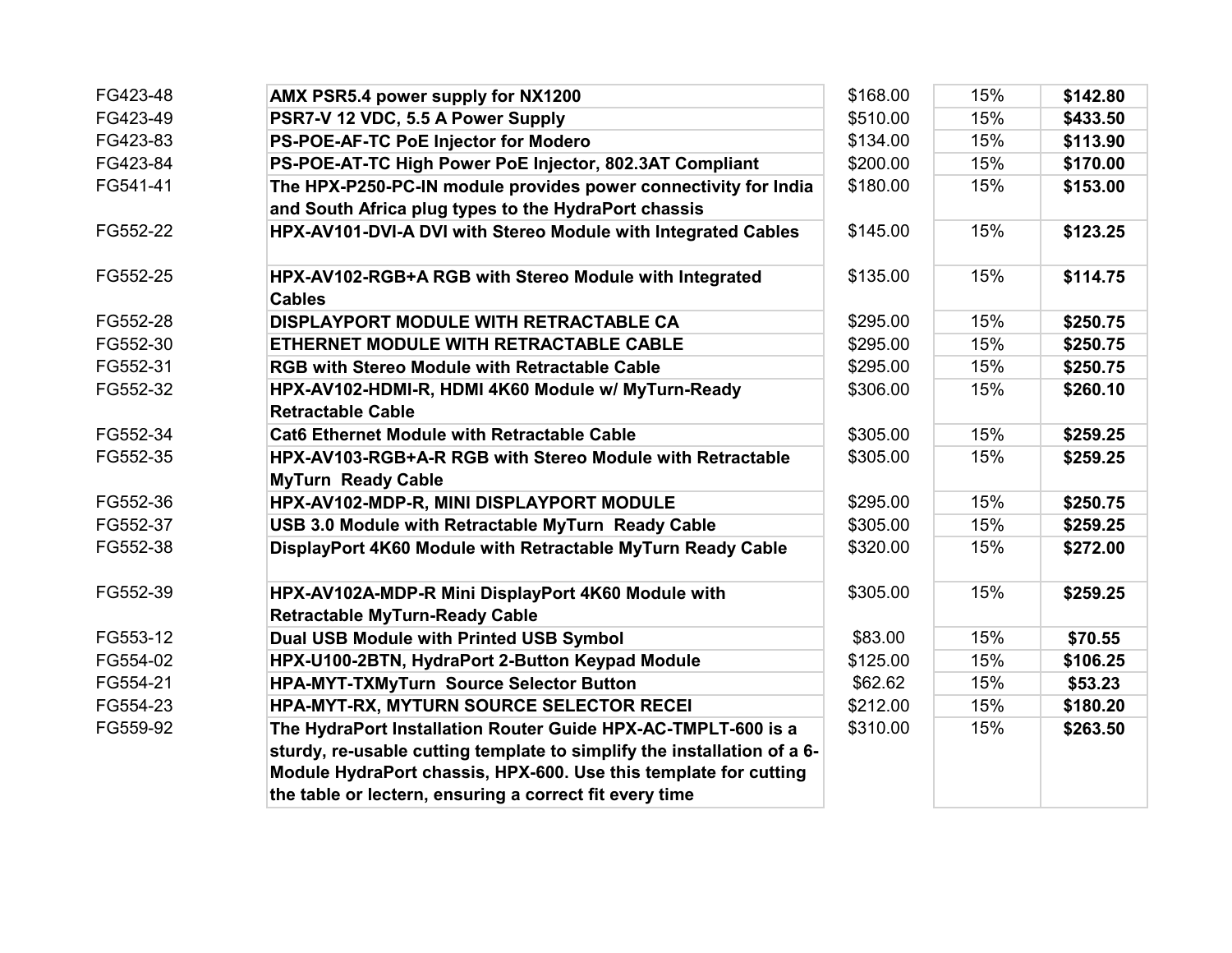| | | | | |
|---|---|---|---|---|
| FG423-48 | **AMX PSR5.4 power supply for NX1200** | $168.00 | 15% | **$142.80** |
| FG423-49 | **PSR7-V 12 VDC, 5.5 A Power Supply** | $510.00 | 15% | **$433.50** |
| FG423-83 | **PS-POE-AF-TC PoE Injector for Modero** | $134.00 | 15% | **$113.90** |
| FG423-84 | **PS-POE-AT-TC High Power PoE Injector, 802.3AT Compliant** | $200.00 | 15% | **$170.00** |
| FG541-41 | **The HPX-P250-PC-IN module provides power connectivity for India and South Africa plug types to the HydraPort chassis** | $180.00 | 15% | **$153.00** |
| FG552-22 | **HPX-AV101-DVI-A DVI with Stereo Module with Integrated Cables** | $145.00 | 15% | **$123.25** |
| FG552-25 | **HPX-AV102-RGB+A RGB with Stereo Module with Integrated Cables** | $135.00 | 15% | **$114.75** |
| FG552-28 | **DISPLAYPORT MODULE WITH RETRACTABLE CA** | $295.00 | 15% | **$250.75** |
| FG552-30 | **ETHERNET MODULE WITH RETRACTABLE CABLE** | $295.00 | 15% | **$250.75** |
| FG552-31 | **RGB with Stereo Module with Retractable Cable** | $295.00 | 15% | **$250.75** |
| FG552-32 | **HPX-AV102-HDMI-R, HDMI 4K60 Module w/ MyTurn-Ready Retractable Cable** | $306.00 | 15% | **$260.10** |
| FG552-34 | **Cat6 Ethernet Module with Retractable Cable** | $305.00 | 15% | **$259.25** |
| FG552-35 | **HPX-AV103-RGB+A-R RGB with Stereo Module with Retractable MyTurn Ready Cable** | $305.00 | 15% | **$259.25** |
| FG552-36 | **HPX-AV102-MDP-R, MINI DISPLAYPORT MODULE** | $295.00 | 15% | **$250.75** |
| FG552-37 | **USB 3.0 Module with Retractable MyTurn Ready Cable** | $305.00 | 15% | **$259.25** |
| FG552-38 | **DisplayPort 4K60 Module with Retractable MyTurn Ready Cable** | $320.00 | 15% | **$272.00** |
| FG552-39 | **HPX-AV102A-MDP-R Mini DisplayPort 4K60 Module with Retractable MyTurn-Ready Cable** | $305.00 | 15% | **$259.25** |
| FG553-12 | **Dual USB Module with Printed USB Symbol** | $83.00 | 15% | **$70.55** |
| FG554-02 | **HPX-U100-2BTN, HydraPort 2-Button Keypad Module** | $125.00 | 15% | **$106.25** |
| FG554-21 | **HPA-MYT-TXMyTurn Source Selector Button** | $62.62 | 15% | **$53.23** |
| FG554-23 | **HPA-MYT-RX, MYTURN SOURCE SELECTOR RECEI** | $212.00 | 15% | **$180.20** |
| FG559-92 | **The HydraPort Installation Router Guide HPX-AC-TMPLT-600 is a sturdy, re-usable cutting template to simplify the installation of a 6-Module HydraPort chassis, HPX-600. Use this template for cutting the table or lectern, ensuring a correct fit every time** | $310.00 | 15% | **$263.50** |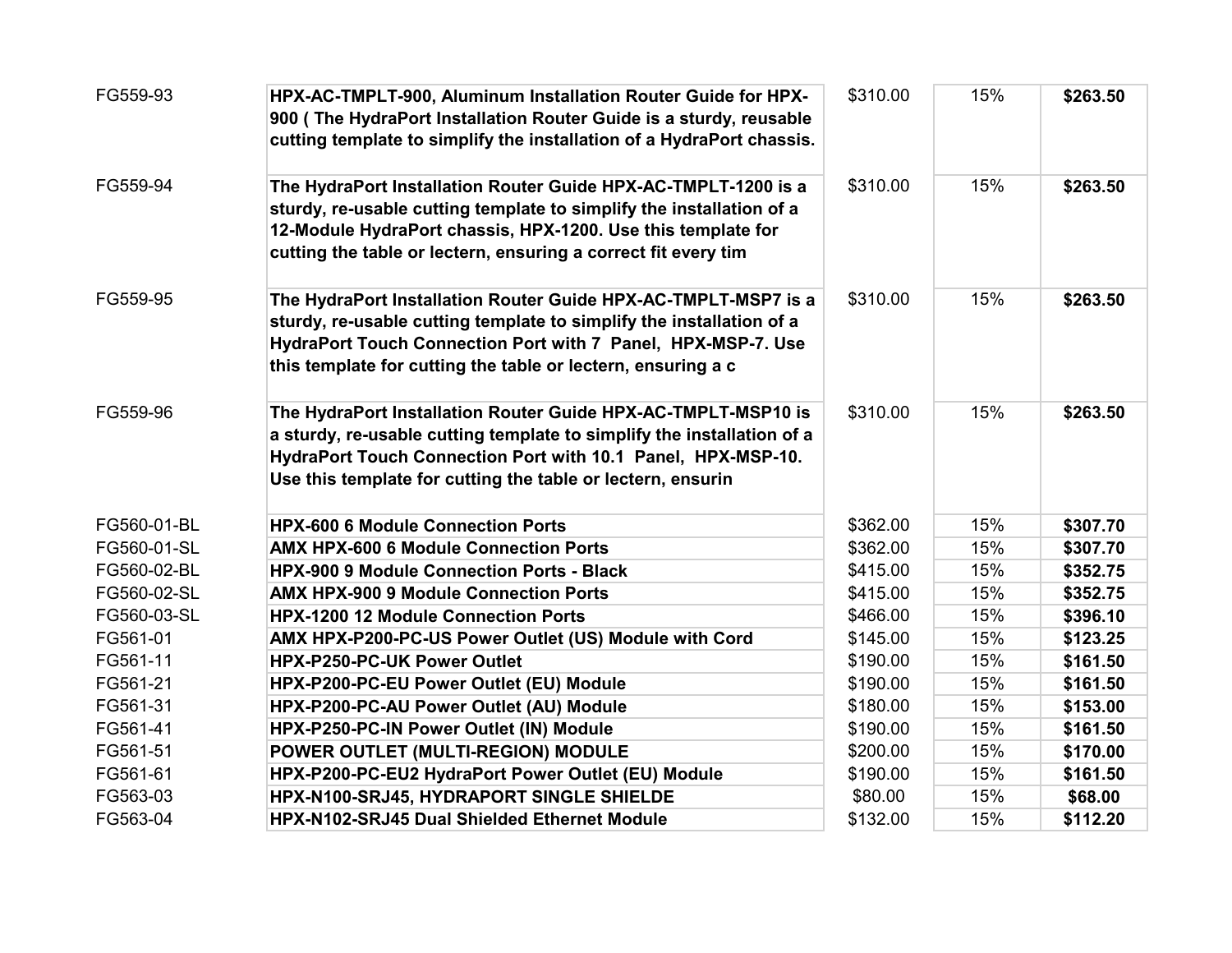| | | | | |
|---|---|---|---|---|
| FG559-93 | **HPX-AC-TMPLT-900, Aluminum Installation Router Guide for HPX-900 ( The HydraPort Installation Router Guide is a sturdy, reusable cutting template to simplify the installation of a HydraPort chassis.** | $310.00 | 15% | **$263.50** |
| FG559-94 | **The HydraPort Installation Router Guide HPX-AC-TMPLT-1200 is a sturdy, re-usable cutting template to simplify the installation of a 12-Module HydraPort chassis, HPX-1200. Use this template for cutting the table or lectern, ensuring a correct fit every tim** | $310.00 | 15% | **$263.50** |
| FG559-95 | **The HydraPort Installation Router Guide HPX-AC-TMPLT-MSP7 is a sturdy, re-usable cutting template to simplify the installation of a HydraPort Touch Connection Port with 7 Panel, HPX-MSP-7. Use this template for cutting the table or lectern, ensuring a c** | $310.00 | 15% | **$263.50** |
| FG559-96 | **The HydraPort Installation Router Guide HPX-AC-TMPLT-MSP10 is a sturdy, re-usable cutting template to simplify the installation of a HydraPort Touch Connection Port with 10.1 Panel, HPX-MSP-10. Use this template for cutting the table or lectern, ensurin** | $310.00 | 15% | **$263.50** |
| FG560-01-BL | **HPX-600 6 Module Connection Ports** | $362.00 | 15% | **$307.70** |
| FG560-01-SL | **AMX HPX-600 6 Module Connection Ports** | $362.00 | 15% | **$307.70** |
| FG560-02-BL | **HPX-900 9 Module Connection Ports - Black** | $415.00 | 15% | **$352.75** |
| FG560-02-SL | **AMX HPX-900 9 Module Connection Ports** | $415.00 | 15% | **$352.75** |
| FG560-03-SL | **HPX-1200 12 Module Connection Ports** | $466.00 | 15% | **$396.10** |
| FG561-01 | **AMX HPX-P200-PC-US Power Outlet (US) Module with Cord** | $145.00 | 15% | **$123.25** |
| FG561-11 | **HPX-P250-PC-UK Power Outlet** | $190.00 | 15% | **$161.50** |
| FG561-21 | **HPX-P200-PC-EU Power Outlet (EU) Module** | $190.00 | 15% | **$161.50** |
| FG561-31 | **HPX-P200-PC-AU Power Outlet (AU) Module** | $180.00 | 15% | **$153.00** |
| FG561-41 | **HPX-P250-PC-IN Power Outlet (IN) Module** | $190.00 | 15% | **$161.50** |
| FG561-51 | **POWER OUTLET (MULTI-REGION) MODULE** | $200.00 | 15% | **$170.00** |
| FG561-61 | **HPX-P200-PC-EU2 HydraPort Power Outlet (EU) Module** | $190.00 | 15% | **$161.50** |
| FG563-03 | **HPX-N100-SRJ45, HYDRAPORT SINGLE SHIELDE** | $80.00 | 15% | **$68.00** |
| FG563-04 | **HPX-N102-SRJ45 Dual Shielded Ethernet Module** | $132.00 | 15% | **$112.20** |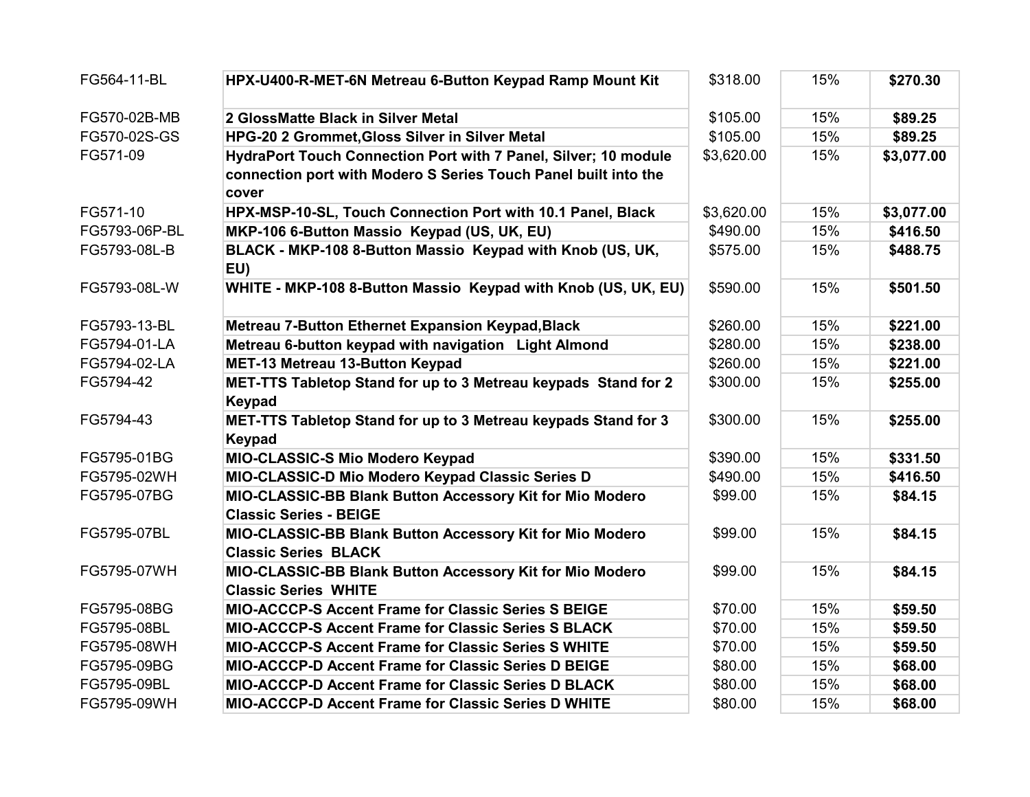| | | | | |
|---|---|---|---|---|
| FG564-11-BL | **HPX-U400-R-MET-6N Metreau 6-Button Keypad Ramp Mount Kit** | $318.00 | 15% | **$270.30** |
| FG570-02B-MB | **2 GlossMatte Black in Silver Metal** | $105.00 | 15% | **$89.25** |
| FG570-02S-GS | **HPG-20 2 Grommet,Gloss Silver in Silver Metal** | $105.00 | 15% | **$89.25** |
| FG571-09 | **HydraPort Touch Connection Port with 7 Panel, Silver; 10 module connection port with Modero S Series Touch Panel built into the cover** | $3,620.00 | 15% | **$3,077.00** |
| FG571-10 | **HPX-MSP-10-SL, Touch Connection Port with 10.1 Panel, Black** | $3,620.00 | 15% | **$3,077.00** |
| FG5793-06P-BL | **MKP-106 6-Button Massio Keypad (US, UK, EU)** | $490.00 | 15% | **$416.50** |
| FG5793-08L-B | **BLACK - MKP-108 8-Button Massio Keypad with Knob (US, UK, EU)** | $575.00 | 15% | **$488.75** |
| FG5793-08L-W | **WHITE - MKP-108 8-Button Massio Keypad with Knob (US, UK, EU)** | $590.00 | 15% | **$501.50** |
| FG5793-13-BL | **Metreau 7-Button Ethernet Expansion Keypad,Black** | $260.00 | 15% | **$221.00** |
| FG5794-01-LA | **Metreau 6-button keypad with navigation Light Almond** | $280.00 | 15% | **$238.00** |
| FG5794-02-LA | **MET-13 Metreau 13-Button Keypad** | $260.00 | 15% | **$221.00** |
| FG5794-42 | **MET-TTS Tabletop Stand for up to 3 Metreau keypads Stand for 2 Keypad** | $300.00 | 15% | **$255.00** |
| FG5794-43 | **MET-TTS Tabletop Stand for up to 3 Metreau keypads Stand for 3 Keypad** | $300.00 | 15% | **$255.00** |
| FG5795-01BG | **MIO-CLASSIC-S Mio Modero Keypad** | $390.00 | 15% | **$331.50** |
| FG5795-02WH | **MIO-CLASSIC-D Mio Modero Keypad Classic Series D** | $490.00 | 15% | **$416.50** |
| FG5795-07BG | **MIO-CLASSIC-BB Blank Button Accessory Kit for Mio Modero Classic Series - BEIGE** | $99.00 | 15% | **$84.15** |
| FG5795-07BL | **MIO-CLASSIC-BB Blank Button Accessory Kit for Mio Modero Classic Series BLACK** | $99.00 | 15% | **$84.15** |
| FG5795-07WH | **MIO-CLASSIC-BB Blank Button Accessory Kit for Mio Modero Classic Series WHITE** | $99.00 | 15% | **$84.15** |
| FG5795-08BG | **MIO-ACCCP-S Accent Frame for Classic Series S BEIGE** | $70.00 | 15% | **$59.50** |
| FG5795-08BL | **MIO-ACCCP-S Accent Frame for Classic Series S BLACK** | $70.00 | 15% | **$59.50** |
| FG5795-08WH | **MIO-ACCCP-S Accent Frame for Classic Series S WHITE** | $70.00 | 15% | **$59.50** |
| FG5795-09BG | **MIO-ACCCP-D Accent Frame for Classic Series D BEIGE** | $80.00 | 15% | **$68.00** |
| FG5795-09BL | **MIO-ACCCP-D Accent Frame for Classic Series D BLACK** | $80.00 | 15% | **$68.00** |
| FG5795-09WH | **MIO-ACCCP-D Accent Frame for Classic Series D WHITE** | $80.00 | 15% | **$68.00** |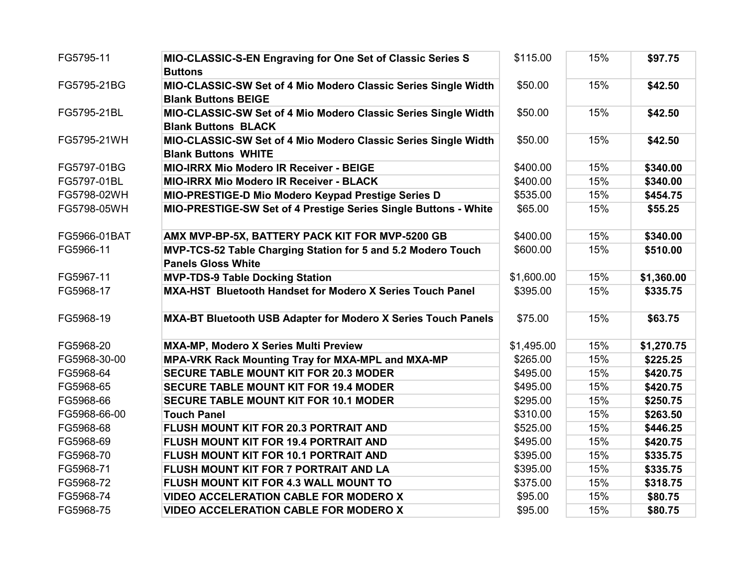| | | | | |
|---|---|---|---|---|
| FG5795-11 | **MIO-CLASSIC-S-EN Engraving for One Set of Classic Series S Buttons** | $115.00 | 15% | **$97.75** |
| FG5795-21BG | **MIO-CLASSIC-SW Set of 4 Mio Modero Classic Series Single Width Blank Buttons BEIGE** | $50.00 | 15% | **$42.50** |
| FG5795-21BL | **MIO-CLASSIC-SW Set of 4 Mio Modero Classic Series Single Width Blank Buttons BLACK** | $50.00 | 15% | **$42.50** |
| FG5795-21WH | **MIO-CLASSIC-SW Set of 4 Mio Modero Classic Series Single Width Blank Buttons WHITE** | $50.00 | 15% | **$42.50** |
| FG5797-01BG | **MIO-IRRX Mio Modero IR Receiver - BEIGE** | $400.00 | 15% | **$340.00** |
| FG5797-01BL | **MIO-IRRX Mio Modero IR Receiver - BLACK** | $400.00 | 15% | **$340.00** |
| FG5798-02WH | **MIO-PRESTIGE-D Mio Modero Keypad Prestige Series D** | $535.00 | 15% | **$454.75** |
| FG5798-05WH | **MIO-PRESTIGE-SW Set of 4 Prestige Series Single Buttons - White** | $65.00 | 15% | **$55.25** |
| FG5966-01BAT | **AMX MVP-BP-5X, BATTERY PACK KIT FOR MVP-5200 GB** | $400.00 | 15% | **$340.00** |
| FG5966-11 | **MVP-TCS-52 Table Charging Station for 5 and 5.2 Modero Touch Panels Gloss White** | $600.00 | 15% | **$510.00** |
| FG5967-11 | **MVP-TDS-9 Table Docking Station** | $1,600.00 | 15% | **$1,360.00** |
| FG5968-17 | **MXA-HST Bluetooth Handset for Modero X Series Touch Panel** | $395.00 | 15% | **$335.75** |
| FG5968-19 | **MXA-BT Bluetooth USB Adapter for Modero X Series Touch Panels** | $75.00 | 15% | **$63.75** |
| FG5968-20 | **MXA-MP, Modero X Series Multi Preview** | $1,495.00 | 15% | **$1,270.75** |
| FG5968-30-00 | **MPA-VRK Rack Mounting Tray for MXA-MPL and MXA-MP** | $265.00 | 15% | **$225.25** |
| FG5968-64 | **SECURE TABLE MOUNT KIT FOR 20.3 MODER** | $495.00 | 15% | **$420.75** |
| FG5968-65 | **SECURE TABLE MOUNT KIT FOR 19.4 MODER** | $495.00 | 15% | **$420.75** |
| FG5968-66 | **SECURE TABLE MOUNT KIT FOR 10.1 MODER** | $295.00 | 15% | **$250.75** |
| FG5968-66-00 | **Touch Panel** | $310.00 | 15% | **$263.50** |
| FG5968-68 | **FLUSH MOUNT KIT FOR 20.3 PORTRAIT AND** | $525.00 | 15% | **$446.25** |
| FG5968-69 | **FLUSH MOUNT KIT FOR 19.4 PORTRAIT AND** | $495.00 | 15% | **$420.75** |
| FG5968-70 | **FLUSH MOUNT KIT FOR 10.1 PORTRAIT AND** | $395.00 | 15% | **$335.75** |
| FG5968-71 | **FLUSH MOUNT KIT FOR 7 PORTRAIT AND LA** | $395.00 | 15% | **$335.75** |
| FG5968-72 | **FLUSH MOUNT KIT FOR 4.3 WALL MOUNT TO** | $375.00 | 15% | **$318.75** |
| FG5968-74 | **VIDEO ACCELERATION CABLE FOR MODERO X** | $95.00 | 15% | **$80.75** |
| FG5968-75 | **VIDEO ACCELERATION CABLE FOR MODERO X** | $95.00 | 15% | **$80.75** |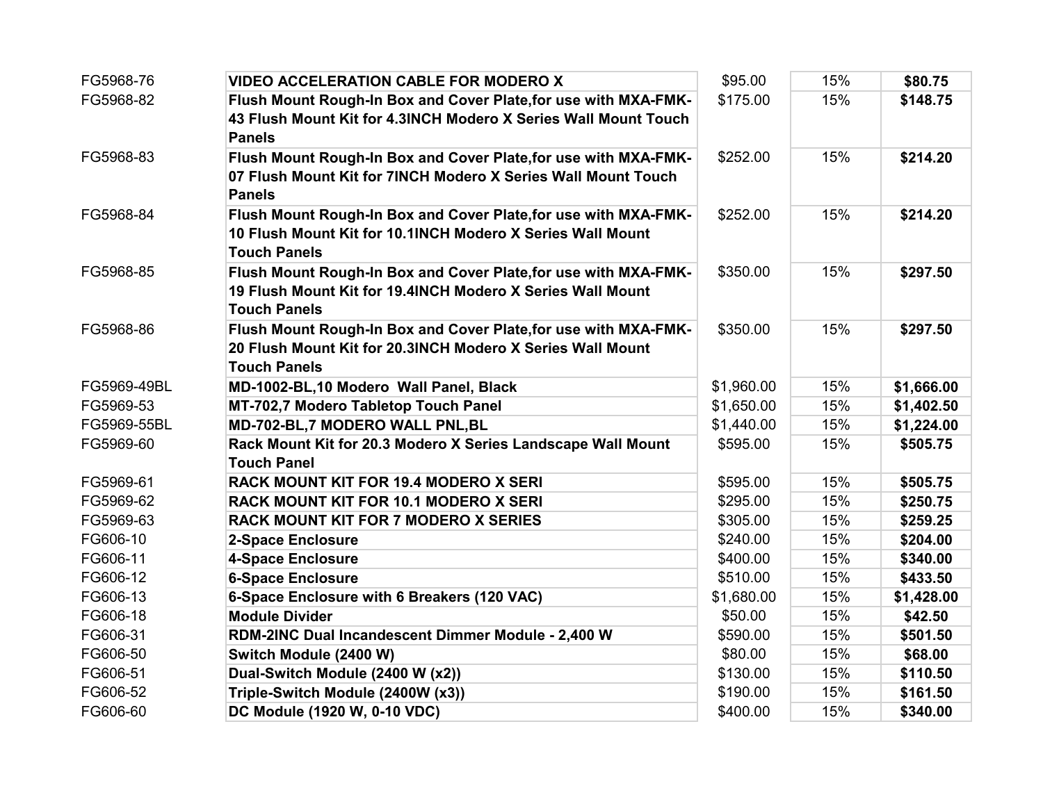| | | | | |
|---|---|---|---|---|
| FG5968-76 | **VIDEO ACCELERATION CABLE FOR MODERO X** | $95.00 | 15% | **$80.75** |
| FG5968-82 | **Flush Mount Rough-In Box and Cover Plate,for use with MXA-FMK-43 Flush Mount Kit for 4.3INCH Modero X Series Wall Mount Touch Panels** | $175.00 | 15% | **$148.75** |
| FG5968-83 | **Flush Mount Rough-In Box and Cover Plate,for use with MXA-FMK-07 Flush Mount Kit for 7INCH Modero X Series Wall Mount Touch Panels** | $252.00 | 15% | **$214.20** |
| FG5968-84 | **Flush Mount Rough-In Box and Cover Plate,for use with MXA-FMK-10 Flush Mount Kit for 10.1INCH Modero X Series Wall Mount Touch Panels** | $252.00 | 15% | **$214.20** |
| FG5968-85 | **Flush Mount Rough-In Box and Cover Plate,for use with MXA-FMK-19 Flush Mount Kit for 19.4INCH Modero X Series Wall Mount Touch Panels** | $350.00 | 15% | **$297.50** |
| FG5968-86 | **Flush Mount Rough-In Box and Cover Plate,for use with MXA-FMK-20 Flush Mount Kit for 20.3INCH Modero X Series Wall Mount Touch Panels** | $350.00 | 15% | **$297.50** |
| FG5969-49BL | **MD-1002-BL,10 Modero Wall Panel, Black** | $1,960.00 | 15% | **$1,666.00** |
| FG5969-53 | **MT-702,7 Modero Tabletop Touch Panel** | $1,650.00 | 15% | **$1,402.50** |
| FG5969-55BL | **MD-702-BL,7 MODERO WALL PNL,BL** | $1,440.00 | 15% | **$1,224.00** |
| FG5969-60 | **Rack Mount Kit for 20.3 Modero X Series Landscape Wall Mount Touch Panel** | $595.00 | 15% | **$505.75** |
| FG5969-61 | **RACK MOUNT KIT FOR 19.4 MODERO X SERI** | $595.00 | 15% | **$505.75** |
| FG5969-62 | **RACK MOUNT KIT FOR 10.1 MODERO X SERI** | $295.00 | 15% | **$250.75** |
| FG5969-63 | **RACK MOUNT KIT FOR 7 MODERO X SERIES** | $305.00 | 15% | **$259.25** |
| FG606-10 | **2-Space Enclosure** | $240.00 | 15% | **$204.00** |
| FG606-11 | **4-Space Enclosure** | $400.00 | 15% | **$340.00** |
| FG606-12 | **6-Space Enclosure** | $510.00 | 15% | **$433.50** |
| FG606-13 | **6-Space Enclosure with 6 Breakers (120 VAC)** | $1,680.00 | 15% | **$1,428.00** |
| FG606-18 | **Module Divider** | $50.00 | 15% | **$42.50** |
| FG606-31 | **RDM-2INC Dual Incandescent Dimmer Module - 2,400 W** | $590.00 | 15% | **$501.50** |
| FG606-50 | **Switch Module (2400 W)** | $80.00 | 15% | **$68.00** |
| FG606-51 | **Dual-Switch Module (2400 W (x2))** | $130.00 | 15% | **$110.50** |
| FG606-52 | **Triple-Switch Module (2400W (x3))** | $190.00 | 15% | **$161.50** |
| FG606-60 | **DC Module (1920 W, 0-10 VDC)** | $400.00 | 15% | **$340.00** |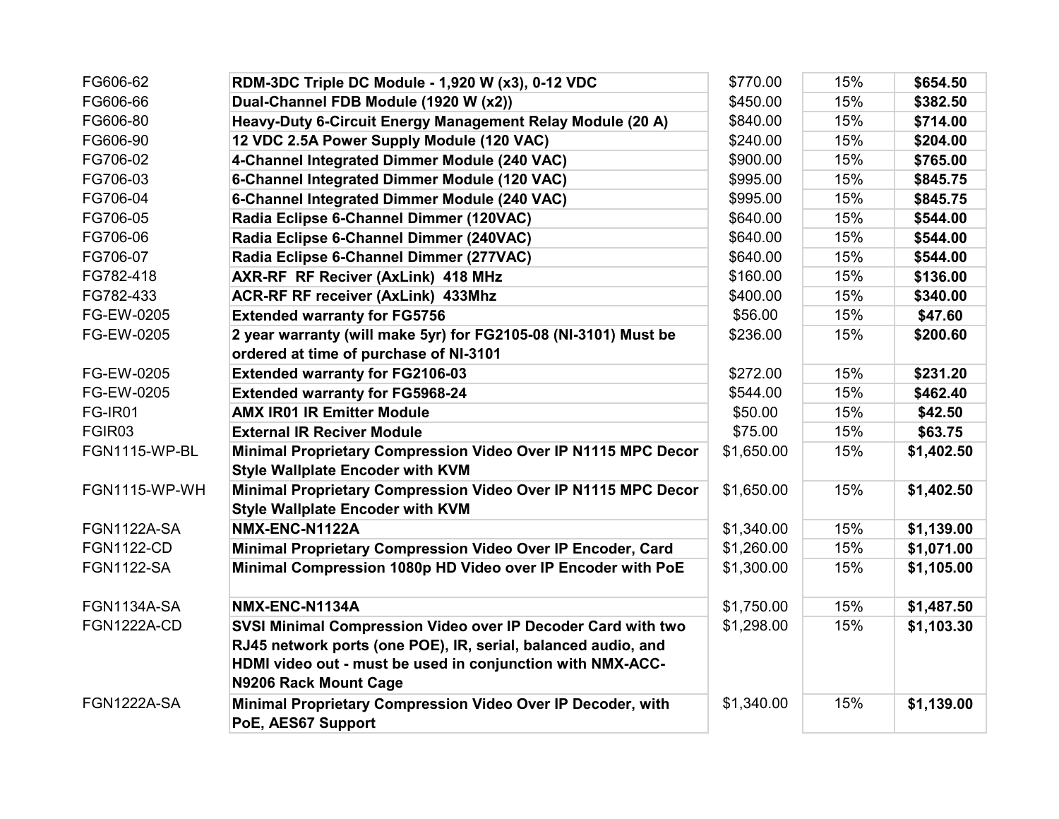| | | | | |
|---|---|---|---|---|
| FG606-62 | **RDM-3DC Triple DC Module - 1,920 W (x3), 0-12 VDC** | $770.00 | 15% | **$654.50** |
| FG606-66 | **Dual-Channel FDB Module (1920 W (x2))** | $450.00 | 15% | **$382.50** |
| FG606-80 | **Heavy-Duty 6-Circuit Energy Management Relay Module (20 A)** | $840.00 | 15% | **$714.00** |
| FG606-90 | **12 VDC 2.5A Power Supply Module (120 VAC)** | $240.00 | 15% | **$204.00** |
| FG706-02 | **4-Channel Integrated Dimmer Module (240 VAC)** | $900.00 | 15% | **$765.00** |
| FG706-03 | **6-Channel Integrated Dimmer Module (120 VAC)** | $995.00 | 15% | **$845.75** |
| FG706-04 | **6-Channel Integrated Dimmer Module (240 VAC)** | $995.00 | 15% | **$845.75** |
| FG706-05 | **Radia Eclipse 6-Channel Dimmer (120VAC)** | $640.00 | 15% | **$544.00** |
| FG706-06 | **Radia Eclipse 6-Channel Dimmer (240VAC)** | $640.00 | 15% | **$544.00** |
| FG706-07 | **Radia Eclipse 6-Channel Dimmer (277VAC)** | $640.00 | 15% | **$544.00** |
| FG782-418 | **AXR-RF RF Reciver (AxLink) 418 MHz** | $160.00 | 15% | **$136.00** |
| FG782-433 | **ACR-RF RF receiver (AxLink) 433Mhz** | $400.00 | 15% | **$340.00** |
| FG-EW-0205 | **Extended warranty for FG5756** | $56.00 | 15% | **$47.60** |
| FG-EW-0205 | **2 year warranty (will make 5yr) for FG2105-08 (NI-3101) Must be ordered at time of purchase of NI-3101** | $236.00 | 15% | **$200.60** |
| FG-EW-0205 | **Extended warranty for FG2106-03** | $272.00 | 15% | **$231.20** |
| FG-EW-0205 | **Extended warranty for FG5968-24** | $544.00 | 15% | **$462.40** |
| FG-IR01 | **AMX IR01 IR Emitter Module** | $50.00 | 15% | **$42.50** |
| FGIR03 | **External IR Reciver Module** | $75.00 | 15% | **$63.75** |
| FGN1115-WP-BL | **Minimal Proprietary Compression Video Over IP N1115 MPC Decor Style Wallplate Encoder with KVM** | $1,650.00 | 15% | **$1,402.50** |
| FGN1115-WP-WH | **Minimal Proprietary Compression Video Over IP N1115 MPC Decor Style Wallplate Encoder with KVM** | $1,650.00 | 15% | **$1,402.50** |
| FGN1122A-SA | **NMX-ENC-N1122A** | $1,340.00 | 15% | **$1,139.00** |
| FGN1122-CD | **Minimal Proprietary Compression Video Over IP Encoder, Card** | $1,260.00 | 15% | **$1,071.00** |
| FGN1122-SA | **Minimal Compression 1080p HD Video over IP Encoder with PoE** | $1,300.00 | 15% | **$1,105.00** |
| FGN1134A-SA | **NMX-ENC-N1134A** | $1,750.00 | 15% | **$1,487.50** |
| FGN1222A-CD | **SVSI Minimal Compression Video over IP Decoder Card with two RJ45 network ports (one POE), IR, serial, balanced audio, and HDMI video out - must be used in conjunction with NMX-ACC-N9206 Rack Mount Cage** | $1,298.00 | 15% | **$1,103.30** |
| FGN1222A-SA | **Minimal Proprietary Compression Video Over IP Decoder, with PoE, AES67 Support** | $1,340.00 | 15% | **$1,139.00** |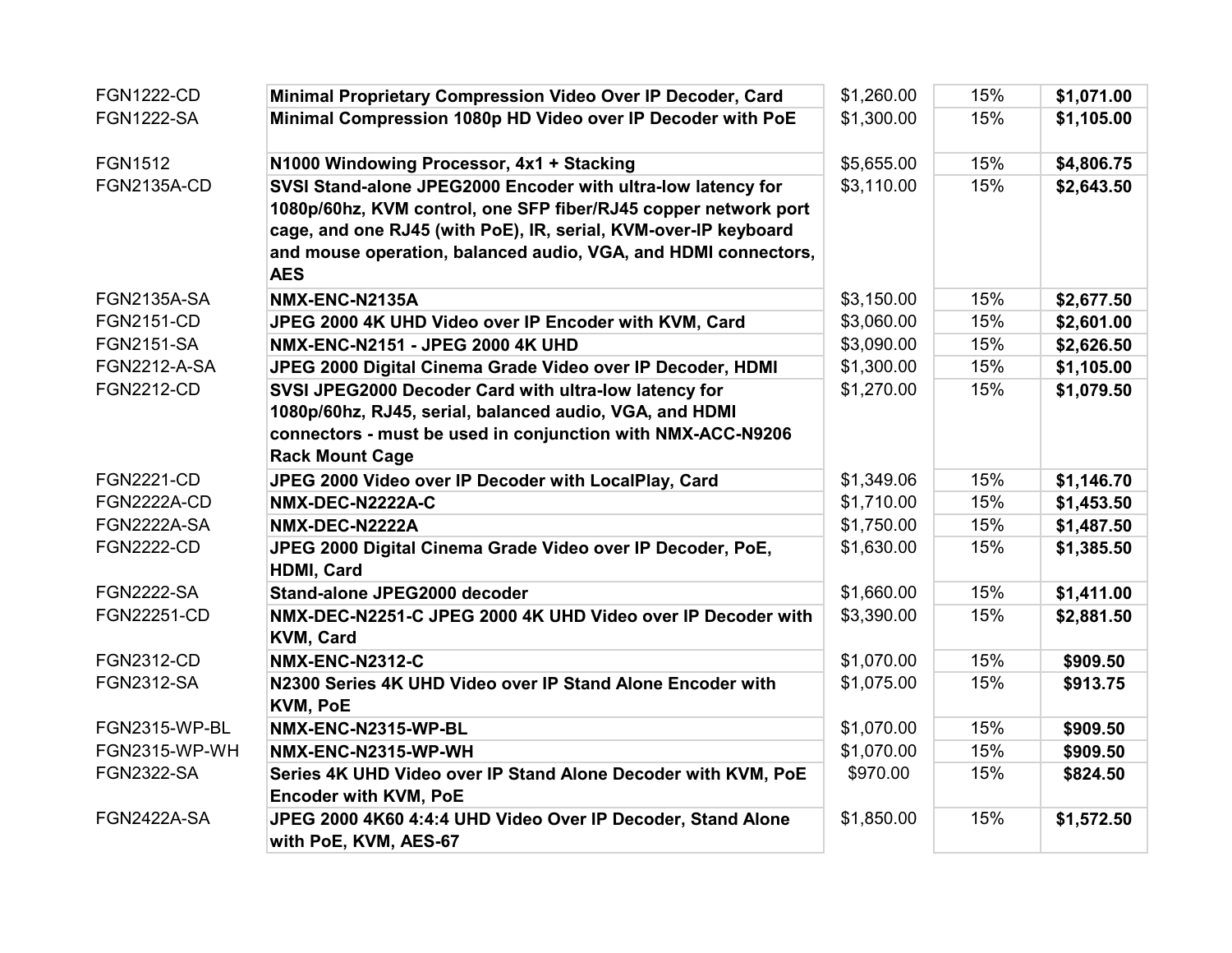| | | | | |
|---|---|---|---|---|
| FGN1222-CD | **Minimal Proprietary Compression Video Over IP Decoder, Card** | $1,260.00 | 15% | **$1,071.00** |
| FGN1222-SA | **Minimal Compression 1080p HD Video over IP Decoder with PoE** | $1,300.00 | 15% | **$1,105.00** |
| FGN1512 | **N1000 Windowing Processor, 4x1 + Stacking** | $5,655.00 | 15% | **$4,806.75** |
| FGN2135A-CD | **SVSI Stand-alone JPEG2000 Encoder with ultra-low latency for 1080p/60hz, KVM control, one SFP fiber/RJ45 copper network port cage, and one RJ45 (with PoE), IR, serial, KVM-over-IP keyboard and mouse operation, balanced audio, VGA, and HDMI connectors, AES** | $3,110.00 | 15% | **$2,643.50** |
| FGN2135A-SA | **NMX-ENC-N2135A** | $3,150.00 | 15% | **$2,677.50** |
| FGN2151-CD | **JPEG 2000 4K UHD Video over IP Encoder with KVM, Card** | $3,060.00 | 15% | **$2,601.00** |
| FGN2151-SA | **NMX-ENC-N2151 - JPEG 2000 4K UHD** | $3,090.00 | 15% | **$2,626.50** |
| FGN2212-A-SA | **JPEG 2000 Digital Cinema Grade Video over IP Decoder, HDMI** | $1,300.00 | 15% | **$1,105.00** |
| FGN2212-CD | **SVSI JPEG2000 Decoder Card with ultra-low latency for 1080p/60hz, RJ45, serial, balanced audio, VGA, and HDMI connectors - must be used in conjunction with NMX-ACC-N9206 Rack Mount Cage** | $1,270.00 | 15% | **$1,079.50** |
| FGN2221-CD | **JPEG 2000 Video over IP Decoder with LocalPlay, Card** | $1,349.06 | 15% | **$1,146.70** |
| FGN2222A-CD | **NMX-DEC-N2222A-C** | $1,710.00 | 15% | **$1,453.50** |
| FGN2222A-SA | **NMX-DEC-N2222A** | $1,750.00 | 15% | **$1,487.50** |
| FGN2222-CD | **JPEG 2000 Digital Cinema Grade Video over IP Decoder, PoE, HDMI, Card** | $1,630.00 | 15% | **$1,385.50** |
| FGN2222-SA | **Stand-alone JPEG2000 decoder** | $1,660.00 | 15% | **$1,411.00** |
| FGN22251-CD | **NMX-DEC-N2251-C JPEG 2000 4K UHD Video over IP Decoder with KVM, Card** | $3,390.00 | 15% | **$2,881.50** |
| FGN2312-CD | **NMX-ENC-N2312-C** | $1,070.00 | 15% | **$909.50** |
| FGN2312-SA | **N2300 Series 4K UHD Video over IP Stand Alone Encoder with KVM, PoE** | $1,075.00 | 15% | **$913.75** |
| FGN2315-WP-BL | **NMX-ENC-N2315-WP-BL** | $1,070.00 | 15% | **$909.50** |
| FGN2315-WP-WH | **NMX-ENC-N2315-WP-WH** | $1,070.00 | 15% | **$909.50** |
| FGN2322-SA | **Series 4K UHD Video over IP Stand Alone Decoder with KVM, PoE Encoder with KVM, PoE** | $970.00 | 15% | **$824.50** |
| FGN2422A-SA | **JPEG 2000 4K60 4:4:4 UHD Video Over IP Decoder, Stand Alone with PoE, KVM, AES-67** | $1,850.00 | 15% | **$1,572.50** |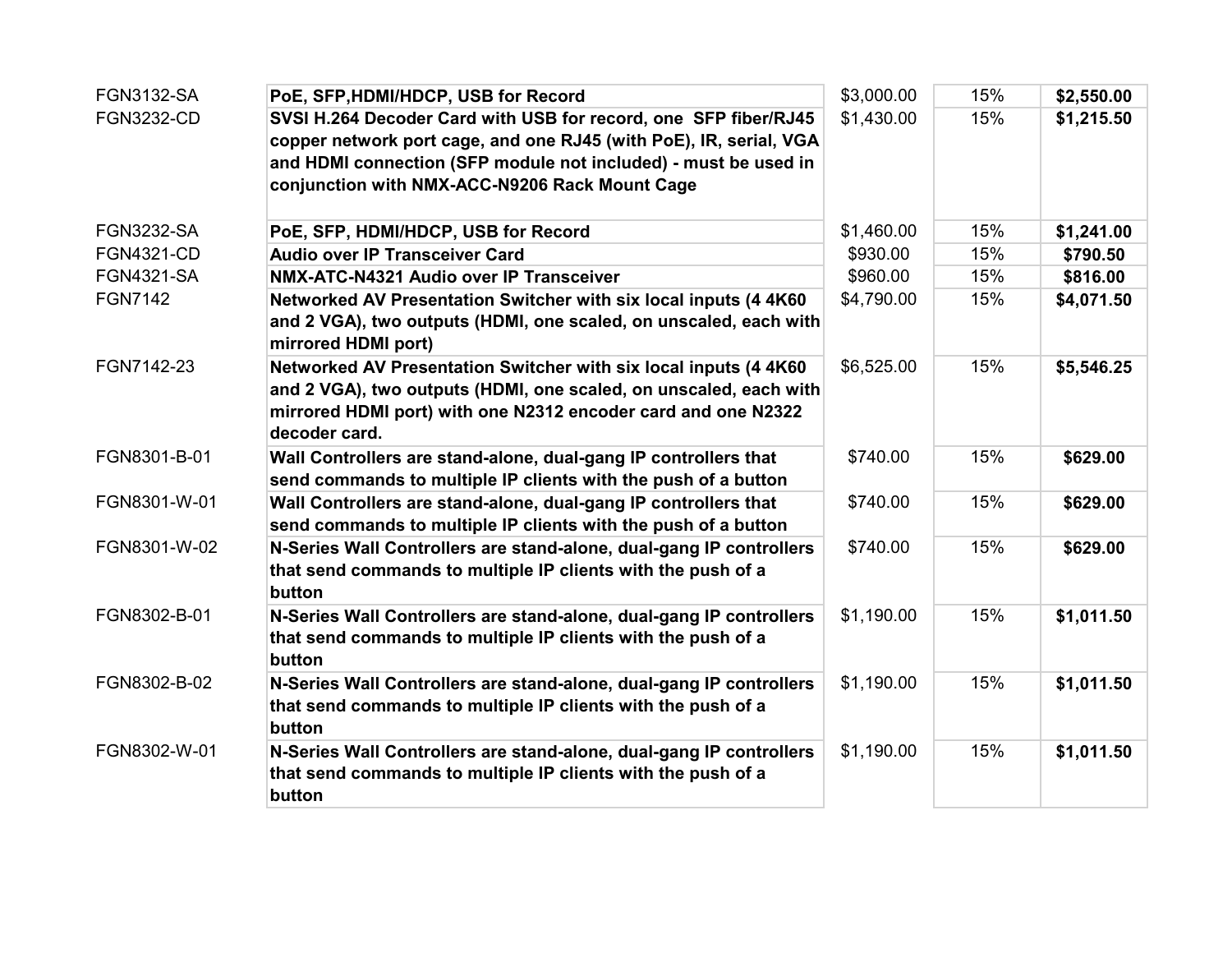| | | | | |
|---|---|---|---|---|
| FGN3132-SA | **PoE, SFP,HDMI/HDCP, USB for Record** | $3,000.00 | 15% | **$2,550.00** |
| FGN3232-CD | **SVSI H.264 Decoder Card with USB for record, one SFP fiber/RJ45 copper network port cage, and one RJ45 (with PoE), IR, serial, VGA and HDMI connection (SFP module not included) - must be used in conjunction with NMX-ACC-N9206 Rack Mount Cage** | $1,430.00 | 15% | **$1,215.50** |
| FGN3232-SA | **PoE, SFP, HDMI/HDCP, USB for Record** | $1,460.00 | 15% | **$1,241.00** |
| FGN4321-CD | **Audio over IP Transceiver Card** | $930.00 | 15% | **$790.50** |
| FGN4321-SA | **NMX-ATC-N4321 Audio over IP Transceiver** | $960.00 | 15% | **$816.00** |
| FGN7142 | **Networked AV Presentation Switcher with six local inputs (4 4K60 and 2 VGA), two outputs (HDMI, one scaled, on unscaled, each with mirrored HDMI port)** | $4,790.00 | 15% | **$4,071.50** |
| FGN7142-23 | **Networked AV Presentation Switcher with six local inputs (4 4K60 and 2 VGA), two outputs (HDMI, one scaled, on unscaled, each with mirrored HDMI port) with one N2312 encoder card and one N2322 decoder card.** | $6,525.00 | 15% | **$5,546.25** |
| FGN8301-B-01 | **Wall Controllers are stand-alone, dual-gang IP controllers that send commands to multiple IP clients with the push of a button** | $740.00 | 15% | **$629.00** |
| FGN8301-W-01 | **Wall Controllers are stand-alone, dual-gang IP controllers that send commands to multiple IP clients with the push of a button** | $740.00 | 15% | **$629.00** |
| FGN8301-W-02 | **N-Series Wall Controllers are stand-alone, dual-gang IP controllers that send commands to multiple IP clients with the push of a button** | $740.00 | 15% | **$629.00** |
| FGN8302-B-01 | **N-Series Wall Controllers are stand-alone, dual-gang IP controllers that send commands to multiple IP clients with the push of a button** | $1,190.00 | 15% | **$1,011.50** |
| FGN8302-B-02 | **N-Series Wall Controllers are stand-alone, dual-gang IP controllers that send commands to multiple IP clients with the push of a button** | $1,190.00 | 15% | **$1,011.50** |
| FGN8302-W-01 | **N-Series Wall Controllers are stand-alone, dual-gang IP controllers that send commands to multiple IP clients with the push of a button** | $1,190.00 | 15% | **$1,011.50** |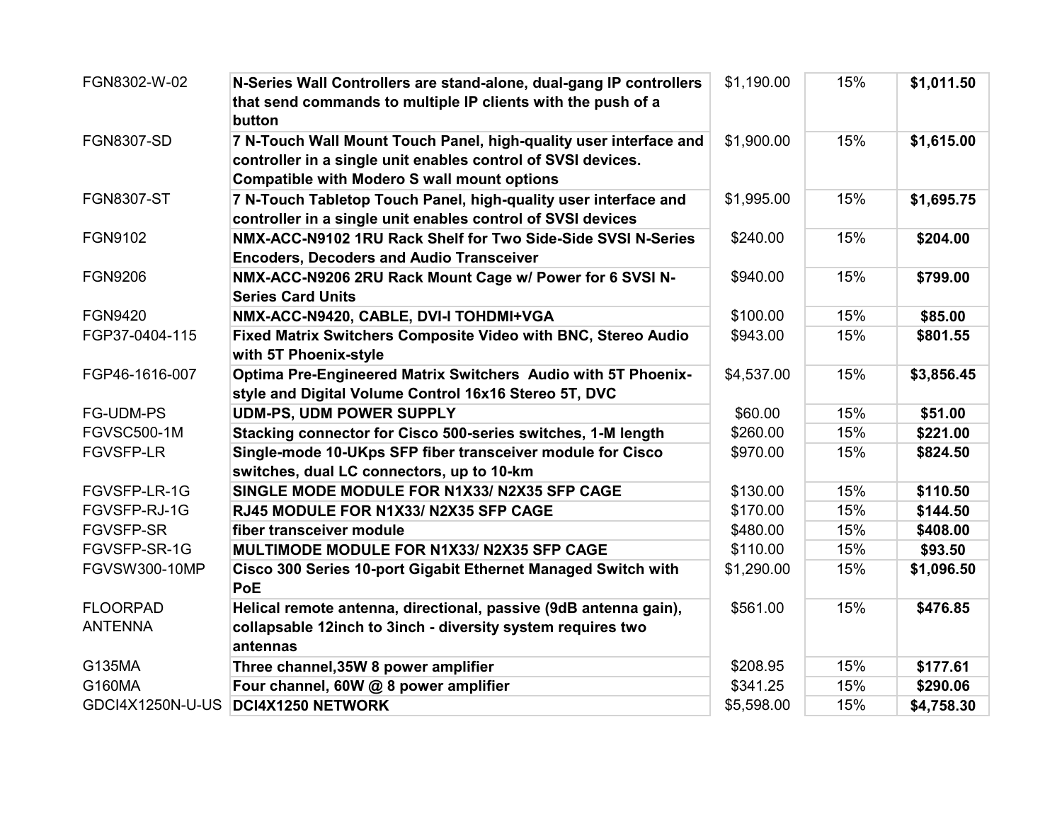| | | | | |
|---|---|---|---|---|
| FGN8302-W-02 | **N-Series Wall Controllers are stand-alone, dual-gang IP controllers that send commands to multiple IP clients with the push of a button** | $1,190.00 | 15% | **$1,011.50** |
| FGN8307-SD | **7 N-Touch Wall Mount Touch Panel, high-quality user interface and controller in a single unit enables control of SVSI devices. Compatible with Modero S wall mount options** | $1,900.00 | 15% | **$1,615.00** |
| FGN8307-ST | **7 N-Touch Tabletop Touch Panel, high-quality user interface and controller in a single unit enables control of SVSI devices** | $1,995.00 | 15% | **$1,695.75** |
| FGN9102 | **NMX-ACC-N9102 1RU Rack Shelf for Two Side-Side SVSI N-Series Encoders, Decoders and Audio Transceiver** | $240.00 | 15% | **$204.00** |
| FGN9206 | **NMX-ACC-N9206 2RU Rack Mount Cage w/ Power for 6 SVSI N-Series Card Units** | $940.00 | 15% | **$799.00** |
| FGN9420 | **NMX-ACC-N9420, CABLE, DVI-I TOHDMI+VGA** | $100.00 | 15% | **$85.00** |
| FGP37-0404-115 | **Fixed Matrix Switchers Composite Video with BNC, Stereo Audio with 5T Phoenix-style** | $943.00 | 15% | **$801.55** |
| FGP46-1616-007 | **Optima Pre-Engineered Matrix Switchers Audio with 5T Phoenix-style and Digital Volume Control 16x16 Stereo 5T, DVC** | $4,537.00 | 15% | **$3,856.45** |
| FG-UDM-PS | **UDM-PS, UDM POWER SUPPLY** | $60.00 | 15% | **$51.00** |
| FGVSC500-1M | **Stacking connector for Cisco 500-series switches, 1-M length** | $260.00 | 15% | **$221.00** |
| FGVSFP-LR | **Single-mode 10-UKps SFP fiber transceiver module for Cisco switches, dual LC connectors, up to 10-km** | $970.00 | 15% | **$824.50** |
| FGVSFP-LR-1G | **SINGLE MODE MODULE FOR N1X33/ N2X35 SFP CAGE** | $130.00 | 15% | **$110.50** |
| FGVSFP-RJ-1G | **RJ45 MODULE FOR N1X33/ N2X35 SFP CAGE** | $170.00 | 15% | **$144.50** |
| FGVSFP-SR | **fiber transceiver module** | $480.00 | 15% | **$408.00** |
| FGVSFP-SR-1G | **MULTIMODE MODULE FOR N1X33/ N2X35 SFP CAGE** | $110.00 | 15% | **$93.50** |
| FGVSW300-10MP | **Cisco 300 Series 10-port Gigabit Ethernet Managed Switch with PoE** | $1,290.00 | 15% | **$1,096.50** |
| FLOORPAD ANTENNA | **Helical remote antenna, directional, passive (9dB antenna gain), collapsable 12inch to 3inch - diversity system requires two antennas** | $561.00 | 15% | **$476.85** |
| G135MA | **Three channel,35W 8 power amplifier** | $208.95 | 15% | **$177.61** |
| G160MA | **Four channel, 60W @ 8 power amplifier** | $341.25 | 15% | **$290.06** |
| GDCI4X1250N-U-US | **DCI4X1250 NETWORK** | $5,598.00 | 15% | **$4,758.30** |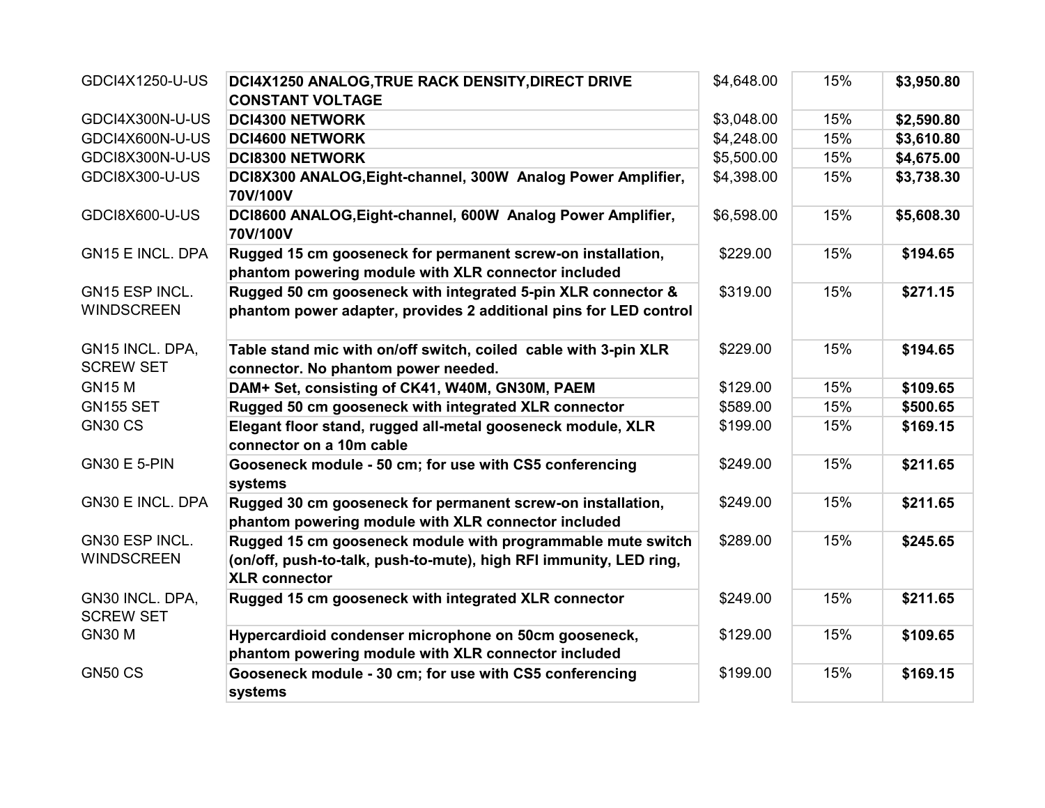| | | | | |
|---|---|---|---|---|
| GDCI4X1250-U-US | **DCI4X1250 ANALOG,TRUE RACK DENSITY,DIRECT DRIVE CONSTANT VOLTAGE** | $4,648.00 | 15% | **$3,950.80** |
| GDCI4X300N-U-US | **DCI4300 NETWORK** | $3,048.00 | 15% | **$2,590.80** |
| GDCI4X600N-U-US | **DCI4600 NETWORK** | $4,248.00 | 15% | **$3,610.80** |
| GDCI8X300N-U-US | **DCI8300 NETWORK** | $5,500.00 | 15% | **$4,675.00** |
| GDCI8X300-U-US | **DCI8X300 ANALOG,Eight-channel, 300W Analog Power Amplifier, 70V/100V** | $4,398.00 | 15% | **$3,738.30** |
| GDCI8X600-U-US | **DCI8600 ANALOG,Eight-channel, 600W Analog Power Amplifier, 70V/100V** | $6,598.00 | 15% | **$5,608.30** |
| GN15 E INCL. DPA | **Rugged 15 cm gooseneck for permanent screw-on installation, phantom powering module with XLR connector included** | $229.00 | 15% | **$194.65** |
| GN15 ESP INCL. WINDSCREEN | **Rugged 50 cm gooseneck with integrated 5-pin XLR connector & phantom power adapter, provides 2 additional pins for LED control** | $319.00 | 15% | **$271.15** |
| GN15 INCL. DPA, SCREW SET | **Table stand mic with on/off switch, coiled cable with 3-pin XLR connector. No phantom power needed.** | $229.00 | 15% | **$194.65** |
| GN15 M | **DAM+ Set, consisting of CK41, W40M, GN30M, PAEM** | $129.00 | 15% | **$109.65** |
| GN155 SET | **Rugged 50 cm gooseneck with integrated XLR connector** | $589.00 | 15% | **$500.65** |
| GN30 CS | **Elegant floor stand, rugged all-metal gooseneck module, XLR connector on a 10m cable** | $199.00 | 15% | **$169.15** |
| GN30 E 5-PIN | **Gooseneck module - 50 cm; for use with CS5 conferencing systems** | $249.00 | 15% | **$211.65** |
| GN30 E INCL. DPA | **Rugged 30 cm gooseneck for permanent screw-on installation, phantom powering module with XLR connector included** | $249.00 | 15% | **$211.65** |
| GN30 ESP INCL. WINDSCREEN | **Rugged 15 cm gooseneck module with programmable mute switch (on/off, push-to-talk, push-to-mute), high RFI immunity, LED ring, XLR connector** | $289.00 | 15% | **$245.65** |
| GN30 INCL. DPA, SCREW SET | **Rugged 15 cm gooseneck with integrated XLR connector** | $249.00 | 15% | **$211.65** |
| GN30 M | **Hypercardioid condenser microphone on 50cm gooseneck, phantom powering module with XLR connector included** | $129.00 | 15% | **$109.65** |
| GN50 CS | **Gooseneck module - 30 cm; for use with CS5 conferencing systems** | $199.00 | 15% | **$169.15** |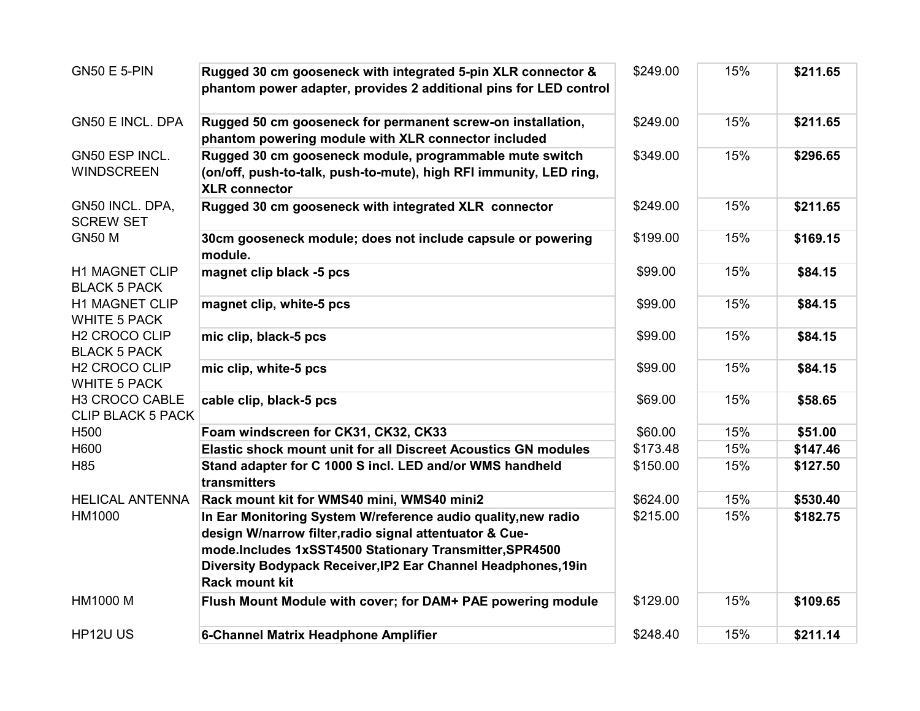| | | | | |
|---|---|---|---|---|
| GN50 E 5-PIN | **Rugged 30 cm gooseneck with integrated 5-pin XLR connector & phantom power adapter, provides 2 additional pins for LED control** | $249.00 | 15% | **$211.65** |
| GN50 E INCL. DPA | **Rugged 50 cm gooseneck for permanent screw-on installation, phantom powering module with XLR connector included** | $249.00 | 15% | **$211.65** |
| GN50 ESP INCL. WINDSCREEN | **Rugged 30 cm gooseneck module, programmable mute switch (on/off, push-to-talk, push-to-mute), high RFI immunity, LED ring, XLR connector** | $349.00 | 15% | **$296.65** |
| GN50 INCL. DPA, SCREW SET | **Rugged 30 cm gooseneck with integrated XLR connector** | $249.00 | 15% | **$211.65** |
| GN50 M | **30cm gooseneck module; does not include capsule or powering module.** | $199.00 | 15% | **$169.15** |
| H1 MAGNET CLIP BLACK 5 PACK | **magnet clip black -5 pcs** | $99.00 | 15% | **$84.15** |
| H1 MAGNET CLIP WHITE 5 PACK | **magnet clip, white-5 pcs** | $99.00 | 15% | **$84.15** |
| H2 CROCO CLIP BLACK 5 PACK | **mic clip, black-5 pcs** | $99.00 | 15% | **$84.15** |
| H2 CROCO CLIP WHITE 5 PACK | **mic clip, white-5 pcs** | $99.00 | 15% | **$84.15** |
| H3 CROCO CABLE CLIP BLACK 5 PACK | **cable clip, black-5 pcs** | $69.00 | 15% | **$58.65** |
| H500 | **Foam windscreen for CK31, CK32, CK33** | $60.00 | 15% | **$51.00** |
| H600 | **Elastic shock mount unit for all Discreet Acoustics GN modules** | $173.48 | 15% | **$147.46** |
| H85 | **Stand adapter for C 1000 S incl. LED and/or WMS handheld transmitters** | $150.00 | 15% | **$127.50** |
| HELICAL ANTENNA | **Rack mount kit for WMS40 mini, WMS40 mini2** | $624.00 | 15% | **$530.40** |
| HM1000 | **In Ear Monitoring System W/reference audio quality,new radio design W/narrow filter,radio signal attentuator & Cue-mode.Includes 1xSST4500 Stationary Transmitter,SPR4500 Diversity Bodypack Receiver,IP2 Ear Channel Headphones,19in Rack mount kit** | $215.00 | 15% | **$182.75** |
| HM1000 M | **Flush Mount Module with cover; for DAM+ PAE powering module** | $129.00 | 15% | **$109.65** |
| HP12U US | **6-Channel Matrix Headphone Amplifier** | $248.40 | 15% | **$211.14** |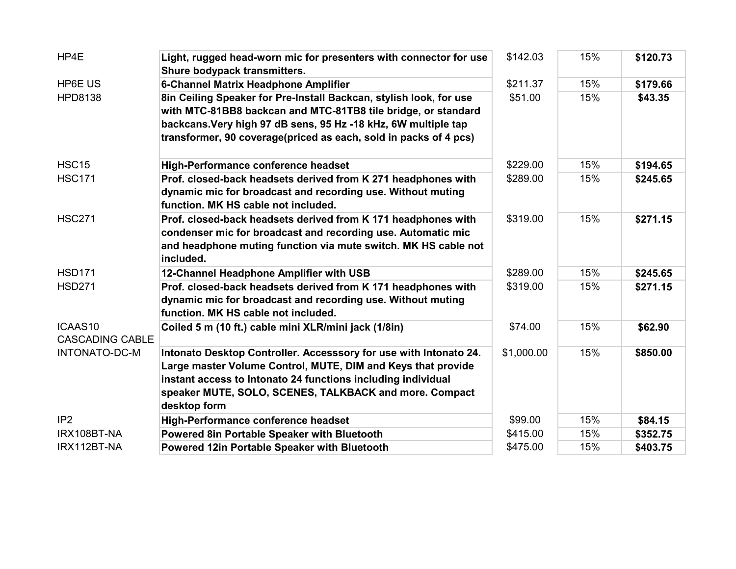| | | | | |
|---|---|---|---|---|
| HP4E | **Light, rugged head-worn mic for presenters with connector for use Shure bodypack transmitters.** | $142.03 | 15% | **$120.73** |
| HP6E US | **6-Channel Matrix Headphone Amplifier** | $211.37 | 15% | **$179.66** |
| HPD8138 | **8in Ceiling Speaker for Pre-Install Backcan, stylish look, for use with MTC-81BB8 backcan and MTC-81TB8 tile bridge, or standard backcans.Very high 97 dB sens, 95 Hz -18 kHz, 6W multiple tap transformer, 90 coverage(priced as each, sold in packs of 4 pcs)** | $51.00 | 15% | **$43.35** |
| HSC15 | **High-Performance conference headset** | $229.00 | 15% | **$194.65** |
| HSC171 | **Prof. closed-back headsets derived from K 271 headphones with dynamic mic for broadcast and recording use. Without muting function. MK HS cable not included.** | $289.00 | 15% | **$245.65** |
| HSC271 | **Prof. closed-back headsets derived from K 171 headphones with condenser mic for broadcast and recording use. Automatic mic and headphone muting function via mute switch. MK HS cable not included.** | $319.00 | 15% | **$271.15** |
| HSD171 | **12-Channel Headphone Amplifier with USB** | $289.00 | 15% | **$245.65** |
| HSD271 | **Prof. closed-back headsets derived from K 171 headphones with dynamic mic for broadcast and recording use. Without muting function. MK HS cable not included.** | $319.00 | 15% | **$271.15** |
| ICAAS10 CASCADING CABLE | **Coiled 5 m (10 ft.) cable mini XLR/mini jack (1/8in)** | $74.00 | 15% | **$62.90** |
| INTONATO-DC-M | **Intonato Desktop Controller. Accesssory for use with Intonato 24. Large master Volume Control, MUTE, DIM and Keys that provide instant access to Intonato 24 functions including individual speaker MUTE, SOLO, SCENES, TALKBACK and more. Compact desktop form** | $1,000.00 | 15% | **$850.00** |
| IP2 | **High-Performance conference headset** | $99.00 | 15% | **$84.15** |
| IRX108BT-NA | **Powered 8in Portable Speaker with Bluetooth** | $415.00 | 15% | **$352.75** |
| IRX112BT-NA | **Powered 12in Portable Speaker with Bluetooth** | $475.00 | 15% | **$403.75** |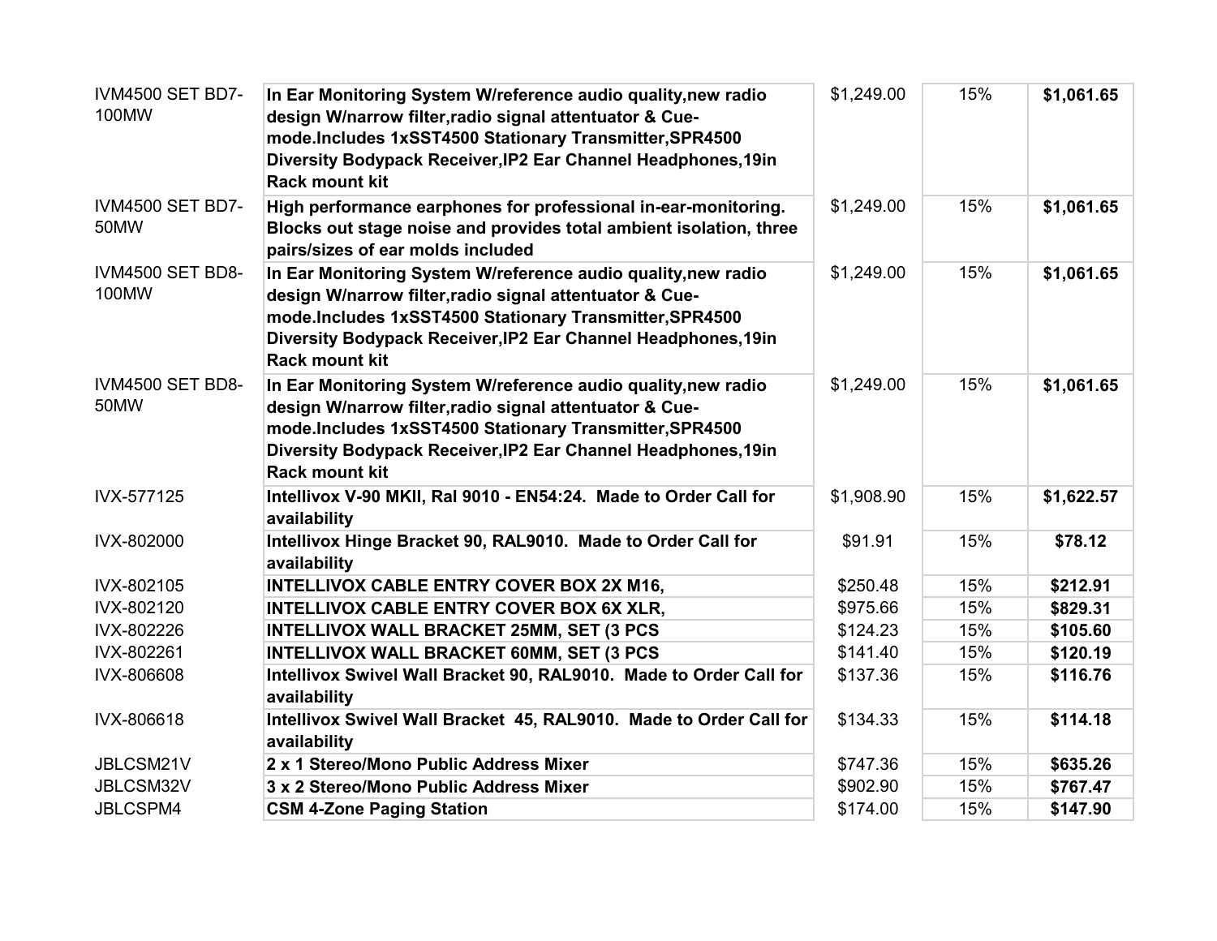| | | | | |
|---|---|---|---|---|
| IVM4500 SET BD7-100MW | **In Ear Monitoring System W/reference audio quality,new radio design W/narrow filter,radio signal attentuator & Cue-mode.Includes 1xSST4500 Stationary Transmitter,SPR4500 Diversity Bodypack Receiver,IP2 Ear Channel Headphones,19in Rack mount kit** | $1,249.00 | 15% | **$1,061.65** |
| IVM4500 SET BD7-50MW | **High performance earphones for professional in-ear-monitoring. Blocks out stage noise and provides total ambient isolation, three pairs/sizes of ear molds included** | $1,249.00 | 15% | **$1,061.65** |
| IVM4500 SET BD8-100MW | **In Ear Monitoring System W/reference audio quality,new radio design W/narrow filter,radio signal attentuator & Cue-mode.Includes 1xSST4500 Stationary Transmitter,SPR4500 Diversity Bodypack Receiver,IP2 Ear Channel Headphones,19in Rack mount kit** | $1,249.00 | 15% | **$1,061.65** |
| IVM4500 SET BD8-50MW | **In Ear Monitoring System W/reference audio quality,new radio design W/narrow filter,radio signal attentuator & Cue-mode.Includes 1xSST4500 Stationary Transmitter,SPR4500 Diversity Bodypack Receiver,IP2 Ear Channel Headphones,19in Rack mount kit** | $1,249.00 | 15% | **$1,061.65** |
| IVX-577125 | **Intellivox V-90 MKII, Ral 9010 - EN54:24. Made to Order Call for availability** | $1,908.90 | 15% | **$1,622.57** |
| IVX-802000 | **Intellivox Hinge Bracket 90, RAL9010. Made to Order Call for availability** | $91.91 | 15% | **$78.12** |
| IVX-802105 | **INTELLIVOX CABLE ENTRY COVER BOX 2X M16,** | $250.48 | 15% | **$212.91** |
| IVX-802120 | **INTELLIVOX CABLE ENTRY COVER BOX 6X XLR,** | $975.66 | 15% | **$829.31** |
| IVX-802226 | **INTELLIVOX WALL BRACKET 25MM, SET (3 PCS** | $124.23 | 15% | **$105.60** |
| IVX-802261 | **INTELLIVOX WALL BRACKET 60MM, SET (3 PCS** | $141.40 | 15% | **$120.19** |
| IVX-806608 | **Intellivox Swivel Wall Bracket 90, RAL9010. Made to Order Call for availability** | $137.36 | 15% | **$116.76** |
| IVX-806618 | **Intellivox Swivel Wall Bracket 45, RAL9010. Made to Order Call for availability** | $134.33 | 15% | **$114.18** |
| JBLCSM21V | **2 x 1 Stereo/Mono Public Address Mixer** | $747.36 | 15% | **$635.26** |
| JBLCSM32V | **3 x 2 Stereo/Mono Public Address Mixer** | $902.90 | 15% | **$767.47** |
| JBLCSPM4 | **CSM 4-Zone Paging Station** | $174.00 | 15% | **$147.90** |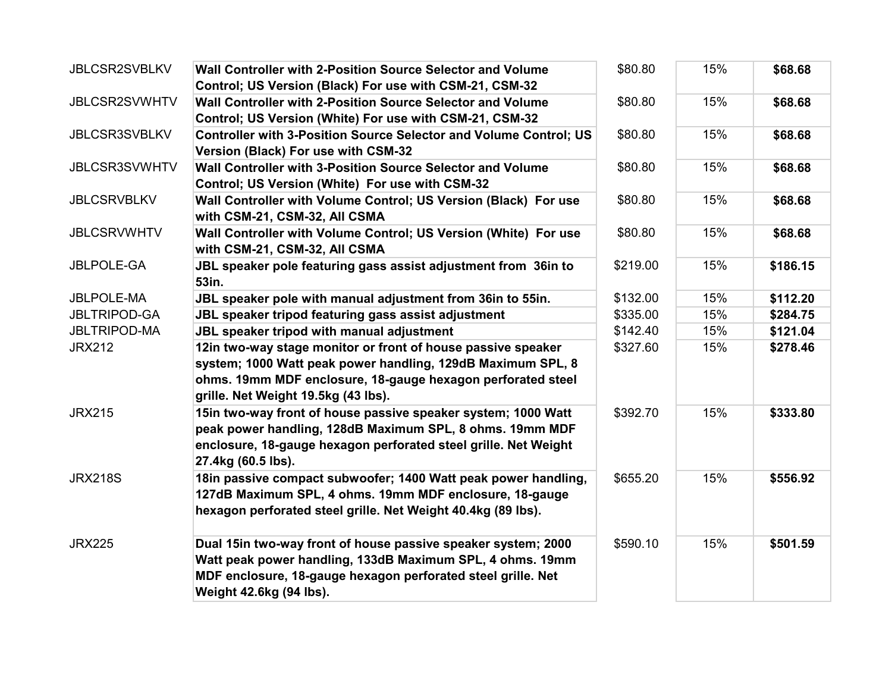| | | | | |
|---|---|---|---|---|
| JBLCSR2SVBLKV | **Wall Controller with 2-Position Source Selector and Volume Control; US Version (Black) For use with CSM-21, CSM-32** | $80.80 | 15% | **$68.68** |
| JBLCSR2SVWHTV | **Wall Controller with 2-Position Source Selector and Volume Control; US Version (White) For use with CSM-21, CSM-32** | $80.80 | 15% | **$68.68** |
| JBLCSR3SVBLKV | **Controller with 3-Position Source Selector and Volume Control; US Version (Black) For use with CSM-32** | $80.80 | 15% | **$68.68** |
| JBLCSR3SVWHTV | **Wall Controller with 3-Position Source Selector and Volume Control; US Version (White) For use with CSM-32** | $80.80 | 15% | **$68.68** |
| JBLCSRVBLKV | **Wall Controller with Volume Control; US Version (Black) For use with CSM-21, CSM-32, All CSMA** | $80.80 | 15% | **$68.68** |
| JBLCSRVWHTV | **Wall Controller with Volume Control; US Version (White) For use with CSM-21, CSM-32, All CSMA** | $80.80 | 15% | **$68.68** |
| JBLPOLE-GA | **JBL speaker pole featuring gass assist adjustment from 36in to 53in.** | $219.00 | 15% | **$186.15** |
| JBLPOLE-MA | **JBL speaker pole with manual adjustment from 36in to 55in.** | $132.00 | 15% | **$112.20** |
| JBLTRIPOD-GA | **JBL speaker tripod featuring gass assist adjustment** | $335.00 | 15% | **$284.75** |
| JBLTRIPOD-MA | **JBL speaker tripod with manual adjustment** | $142.40 | 15% | **$121.04** |
| JRX212 | **12in two-way stage monitor or front of house passive speaker system; 1000 Watt peak power handling, 129dB Maximum SPL, 8 ohms. 19mm MDF enclosure, 18-gauge hexagon perforated steel grille. Net Weight 19.5kg (43 lbs).** | $327.60 | 15% | **$278.46** |
| JRX215 | **15in two-way front of house passive speaker system; 1000 Watt peak power handling, 128dB Maximum SPL, 8 ohms. 19mm MDF enclosure, 18-gauge hexagon perforated steel grille. Net Weight 27.4kg (60.5 lbs).** | $392.70 | 15% | **$333.80** |
| JRX218S | **18in passive compact subwoofer; 1400 Watt peak power handling, 127dB Maximum SPL, 4 ohms. 19mm MDF enclosure, 18-gauge hexagon perforated steel grille. Net Weight 40.4kg (89 lbs).** | $655.20 | 15% | **$556.92** |
| JRX225 | **Dual 15in two-way front of house passive speaker system; 2000 Watt peak power handling, 133dB Maximum SPL, 4 ohms. 19mm MDF enclosure, 18-gauge hexagon perforated steel grille. Net Weight 42.6kg (94 lbs).** | $590.10 | 15% | **$501.59** |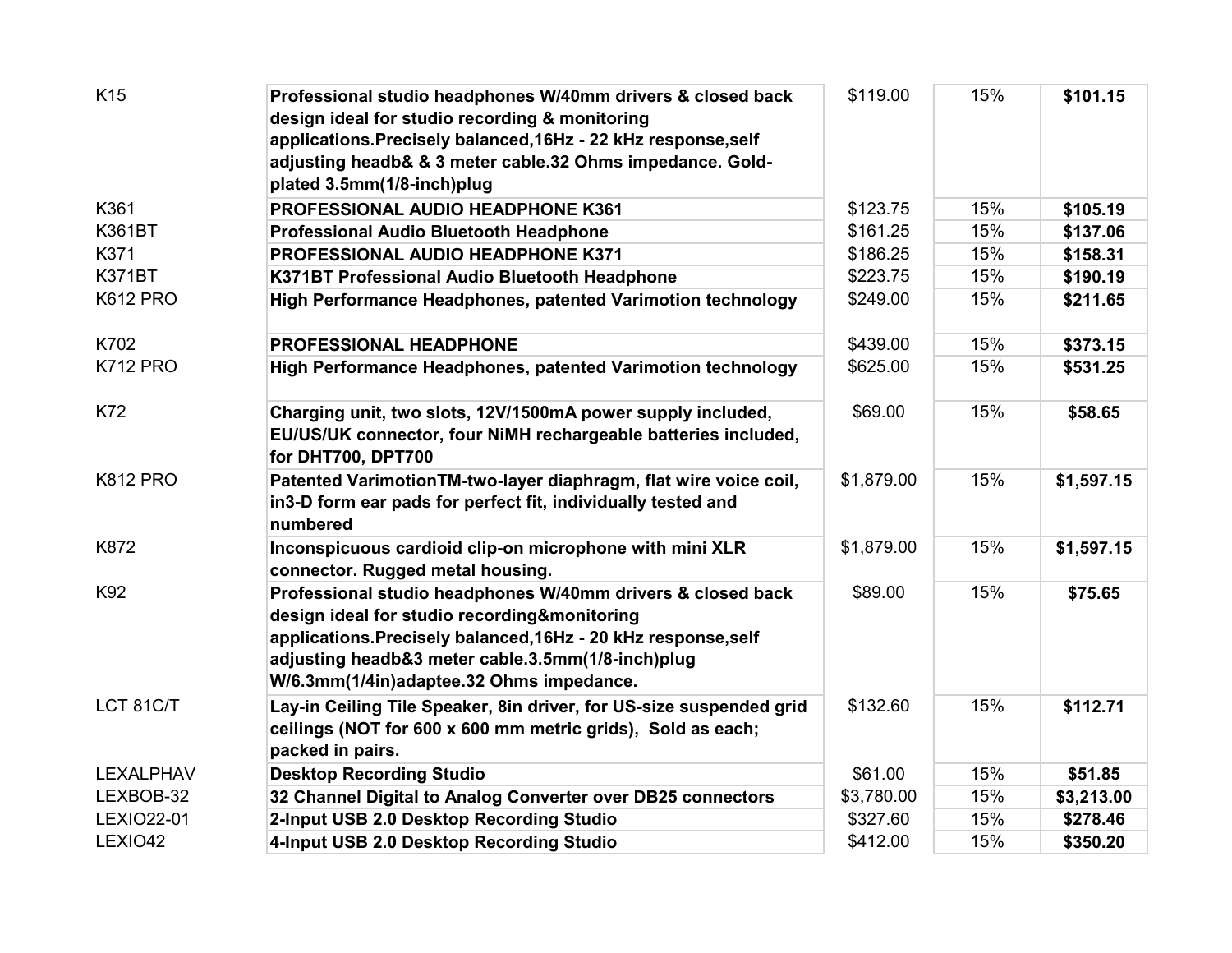| | | | | |
|---|---|---|---|---|
| K15 | **Professional studio headphones W/40mm drivers & closed back design ideal for studio recording & monitoring applications.Precisely balanced,16Hz - 22 kHz response,self adjusting headb& & 3 meter cable.32 Ohms impedance. Gold-plated 3.5mm(1/8-inch)plug** | $119.00 | 15% | **$101.15** |
| K361 | **PROFESSIONAL AUDIO HEADPHONE K361** | $123.75 | 15% | **$105.19** |
| K361BT | **Professional Audio Bluetooth Headphone** | $161.25 | 15% | **$137.06** |
| K371 | **PROFESSIONAL AUDIO HEADPHONE K371** | $186.25 | 15% | **$158.31** |
| K371BT | **K371BT Professional Audio Bluetooth Headphone** | $223.75 | 15% | **$190.19** |
| K612 PRO | **High Performance Headphones, patented Varimotion technology** | $249.00 | 15% | **$211.65** |
| K702 | **PROFESSIONAL HEADPHONE** | $439.00 | 15% | **$373.15** |
| K712 PRO | **High Performance Headphones, patented Varimotion technology** | $625.00 | 15% | **$531.25** |
| K72 | **Charging unit, two slots, 12V/1500mA power supply included, EU/US/UK connector, four NiMH rechargeable batteries included, for DHT700, DPT700** | $69.00 | 15% | **$58.65** |
| K812 PRO | **Patented VarimotionTM-two-layer diaphragm, flat wire voice coil, in3-D form ear pads for perfect fit, individually tested and numbered** | $1,879.00 | 15% | **$1,597.15** |
| K872 | **Inconspicuous cardioid clip-on microphone with mini XLR connector. Rugged metal housing.** | $1,879.00 | 15% | **$1,597.15** |
| K92 | **Professional studio headphones W/40mm drivers & closed back design ideal for studio recording&monitoring applications.Precisely balanced,16Hz - 20 kHz response,self adjusting headb&3 meter cable.3.5mm(1/8-inch)plug W/6.3mm(1/4in)adaptee.32 Ohms impedance.** | $89.00 | 15% | **$75.65** |
| LCT 81C/T | **Lay-in Ceiling Tile Speaker, 8in driver, for US-size suspended grid ceilings (NOT for 600 x 600 mm metric grids), Sold as each; packed in pairs.** | $132.60 | 15% | **$112.71** |
| LEXALPHAV | **Desktop Recording Studio** | $61.00 | 15% | **$51.85** |
| LEXBOB-32 | **32 Channel Digital to Analog Converter over DB25 connectors** | $3,780.00 | 15% | **$3,213.00** |
| LEXIO22-01 | **2-Input USB 2.0 Desktop Recording Studio** | $327.60 | 15% | **$278.46** |
| LEXIO42 | **4-Input USB 2.0 Desktop Recording Studio** | $412.00 | 15% | **$350.20** |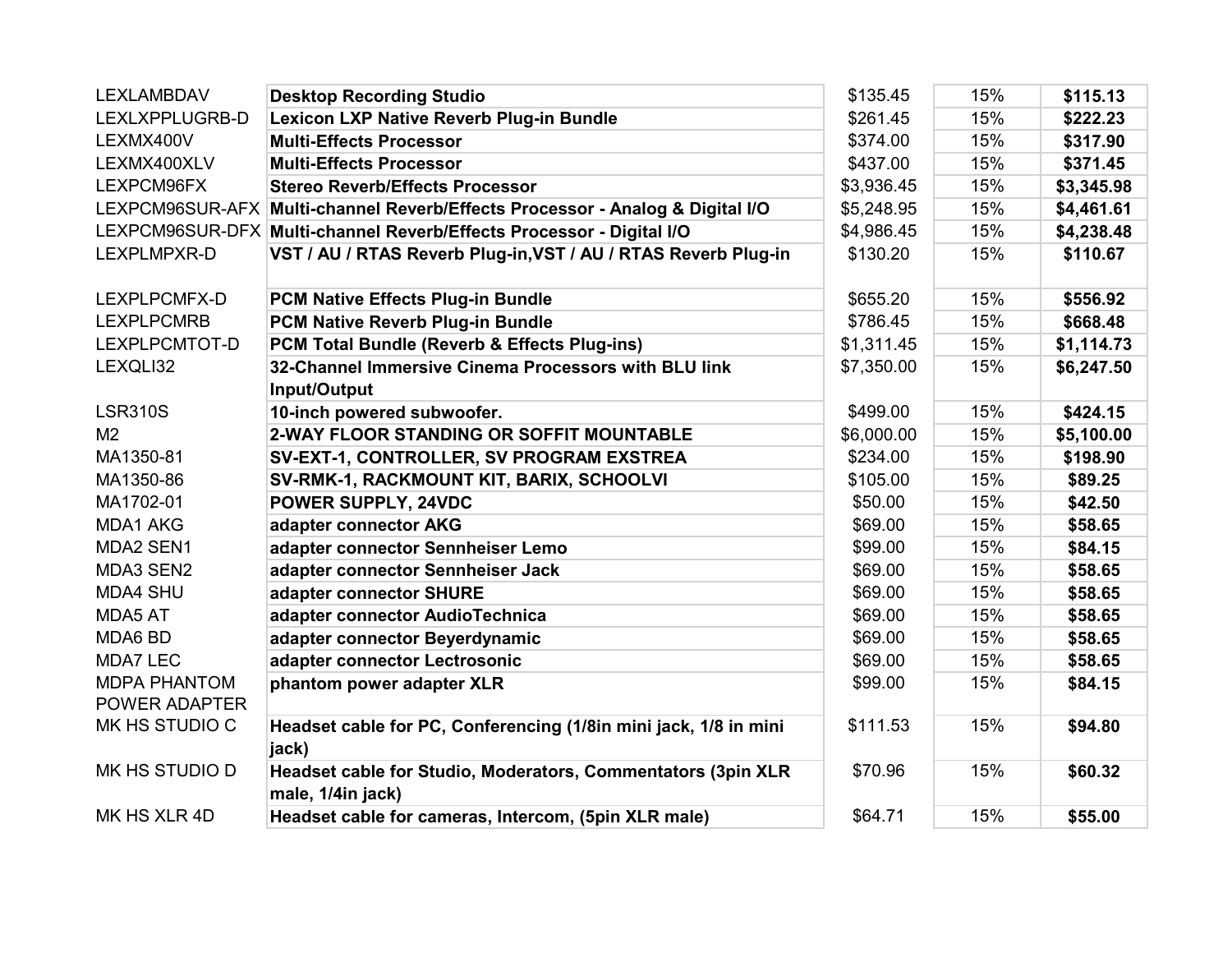| | | | | |
|---|---|---|---|---|
| LEXLAMBDAV | **Desktop Recording Studio** | $135.45 | 15% | **$115.13** |
| LEXLXPPLUGRB-D | **Lexicon LXP Native Reverb Plug-in Bundle** | $261.45 | 15% | **$222.23** |
| LEXMX400V | **Multi-Effects Processor** | $374.00 | 15% | **$317.90** |
| LEXMX400XLV | **Multi-Effects Processor** | $437.00 | 15% | **$371.45** |
| LEXPCM96FX | **Stereo Reverb/Effects Processor** | $3,936.45 | 15% | **$3,345.98** |
| LEXPCM96SUR-AFX | **Multi-channel Reverb/Effects Processor - Analog & Digital I/O** | $5,248.95 | 15% | **$4,461.61** |
| LEXPCM96SUR-DFX | **Multi-channel Reverb/Effects Processor - Digital I/O** | $4,986.45 | 15% | **$4,238.48** |
| LEXPLMPXR-D | **VST / AU / RTAS Reverb Plug-in,VST / AU / RTAS Reverb Plug-in** | $130.20 | 15% | **$110.67** |
| LEXPLPCMFX-D | **PCM Native Effects Plug-in Bundle** | $655.20 | 15% | **$556.92** |
| LEXPLPCMRB | **PCM Native Reverb Plug-in Bundle** | $786.45 | 15% | **$668.48** |
| LEXPLPCMTOT-D | **PCM Total Bundle (Reverb & Effects Plug-ins)** | $1,311.45 | 15% | **$1,114.73** |
| LEXQLI32 | **32-Channel Immersive Cinema Processors with BLU link Input/Output** | $7,350.00 | 15% | **$6,247.50** |
| LSR310S | **10-inch powered subwoofer.** | $499.00 | 15% | **$424.15** |
| M2 | **2-WAY FLOOR STANDING OR SOFFIT MOUNTABLE** | $6,000.00 | 15% | **$5,100.00** |
| MA1350-81 | **SV-EXT-1, CONTROLLER, SV PROGRAM EXSTREA** | $234.00 | 15% | **$198.90** |
| MA1350-86 | **SV-RMK-1, RACKMOUNT KIT, BARIX, SCHOOLVI** | $105.00 | 15% | **$89.25** |
| MA1702-01 | **POWER SUPPLY, 24VDC** | $50.00 | 15% | **$42.50** |
| MDA1 AKG | **adapter connector AKG** | $69.00 | 15% | **$58.65** |
| MDA2 SEN1 | **adapter connector Sennheiser Lemo** | $99.00 | 15% | **$84.15** |
| MDA3 SEN2 | **adapter connector Sennheiser Jack** | $69.00 | 15% | **$58.65** |
| MDA4 SHU | **adapter connector SHURE** | $69.00 | 15% | **$58.65** |
| MDA5 AT | **adapter connector AudioTechnica** | $69.00 | 15% | **$58.65** |
| MDA6 BD | **adapter connector Beyerdynamic** | $69.00 | 15% | **$58.65** |
| MDA7 LEC | **adapter connector Lectrosonic** | $69.00 | 15% | **$58.65** |
| MDPA PHANTOM POWER ADAPTER | **phantom power adapter XLR** | $99.00 | 15% | **$84.15** |
| MK HS STUDIO C | **Headset cable for PC, Conferencing (1/8in mini jack, 1/8 in mini jack)** | $111.53 | 15% | **$94.80** |
| MK HS STUDIO D | **Headset cable for Studio, Moderators, Commentators (3pin XLR male, 1/4in jack)** | $70.96 | 15% | **$60.32** |
| MK HS XLR 4D | **Headset cable for cameras, Intercom, (5pin XLR male)** | $64.71 | 15% | **$55.00** |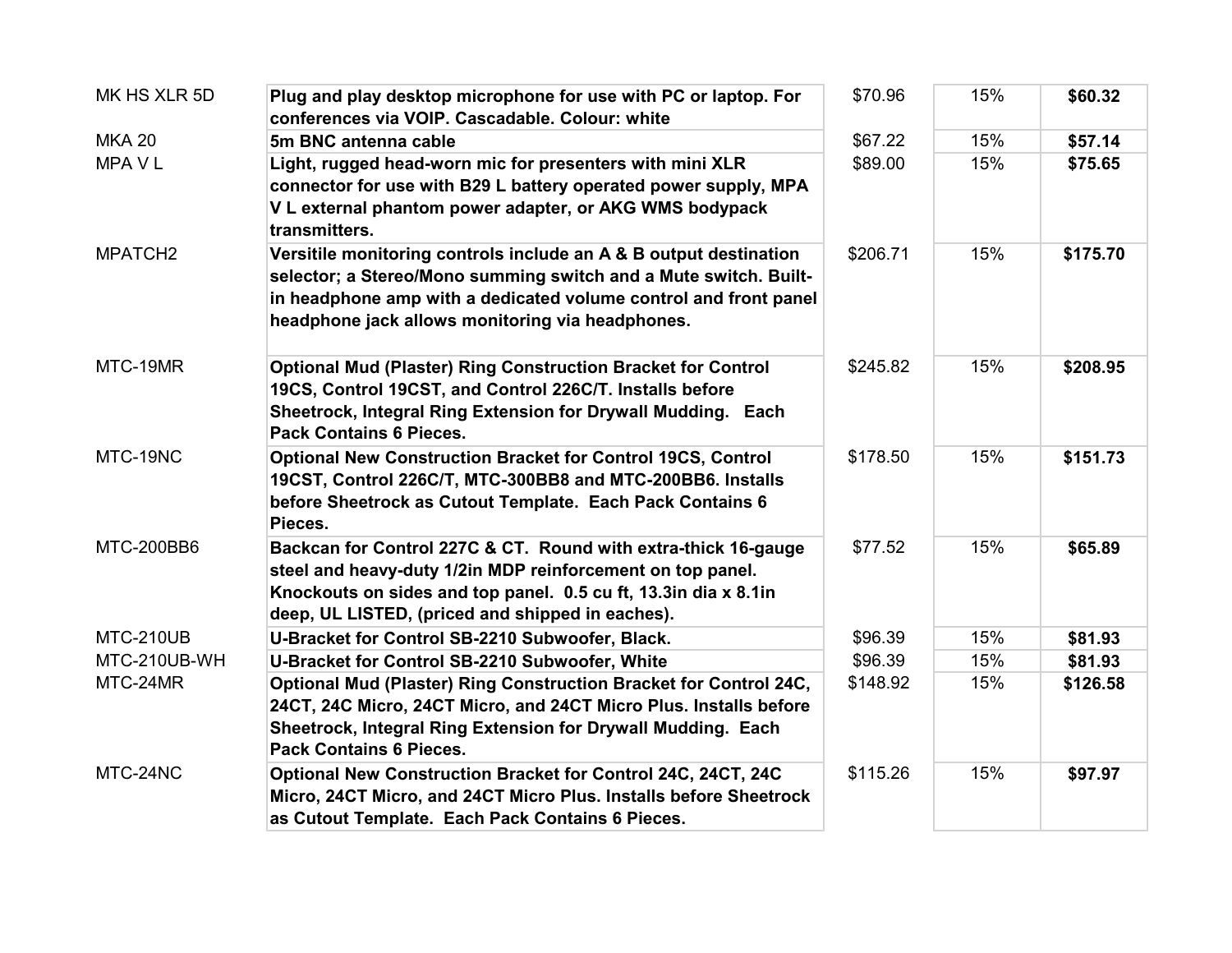| | | | | |
|---|---|---|---|---|
| MK HS XLR 5D | **Plug and play desktop microphone for use with PC or laptop. For conferences via VOIP. Cascadable. Colour: white** | $70.96 | 15% | **$60.32** |
| MKA 20 | **5m BNC antenna cable** | $67.22 | 15% | **$57.14** |
| MPA V L | **Light, rugged head-worn mic for presenters with mini XLR connector for use with B29 L battery operated power supply, MPA V L external phantom power adapter, or AKG WMS bodypack transmitters.** | $89.00 | 15% | **$75.65** |
| MPATCH2 | **Versitile monitoring controls include an A & B output destination selector; a Stereo/Mono summing switch and a Mute switch. Built-in headphone amp with a dedicated volume control and front panel headphone jack allows monitoring via headphones.** | $206.71 | 15% | **$175.70** |
| MTC-19MR | **Optional Mud (Plaster) Ring Construction Bracket for Control 19CS, Control 19CST, and Control 226C/T. Installs before Sheetrock, Integral Ring Extension for Drywall Mudding. Each Pack Contains 6 Pieces.** | $245.82 | 15% | **$208.95** |
| MTC-19NC | **Optional New Construction Bracket for Control 19CS, Control 19CST, Control 226C/T, MTC-300BB8 and MTC-200BB6. Installs before Sheetrock as Cutout Template. Each Pack Contains 6 Pieces.** | $178.50 | 15% | **$151.73** |
| MTC-200BB6 | **Backcan for Control 227C & CT. Round with extra-thick 16-gauge steel and heavy-duty 1/2in MDP reinforcement on top panel. Knockouts on sides and top panel. 0.5 cu ft, 13.3in dia x 8.1in deep, UL LISTED, (priced and shipped in eaches).** | $77.52 | 15% | **$65.89** |
| MTC-210UB | **U-Bracket for Control SB-2210 Subwoofer, Black.** | $96.39 | 15% | **$81.93** |
| MTC-210UB-WH | **U-Bracket for Control SB-2210 Subwoofer, White** | $96.39 | 15% | **$81.93** |
| MTC-24MR | **Optional Mud (Plaster) Ring Construction Bracket for Control 24C, 24CT, 24C Micro, 24CT Micro, and 24CT Micro Plus. Installs before Sheetrock, Integral Ring Extension for Drywall Mudding. Each Pack Contains 6 Pieces.** | $148.92 | 15% | **$126.58** |
| MTC-24NC | **Optional New Construction Bracket for Control 24C, 24CT, 24C Micro, 24CT Micro, and 24CT Micro Plus. Installs before Sheetrock as Cutout Template. Each Pack Contains 6 Pieces.** | $115.26 | 15% | **$97.97** |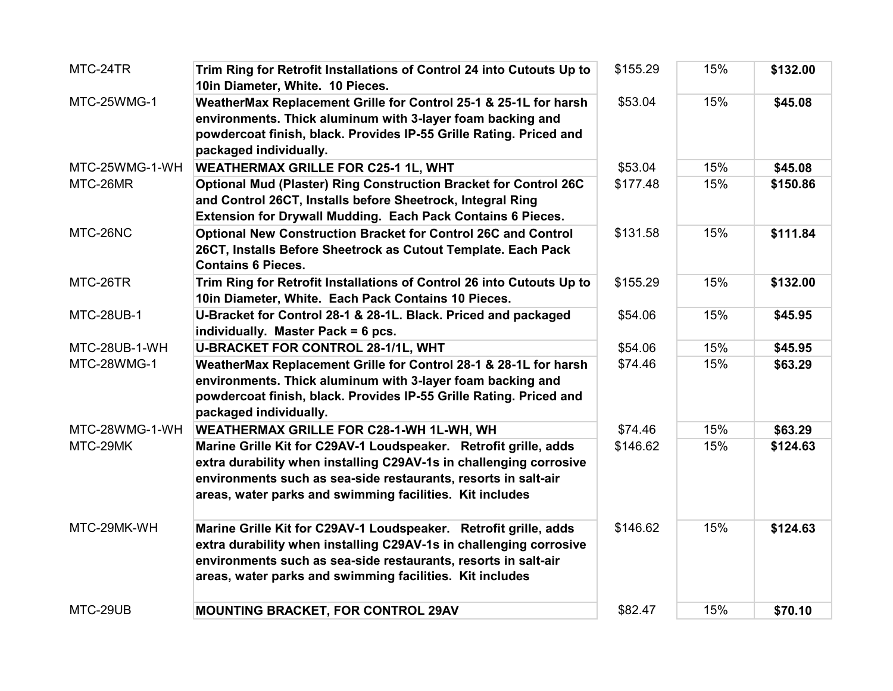| MTC-24TR | **Trim Ring for Retrofit Installations of Control 24 into Cutouts Up to 10in Diameter, White. 10 Pieces.** | $155.29 | 15% | **$132.00** |
|---|---|---|---|---|
| MTC-25WMG-1 | **WeatherMax Replacement Grille for Control 25-1 & 25-1L for harsh environments. Thick aluminum with 3-layer foam backing and powdercoat finish, black. Provides IP-55 Grille Rating. Priced and packaged individually.** | $53.04 | 15% | **$45.08** |
| MTC-25WMG-1-WH | **WEATHERMAX GRILLE FOR C25-1 1L, WHT** | $53.04 | 15% | **$45.08** |
| MTC-26MR | **Optional Mud (Plaster) Ring Construction Bracket for Control 26C and Control 26CT, Installs before Sheetrock, Integral Ring Extension for Drywall Mudding. Each Pack Contains 6 Pieces.** | $177.48 | 15% | **$150.86** |
| MTC-26NC | **Optional New Construction Bracket for Control 26C and Control 26CT, Installs Before Sheetrock as Cutout Template. Each Pack Contains 6 Pieces.** | $131.58 | 15% | **$111.84** |
| MTC-26TR | **Trim Ring for Retrofit Installations of Control 26 into Cutouts Up to 10in Diameter, White. Each Pack Contains 10 Pieces.** | $155.29 | 15% | **$132.00** |
| MTC-28UB-1 | **U-Bracket for Control 28-1 & 28-1L. Black. Priced and packaged individually. Master Pack = 6 pcs.** | $54.06 | 15% | **$45.95** |
| MTC-28UB-1-WH | **U-BRACKET FOR CONTROL 28-1/1L, WHT** | $54.06 | 15% | **$45.95** |
| MTC-28WMG-1 | **WeatherMax Replacement Grille for Control 28-1 & 28-1L for harsh environments. Thick aluminum with 3-layer foam backing and powdercoat finish, black. Provides IP-55 Grille Rating. Priced and packaged individually.** | $74.46 | 15% | **$63.29** |
| MTC-28WMG-1-WH | **WEATHERMAX GRILLE FOR C28-1-WH 1L-WH, WH** | $74.46 | 15% | **$63.29** |
| MTC-29MK | **Marine Grille Kit for C29AV-1 Loudspeaker. Retrofit grille, adds extra durability when installing C29AV-1s in challenging corrosive environments such as sea-side restaurants, resorts in salt-air areas, water parks and swimming facilities. Kit includes** | $146.62 | 15% | **$124.63** |
| MTC-29MK-WH | **Marine Grille Kit for C29AV-1 Loudspeaker. Retrofit grille, adds extra durability when installing C29AV-1s in challenging corrosive environments such as sea-side restaurants, resorts in salt-air areas, water parks and swimming facilities. Kit includes** | $146.62 | 15% | **$124.63** |
| MTC-29UB | **MOUNTING BRACKET, FOR CONTROL 29AV** | $82.47 | 15% | **$70.10** |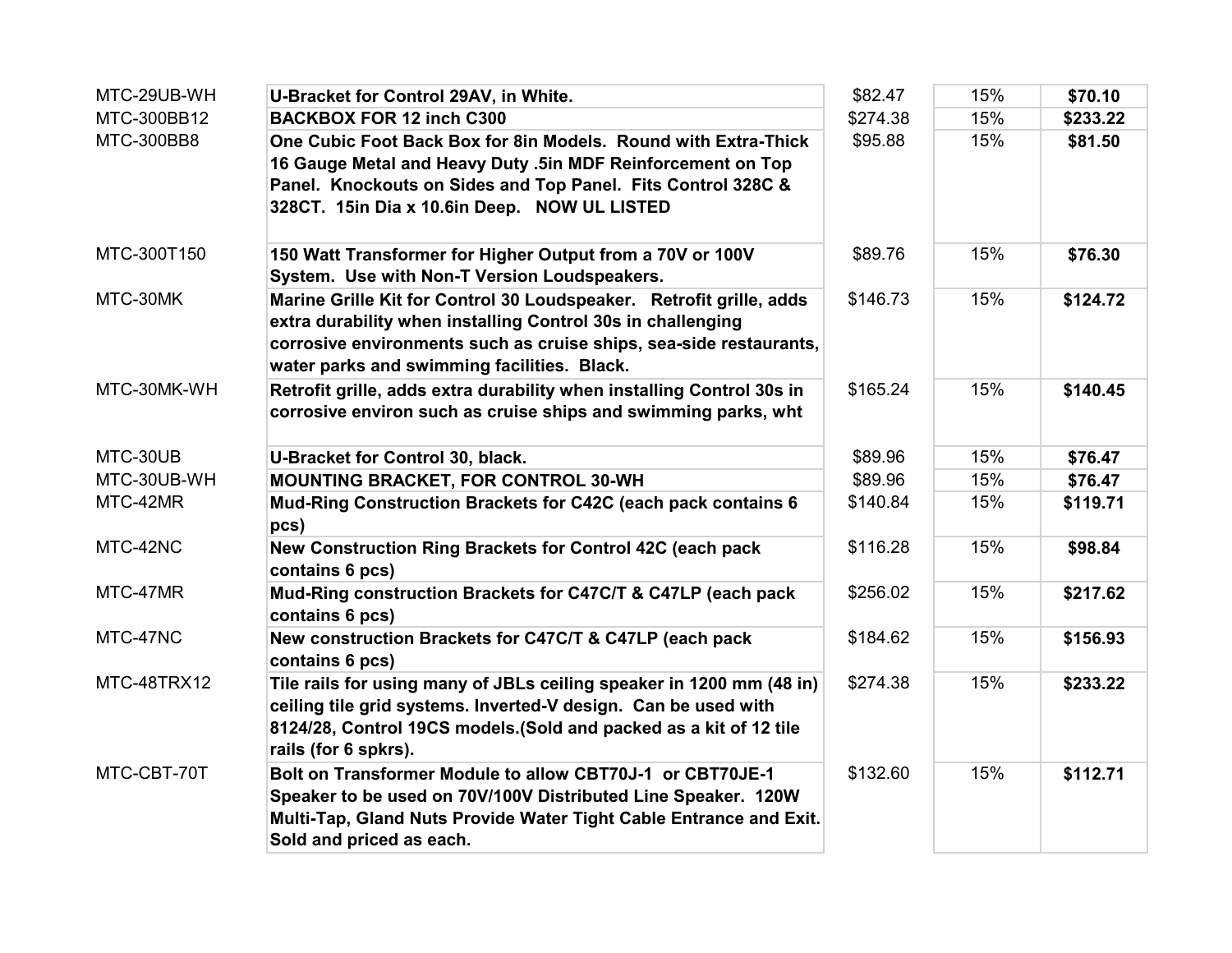| | | | | |
|---|---|---|---|---|
| MTC-29UB-WH | **U-Bracket for Control 29AV, in White.** | $82.47 | 15% | **$70.10** |
| MTC-300BB12 | **BACKBOX FOR 12 inch C300** | $274.38 | 15% | **$233.22** |
| MTC-300BB8 | **One Cubic Foot Back Box for 8in Models. Round with Extra-Thick 16 Gauge Metal and Heavy Duty .5in MDF Reinforcement on Top Panel. Knockouts on Sides and Top Panel. Fits Control 328C & 328CT. 15in Dia x 10.6in Deep. NOW UL LISTED** | $95.88 | 15% | **$81.50** |
| MTC-300T150 | **150 Watt Transformer for Higher Output from a 70V or 100V System. Use with Non-T Version Loudspeakers.** | $89.76 | 15% | **$76.30** |
| MTC-30MK | **Marine Grille Kit for Control 30 Loudspeaker. Retrofit grille, adds extra durability when installing Control 30s in challenging corrosive environments such as cruise ships, sea-side restaurants, water parks and swimming facilities. Black.** | $146.73 | 15% | **$124.72** |
| MTC-30MK-WH | **Retrofit grille, adds extra durability when installing Control 30s in corrosive environ such as cruise ships and swimming parks, wht** | $165.24 | 15% | **$140.45** |
| MTC-30UB | **U-Bracket for Control 30, black.** | $89.96 | 15% | **$76.47** |
| MTC-30UB-WH | **MOUNTING BRACKET, FOR CONTROL 30-WH** | $89.96 | 15% | **$76.47** |
| MTC-42MR | **Mud-Ring Construction Brackets for C42C (each pack contains 6 pcs)** | $140.84 | 15% | **$119.71** |
| MTC-42NC | **New Construction Ring Brackets for Control 42C (each pack contains 6 pcs)** | $116.28 | 15% | **$98.84** |
| MTC-47MR | **Mud-Ring construction Brackets for C47C/T & C47LP (each pack contains 6 pcs)** | $256.02 | 15% | **$217.62** |
| MTC-47NC | **New construction Brackets for C47C/T & C47LP (each pack contains 6 pcs)** | $184.62 | 15% | **$156.93** |
| MTC-48TRX12 | **Tile rails for using many of JBLs ceiling speaker in 1200 mm (48 in) ceiling tile grid systems. Inverted-V design. Can be used with 8124/28, Control 19CS models.(Sold and packed as a kit of 12 tile rails (for 6 spkrs).** | $274.38 | 15% | **$233.22** |
| MTC-CBT-70T | **Bolt on Transformer Module to allow CBT70J-1 or CBT70JE-1 Speaker to be used on 70V/100V Distributed Line Speaker. 120W Multi-Tap, Gland Nuts Provide Water Tight Cable Entrance and Exit. Sold and priced as each.** | $132.60 | 15% | **$112.71** |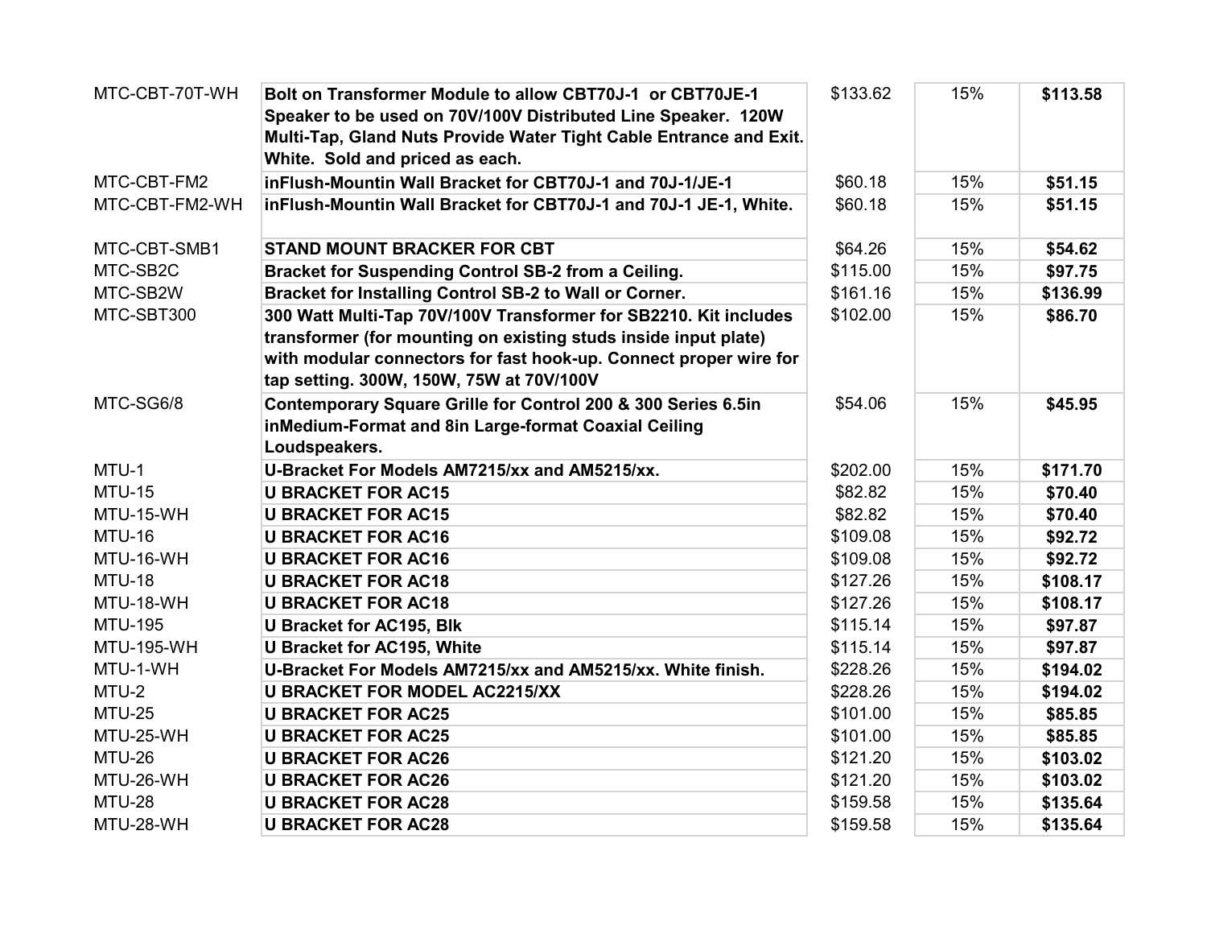| | | | | |
|---|---|---|---|---|
| MTC-CBT-70T-WH | **Bolt on Transformer Module to allow CBT70J-1 or CBT70JE-1 Speaker to be used on 70V/100V Distributed Line Speaker. 120W Multi-Tap, Gland Nuts Provide Water Tight Cable Entrance and Exit. White. Sold and priced as each.** | $133.62 | 15% | **$113.58** |
| MTC-CBT-FM2 | **inFlush-Mountin Wall Bracket for CBT70J-1 and 70J-1/JE-1** | $60.18 | 15% | **$51.15** |
| MTC-CBT-FM2-WH | **inFlush-Mountin Wall Bracket for CBT70J-1 and 70J-1 JE-1, White.** | $60.18 | 15% | **$51.15** |
| MTC-CBT-SMB1 | **STAND MOUNT BRACKER FOR CBT** | $64.26 | 15% | **$54.62** |
| MTC-SB2C | **Bracket for Suspending Control SB-2 from a Ceiling.** | $115.00 | 15% | **$97.75** |
| MTC-SB2W | **Bracket for Installing Control SB-2 to Wall or Corner.** | $161.16 | 15% | **$136.99** |
| MTC-SBT300 | **300 Watt Multi-Tap 70V/100V Transformer for SB2210. Kit includes transformer (for mounting on existing studs inside input plate) with modular connectors for fast hook-up. Connect proper wire for tap setting. 300W, 150W, 75W at 70V/100V** | $102.00 | 15% | **$86.70** |
| MTC-SG6/8 | **Contemporary Square Grille for Control 200 & 300 Series 6.5in inMedium-Format and 8in Large-format Coaxial Ceiling Loudspeakers.** | $54.06 | 15% | **$45.95** |
| MTU-1 | **U-Bracket For Models AM7215/xx and AM5215/xx.** | $202.00 | 15% | **$171.70** |
| MTU-15 | **U BRACKET FOR AC15** | $82.82 | 15% | **$70.40** |
| MTU-15-WH | **U BRACKET FOR AC15** | $82.82 | 15% | **$70.40** |
| MTU-16 | **U BRACKET FOR AC16** | $109.08 | 15% | **$92.72** |
| MTU-16-WH | **U BRACKET FOR AC16** | $109.08 | 15% | **$92.72** |
| MTU-18 | **U BRACKET FOR AC18** | $127.26 | 15% | **$108.17** |
| MTU-18-WH | **U BRACKET FOR AC18** | $127.26 | 15% | **$108.17** |
| MTU-195 | **U Bracket for AC195, Blk** | $115.14 | 15% | **$97.87** |
| MTU-195-WH | **U Bracket for AC195, White** | $115.14 | 15% | **$97.87** |
| MTU-1-WH | **U-Bracket For Models AM7215/xx and AM5215/xx. White finish.** | $228.26 | 15% | **$194.02** |
| MTU-2 | **U BRACKET FOR MODEL AC2215/XX** | $228.26 | 15% | **$194.02** |
| MTU-25 | **U BRACKET FOR AC25** | $101.00 | 15% | **$85.85** |
| MTU-25-WH | **U BRACKET FOR AC25** | $101.00 | 15% | **$85.85** |
| MTU-26 | **U BRACKET FOR AC26** | $121.20 | 15% | **$103.02** |
| MTU-26-WH | **U BRACKET FOR AC26** | $121.20 | 15% | **$103.02** |
| MTU-28 | **U BRACKET FOR AC28** | $159.58 | 15% | **$135.64** |
| MTU-28-WH | **U BRACKET FOR AC28** | $159.58 | 15% | **$135.64** |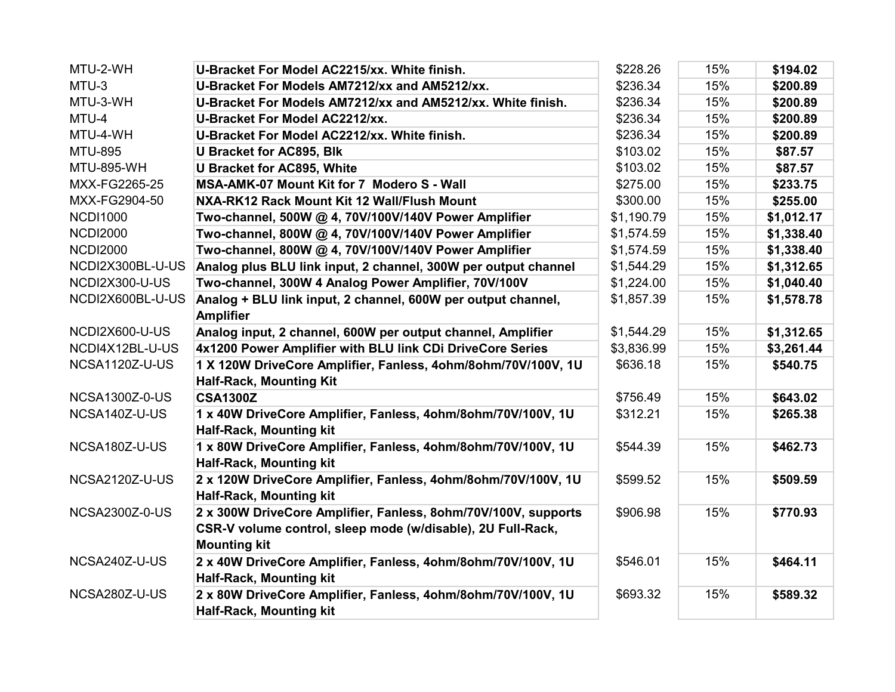| | | | | |
|---|---|---|---|---|
| MTU-2-WH | **U-Bracket For Model AC2215/xx. White finish.** | $228.26 | 15% | **$194.02** |
| MTU-3 | **U-Bracket For Models AM7212/xx and AM5212/xx.** | $236.34 | 15% | **$200.89** |
| MTU-3-WH | **U-Bracket For Models AM7212/xx and AM5212/xx. White finish.** | $236.34 | 15% | **$200.89** |
| MTU-4 | **U-Bracket For Model AC2212/xx.** | $236.34 | 15% | **$200.89** |
| MTU-4-WH | **U-Bracket For Model AC2212/xx. White finish.** | $236.34 | 15% | **$200.89** |
| MTU-895 | **U Bracket for AC895, Blk** | $103.02 | 15% | **$87.57** |
| MTU-895-WH | **U Bracket for AC895, White** | $103.02 | 15% | **$87.57** |
| MXX-FG2265-25 | **MSA-AMK-07 Mount Kit for 7  Modero S - Wall** | $275.00 | 15% | **$233.75** |
| MXX-FG2904-50 | **NXA-RK12 Rack Mount Kit 12 Wall/Flush Mount** | $300.00 | 15% | **$255.00** |
| NCDI1000 | **Two-channel, 500W @ 4, 70V/100V/140V Power Amplifier** | $1,190.79 | 15% | **$1,012.17** |
| NCDI2000 | **Two-channel, 800W @ 4, 70V/100V/140V Power Amplifier** | $1,574.59 | 15% | **$1,338.40** |
| NCDI2000 | **Two-channel, 800W @ 4, 70V/100V/140V Power Amplifier** | $1,574.59 | 15% | **$1,338.40** |
| NCDI2X300BL-U-US | **Analog plus BLU link input, 2 channel, 300W per output channel** | $1,544.29 | 15% | **$1,312.65** |
| NCDI2X300-U-US | **Two-channel, 300W 4 Analog Power Amplifier, 70V/100V** | $1,224.00 | 15% | **$1,040.40** |
| NCDI2X600BL-U-US | **Analog + BLU link input, 2 channel, 600W per output channel, Amplifier** | $1,857.39 | 15% | **$1,578.78** |
| NCDI2X600-U-US | **Analog input, 2 channel, 600W per output channel, Amplifier** | $1,544.29 | 15% | **$1,312.65** |
| NCDI4X12BL-U-US | **4x1200 Power Amplifier with BLU link CDi DriveCore Series** | $3,836.99 | 15% | **$3,261.44** |
| NCSA1120Z-U-US | **1 X 120W DriveCore Amplifier, Fanless, 4ohm/8ohm/70V/100V, 1U Half-Rack, Mounting Kit** | $636.18 | 15% | **$540.75** |
| NCSA1300Z-0-US | **CSA1300Z** | $756.49 | 15% | **$643.02** |
| NCSA140Z-U-US | **1 x 40W DriveCore Amplifier, Fanless, 4ohm/8ohm/70V/100V, 1U Half-Rack, Mounting kit** | $312.21 | 15% | **$265.38** |
| NCSA180Z-U-US | **1 x 80W DriveCore Amplifier, Fanless, 4ohm/8ohm/70V/100V, 1U Half-Rack, Mounting kit** | $544.39 | 15% | **$462.73** |
| NCSA2120Z-U-US | **2 x 120W DriveCore Amplifier, Fanless, 4ohm/8ohm/70V/100V, 1U Half-Rack, Mounting kit** | $599.52 | 15% | **$509.59** |
| NCSA2300Z-0-US | **2 x 300W DriveCore Amplifier, Fanless, 8ohm/70V/100V, supports CSR-V volume control, sleep mode (w/disable), 2U Full-Rack, Mounting kit** | $906.98 | 15% | **$770.93** |
| NCSA240Z-U-US | **2 x 40W DriveCore Amplifier, Fanless, 4ohm/8ohm/70V/100V, 1U Half-Rack, Mounting kit** | $546.01 | 15% | **$464.11** |
| NCSA280Z-U-US | **2 x 80W DriveCore Amplifier, Fanless, 4ohm/8ohm/70V/100V, 1U Half-Rack, Mounting kit** | $693.32 | 15% | **$589.32** |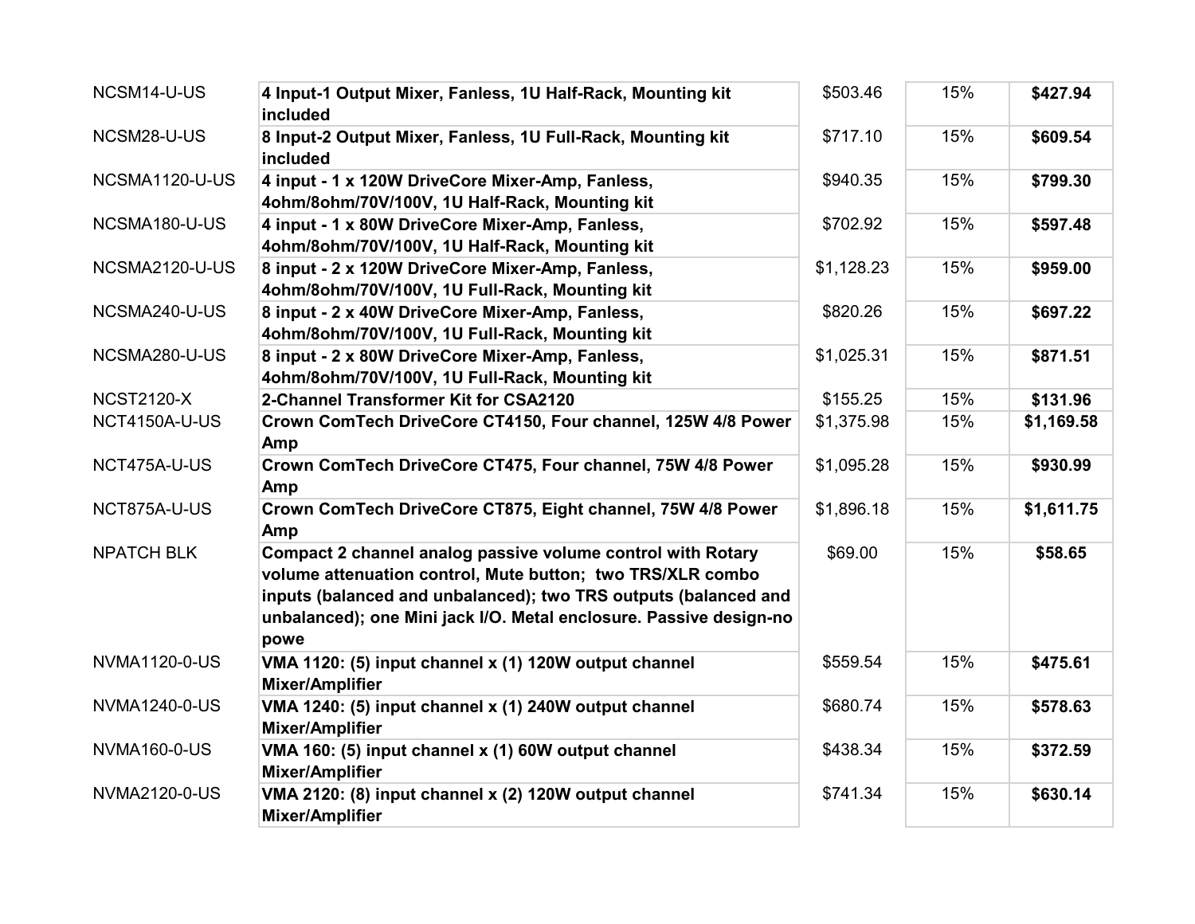| | | | | |
|---|---|---|---|---|
| NCSM14-U-US | **4 Input-1 Output Mixer, Fanless, 1U Half-Rack, Mounting kit included** | $503.46 | 15% | **$427.94** |
| NCSM28-U-US | **8 Input-2 Output Mixer, Fanless, 1U Full-Rack, Mounting kit included** | $717.10 | 15% | **$609.54** |
| NCSMA1120-U-US | **4 input - 1 x 120W DriveCore Mixer-Amp, Fanless, 4ohm/8ohm/70V/100V, 1U Half-Rack, Mounting kit** | $940.35 | 15% | **$799.30** |
| NCSMA180-U-US | **4 input - 1 x 80W DriveCore Mixer-Amp, Fanless, 4ohm/8ohm/70V/100V, 1U Half-Rack, Mounting kit** | $702.92 | 15% | **$597.48** |
| NCSMA2120-U-US | **8 input - 2 x 120W DriveCore Mixer-Amp, Fanless, 4ohm/8ohm/70V/100V, 1U Full-Rack, Mounting kit** | $1,128.23 | 15% | **$959.00** |
| NCSMA240-U-US | **8 input - 2 x 40W DriveCore Mixer-Amp, Fanless, 4ohm/8ohm/70V/100V, 1U Full-Rack, Mounting kit** | $820.26 | 15% | **$697.22** |
| NCSMA280-U-US | **8 input - 2 x 80W DriveCore Mixer-Amp, Fanless, 4ohm/8ohm/70V/100V, 1U Full-Rack, Mounting kit** | $1,025.31 | 15% | **$871.51** |
| NCST2120-X | **2-Channel Transformer Kit for CSA2120** | $155.25 | 15% | **$131.96** |
| NCT4150A-U-US | **Crown ComTech DriveCore CT4150, Four channel, 125W 4/8 Power Amp** | $1,375.98 | 15% | **$1,169.58** |
| NCT475A-U-US | **Crown ComTech DriveCore CT475, Four channel, 75W 4/8 Power Amp** | $1,095.28 | 15% | **$930.99** |
| NCT875A-U-US | **Crown ComTech DriveCore CT875, Eight channel, 75W 4/8 Power Amp** | $1,896.18 | 15% | **$1,611.75** |
| NPATCH BLK | **Compact 2 channel analog passive volume control with Rotary volume attenuation control, Mute button;  two TRS/XLR combo inputs (balanced and unbalanced); two TRS outputs (balanced and unbalanced); one Mini jack I/O. Metal enclosure. Passive design-no powe** | $69.00 | 15% | **$58.65** |
| NVMA1120-0-US | **VMA 1120: (5) input channel x (1) 120W output channel Mixer/Amplifier** | $559.54 | 15% | **$475.61** |
| NVMA1240-0-US | **VMA 1240: (5) input channel x (1) 240W output channel Mixer/Amplifier** | $680.74 | 15% | **$578.63** |
| NVMA160-0-US | **VMA 160: (5) input channel x (1) 60W output channel Mixer/Amplifier** | $438.34 | 15% | **$372.59** |
| NVMA2120-0-US | **VMA 2120: (8) input channel x (2) 120W output channel Mixer/Amplifier** | $741.34 | 15% | **$630.14** |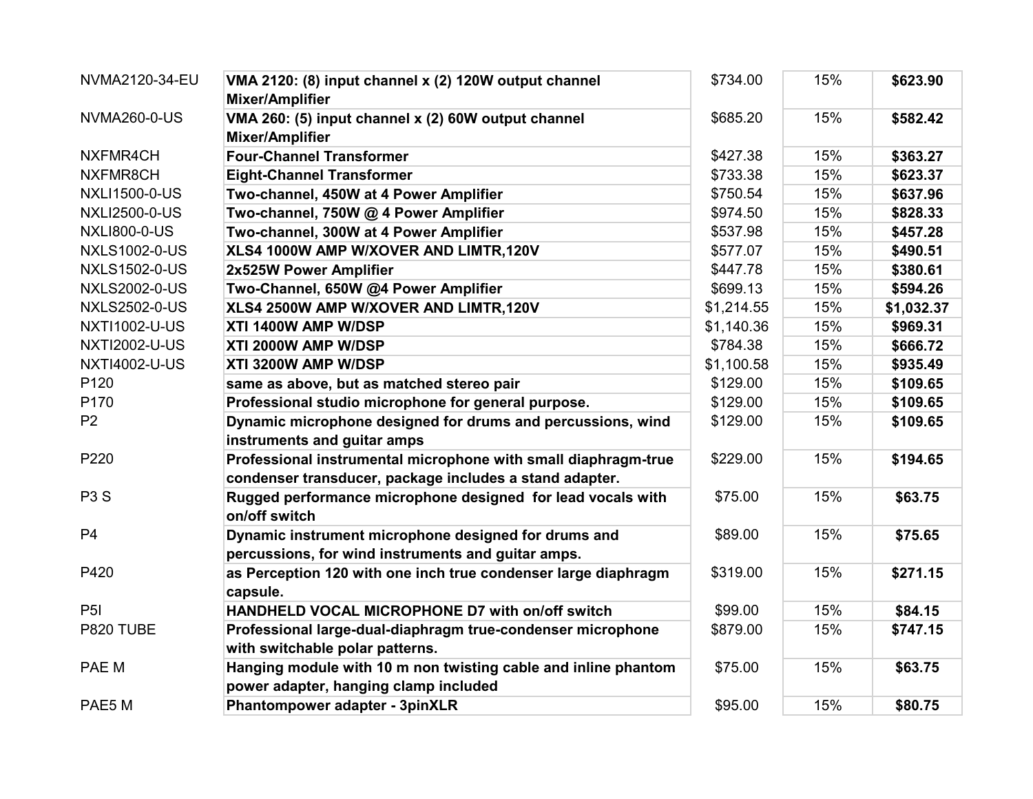| | | | | |
|---|---|---|---|---|
| NVMA2120-34-EU | **VMA 2120: (8) input channel x (2) 120W output channel Mixer/Amplifier** | $734.00 | 15% | **$623.90** |
| NVMA260-0-US | **VMA 260: (5) input channel x (2) 60W output channel Mixer/Amplifier** | $685.20 | 15% | **$582.42** |
| NXFMR4CH | **Four-Channel Transformer** | $427.38 | 15% | **$363.27** |
| NXFMR8CH | **Eight-Channel Transformer** | $733.38 | 15% | **$623.37** |
| NXLI1500-0-US | **Two-channel, 450W at 4 Power Amplifier** | $750.54 | 15% | **$637.96** |
| NXLI2500-0-US | **Two-channel, 750W @ 4 Power Amplifier** | $974.50 | 15% | **$828.33** |
| NXLI800-0-US | **Two-channel, 300W at 4 Power Amplifier** | $537.98 | 15% | **$457.28** |
| NXLS1002-0-US | **XLS4 1000W AMP W/XOVER AND LIMTR,120V** | $577.07 | 15% | **$490.51** |
| NXLS1502-0-US | **2x525W Power Amplifier** | $447.78 | 15% | **$380.61** |
| NXLS2002-0-US | **Two-Channel, 650W @4 Power Amplifier** | $699.13 | 15% | **$594.26** |
| NXLS2502-0-US | **XLS4 2500W AMP W/XOVER AND LIMTR,120V** | $1,214.55 | 15% | **$1,032.37** |
| NXTI1002-U-US | **XTI 1400W AMP W/DSP** | $1,140.36 | 15% | **$969.31** |
| NXTI2002-U-US | **XTI 2000W AMP W/DSP** | $784.38 | 15% | **$666.72** |
| NXTI4002-U-US | **XTI 3200W AMP W/DSP** | $1,100.58 | 15% | **$935.49** |
| P120 | **same as above, but as matched stereo pair** | $129.00 | 15% | **$109.65** |
| P170 | **Professional studio microphone for general purpose.** | $129.00 | 15% | **$109.65** |
| P2 | **Dynamic microphone designed for drums and percussions, wind instruments and guitar amps** | $129.00 | 15% | **$109.65** |
| P220 | **Professional instrumental microphone with small diaphragm-true condenser transducer, package includes a stand adapter.** | $229.00 | 15% | **$194.65** |
| P3 S | **Rugged performance microphone designed for lead vocals with on/off switch** | $75.00 | 15% | **$63.75** |
| P4 | **Dynamic instrument microphone designed for drums and percussions, for wind instruments and guitar amps.** | $89.00 | 15% | **$75.65** |
| P420 | **as Perception 120 with one inch true condenser large diaphragm capsule.** | $319.00 | 15% | **$271.15** |
| P5I | **HANDHELD VOCAL MICROPHONE D7 with on/off switch** | $99.00 | 15% | **$84.15** |
| P820 TUBE | **Professional large-dual-diaphragm true-condenser microphone with switchable polar patterns.** | $879.00 | 15% | **$747.15** |
| PAE M | **Hanging module with 10 m non twisting cable and inline phantom power adapter, hanging clamp included** | $75.00 | 15% | **$63.75** |
| PAE5 M | **Phantompower adapter - 3pinXLR** | $95.00 | 15% | **$80.75** |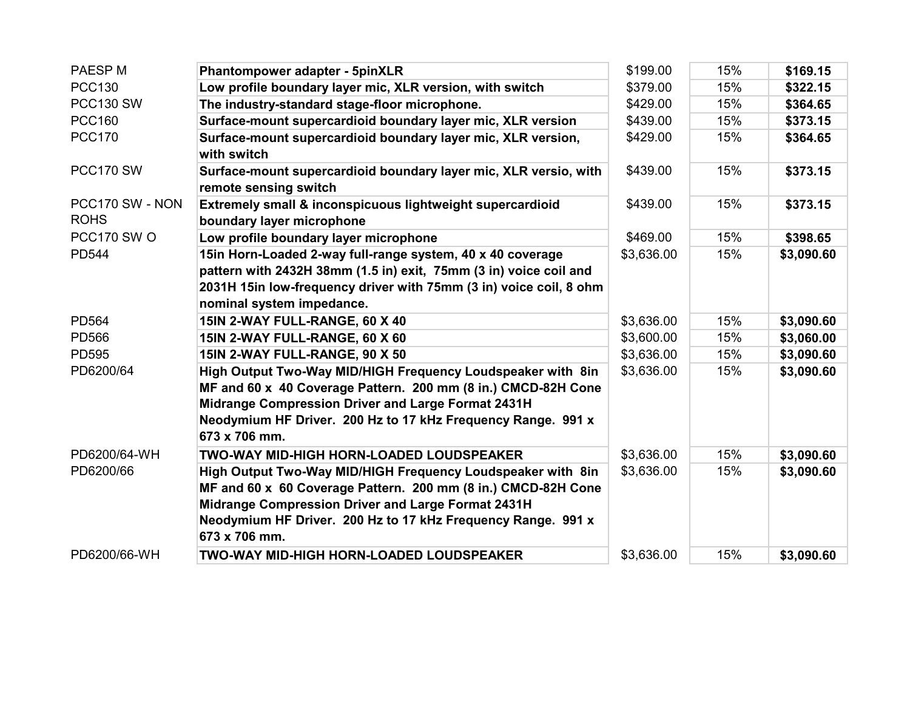| | | | | |
|---|---|---|---|---|
| PAESP M | **Phantompower adapter - 5pinXLR** | $199.00 | 15% | **$169.15** |
| PCC130 | **Low profile boundary layer mic, XLR version, with switch** | $379.00 | 15% | **$322.15** |
| PCC130 SW | **The industry-standard stage-floor microphone.** | $429.00 | 15% | **$364.65** |
| PCC160 | **Surface-mount supercardioid boundary layer mic, XLR version** | $439.00 | 15% | **$373.15** |
| PCC170 | **Surface-mount supercardioid boundary layer mic, XLR version, with switch** | $429.00 | 15% | **$364.65** |
| PCC170 SW | **Surface-mount supercardioid boundary layer mic, XLR versio, with remote sensing switch** | $439.00 | 15% | **$373.15** |
| PCC170 SW - NON ROHS | **Extremely small & inconspicuous lightweight supercardioid boundary layer microphone** | $439.00 | 15% | **$373.15** |
| PCC170 SW O | **Low profile boundary layer microphone** | $469.00 | 15% | **$398.65** |
| PD544 | **15in Horn-Loaded 2-way full-range system, 40 x 40 coverage pattern with 2432H 38mm (1.5 in) exit, 75mm (3 in) voice coil and 2031H 15in low-frequency driver with 75mm (3 in) voice coil, 8 ohm nominal system impedance.** | $3,636.00 | 15% | **$3,090.60** |
| PD564 | **15IN 2-WAY FULL-RANGE, 60 X 40** | $3,636.00 | 15% | **$3,090.60** |
| PD566 | **15IN 2-WAY FULL-RANGE, 60 X 60** | $3,600.00 | 15% | **$3,060.00** |
| PD595 | **15IN 2-WAY FULL-RANGE, 90 X 50** | $3,636.00 | 15% | **$3,090.60** |
| PD6200/64 | **High Output Two-Way MID/HIGH Frequency Loudspeaker with 8in MF and 60 x 40 Coverage Pattern. 200 mm (8 in.) CMCD-82H Cone Midrange Compression Driver and Large Format 2431H Neodymium HF Driver. 200 Hz to 17 kHz Frequency Range. 991 x 673 x 706 mm.** | $3,636.00 | 15% | **$3,090.60** |
| PD6200/64-WH | **TWO-WAY MID-HIGH HORN-LOADED LOUDSPEAKER** | $3,636.00 | 15% | **$3,090.60** |
| PD6200/66 | **High Output Two-Way MID/HIGH Frequency Loudspeaker with 8in MF and 60 x 60 Coverage Pattern. 200 mm (8 in.) CMCD-82H Cone Midrange Compression Driver and Large Format 2431H Neodymium HF Driver. 200 Hz to 17 kHz Frequency Range. 991 x 673 x 706 mm.** | $3,636.00 | 15% | **$3,090.60** |
| PD6200/66-WH | **TWO-WAY MID-HIGH HORN-LOADED LOUDSPEAKER** | $3,636.00 | 15% | **$3,090.60** |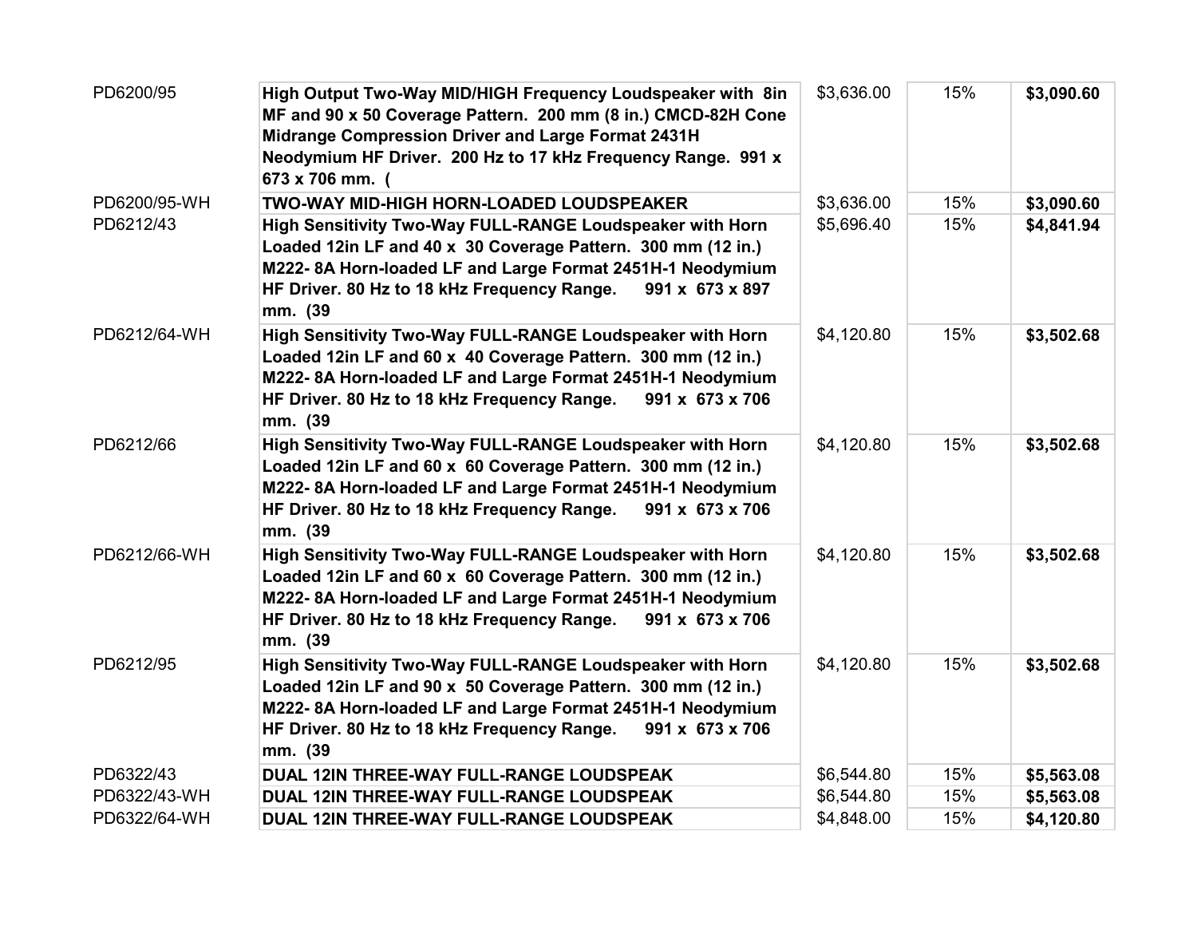| | | | | |
|---|---|---|---|---|
| PD6200/95 | **High Output Two-Way MID/HIGH Frequency Loudspeaker with 8in MF and 90 x 50 Coverage Pattern. 200 mm (8 in.) CMCD-82H Cone Midrange Compression Driver and Large Format 2431H Neodymium HF Driver. 200 Hz to 17 kHz Frequency Range. 991 x 673 x 706 mm. (** | $3,636.00 | 15% | **$3,090.60** |
| PD6200/95-WH | **TWO-WAY MID-HIGH HORN-LOADED LOUDSPEAKER** | $3,636.00 | 15% | **$3,090.60** |
| PD6212/43 | **High Sensitivity Two-Way FULL-RANGE Loudspeaker with Horn Loaded 12in LF and 40 x 30 Coverage Pattern. 300 mm (12 in.) M222- 8A Horn-loaded LF and Large Format 2451H-1 Neodymium HF Driver. 80 Hz to 18 kHz Frequency Range. 991 x 673 x 897 mm. (39** | $5,696.40 | 15% | **$4,841.94** |
| PD6212/64-WH | **High Sensitivity Two-Way FULL-RANGE Loudspeaker with Horn Loaded 12in LF and 60 x 40 Coverage Pattern. 300 mm (12 in.) M222- 8A Horn-loaded LF and Large Format 2451H-1 Neodymium HF Driver. 80 Hz to 18 kHz Frequency Range. 991 x 673 x 706 mm. (39** | $4,120.80 | 15% | **$3,502.68** |
| PD6212/66 | **High Sensitivity Two-Way FULL-RANGE Loudspeaker with Horn Loaded 12in LF and 60 x 60 Coverage Pattern. 300 mm (12 in.) M222- 8A Horn-loaded LF and Large Format 2451H-1 Neodymium HF Driver. 80 Hz to 18 kHz Frequency Range. 991 x 673 x 706 mm. (39** | $4,120.80 | 15% | **$3,502.68** |
| PD6212/66-WH | **High Sensitivity Two-Way FULL-RANGE Loudspeaker with Horn Loaded 12in LF and 60 x 60 Coverage Pattern. 300 mm (12 in.) M222- 8A Horn-loaded LF and Large Format 2451H-1 Neodymium HF Driver. 80 Hz to 18 kHz Frequency Range. 991 x 673 x 706 mm. (39** | $4,120.80 | 15% | **$3,502.68** |
| PD6212/95 | **High Sensitivity Two-Way FULL-RANGE Loudspeaker with Horn Loaded 12in LF and 90 x 50 Coverage Pattern. 300 mm (12 in.) M222- 8A Horn-loaded LF and Large Format 2451H-1 Neodymium HF Driver. 80 Hz to 18 kHz Frequency Range. 991 x 673 x 706 mm. (39** | $4,120.80 | 15% | **$3,502.68** |
| PD6322/43 | **DUAL 12IN THREE-WAY FULL-RANGE LOUDSPEAK** | $6,544.80 | 15% | **$5,563.08** |
| PD6322/43-WH | **DUAL 12IN THREE-WAY FULL-RANGE LOUDSPEAK** | $6,544.80 | 15% | **$5,563.08** |
| PD6322/64-WH | **DUAL 12IN THREE-WAY FULL-RANGE LOUDSPEAK** | $4,848.00 | 15% | **$4,120.80** |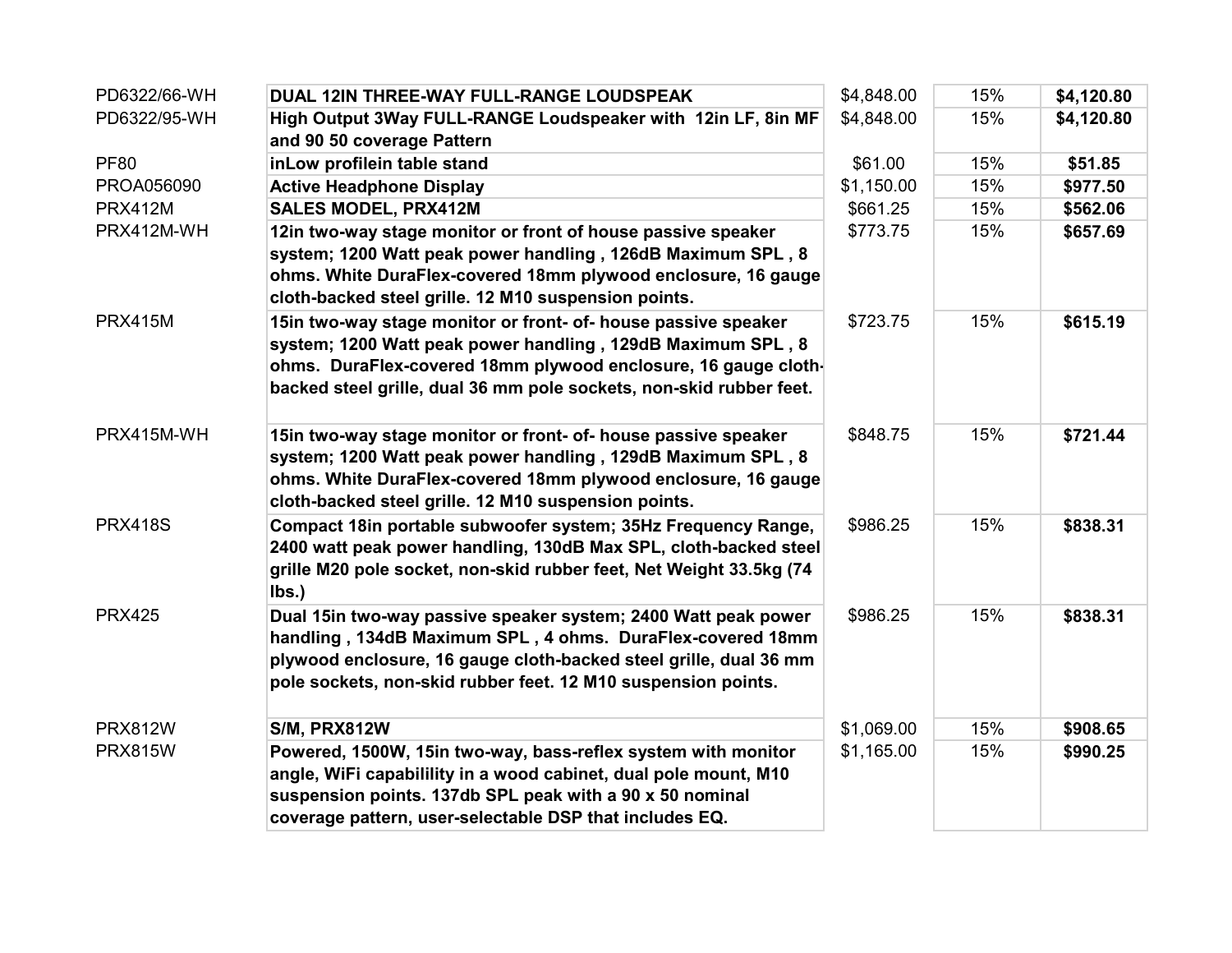| | | | | |
|---|---|---|---|---|
| PD6322/66-WH | **DUAL 12IN THREE-WAY FULL-RANGE LOUDSPEAK** | $4,848.00 | 15% | **$4,120.80** |
| PD6322/95-WH | **High Output 3Way FULL-RANGE Loudspeaker with 12in LF, 8in MF and 90 50 coverage Pattern** | $4,848.00 | 15% | **$4,120.80** |
| PF80 | **inLow profilein table stand** | $61.00 | 15% | **$51.85** |
| PROA056090 | **Active Headphone Display** | $1,150.00 | 15% | **$977.50** |
| PRX412M | **SALES MODEL, PRX412M** | $661.25 | 15% | **$562.06** |
| PRX412M-WH | **12in two-way stage monitor or front of house passive speaker system; 1200 Watt peak power handling , 126dB Maximum SPL , 8 ohms. White DuraFlex-covered 18mm plywood enclosure, 16 gauge cloth-backed steel grille. 12 M10 suspension points.** | $773.75 | 15% | **$657.69** |
| PRX415M | **15in two-way stage monitor or front- of- house passive speaker system; 1200 Watt peak power handling , 129dB Maximum SPL , 8 ohms. DuraFlex-covered 18mm plywood enclosure, 16 gauge cloth-backed steel grille, dual 36 mm pole sockets, non-skid rubber feet.** | $723.75 | 15% | **$615.19** |
| PRX415M-WH | **15in two-way stage monitor or front- of- house passive speaker system; 1200 Watt peak power handling , 129dB Maximum SPL , 8 ohms. White DuraFlex-covered 18mm plywood enclosure, 16 gauge cloth-backed steel grille. 12 M10 suspension points.** | $848.75 | 15% | **$721.44** |
| PRX418S | **Compact 18in portable subwoofer system; 35Hz Frequency Range, 2400 watt peak power handling, 130dB Max SPL, cloth-backed steel grille M20 pole socket, non-skid rubber feet, Net Weight 33.5kg (74 lbs.)** | $986.25 | 15% | **$838.31** |
| PRX425 | **Dual 15in two-way passive speaker system; 2400 Watt peak power handling , 134dB Maximum SPL , 4 ohms. DuraFlex-covered 18mm plywood enclosure, 16 gauge cloth-backed steel grille, dual 36 mm pole sockets, non-skid rubber feet. 12 M10 suspension points.** | $986.25 | 15% | **$838.31** |
| PRX812W | **S/M, PRX812W** | $1,069.00 | 15% | **$908.65** |
| PRX815W | **Powered, 1500W, 15in two-way, bass-reflex system with monitor angle, WiFi capabilility in a wood cabinet, dual pole mount, M10 suspension points. 137db SPL peak with a 90 x 50 nominal coverage pattern, user-selectable DSP that includes EQ.** | $1,165.00 | 15% | **$990.25** |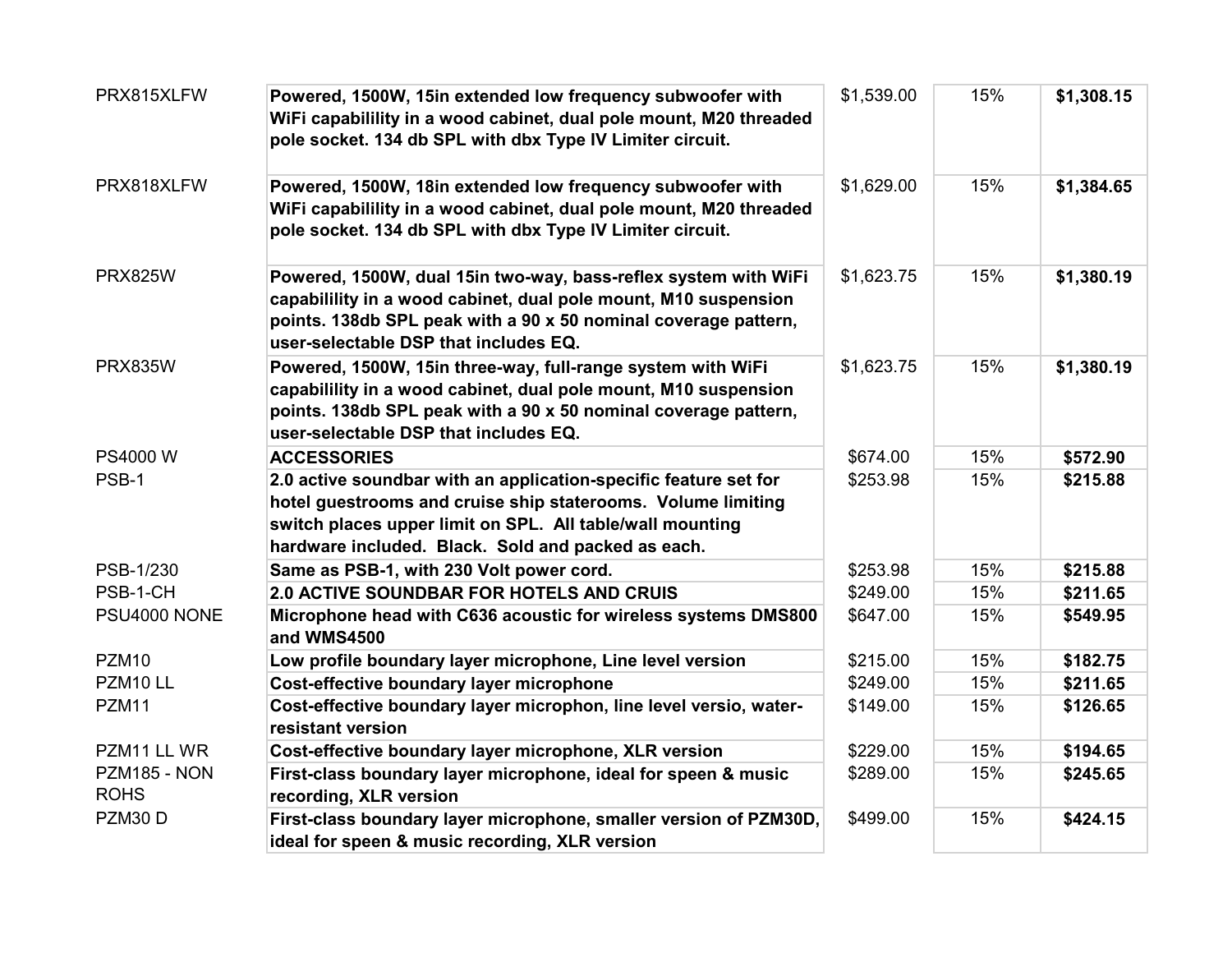| | | | | |
|---|---|---|---|---|
| PRX815XLFW | **Powered, 1500W, 15in extended low frequency subwoofer with WiFi capabilility in a wood cabinet, dual pole mount, M20 threaded pole socket. 134 db SPL with dbx Type IV Limiter circuit.** | $1,539.00 | 15% | **$1,308.15** |
| PRX818XLFW | **Powered, 1500W, 18in extended low frequency subwoofer with WiFi capabilility in a wood cabinet, dual pole mount, M20 threaded pole socket. 134 db SPL with dbx Type IV Limiter circuit.** | $1,629.00 | 15% | **$1,384.65** |
| PRX825W | **Powered, 1500W, dual 15in two-way, bass-reflex system with WiFi capabilility in a wood cabinet, dual pole mount, M10 suspension points. 138db SPL peak with a 90 x 50 nominal coverage pattern, user-selectable DSP that includes EQ.** | $1,623.75 | 15% | **$1,380.19** |
| PRX835W | **Powered, 1500W, 15in three-way, full-range system with WiFi capabilility in a wood cabinet, dual pole mount, M10 suspension points. 138db SPL peak with a 90 x 50 nominal coverage pattern, user-selectable DSP that includes EQ.** | $1,623.75 | 15% | **$1,380.19** |
| PS4000 W | **ACCESSORIES** | $674.00 | 15% | **$572.90** |
| PSB-1 | **2.0 active soundbar with an application-specific feature set for hotel guestrooms and cruise ship staterooms. Volume limiting switch places upper limit on SPL. All table/wall mounting hardware included. Black. Sold and packed as each.** | $253.98 | 15% | **$215.88** |
| PSB-1/230 | **Same as PSB-1, with 230 Volt power cord.** | $253.98 | 15% | **$215.88** |
| PSB-1-CH | **2.0 ACTIVE SOUNDBAR FOR HOTELS AND CRUIS** | $249.00 | 15% | **$211.65** |
| PSU4000 NONE | **Microphone head with C636 acoustic for wireless systems DMS800 and WMS4500** | $647.00 | 15% | **$549.95** |
| PZM10 | **Low profile boundary layer microphone, Line level version** | $215.00 | 15% | **$182.75** |
| PZM10 LL | **Cost-effective boundary layer microphone** | $249.00 | 15% | **$211.65** |
| PZM11 | **Cost-effective boundary layer microphon, line level versio, water-resistant version** | $149.00 | 15% | **$126.65** |
| PZM11 LL WR | **Cost-effective boundary layer microphone, XLR version** | $229.00 | 15% | **$194.65** |
| PZM185 - NON ROHS | **First-class boundary layer microphone, ideal for speen & music recording, XLR version** | $289.00 | 15% | **$245.65** |
| PZM30 D | **First-class boundary layer microphone, smaller version of PZM30D, ideal for speen & music recording, XLR version** | $499.00 | 15% | **$424.15** |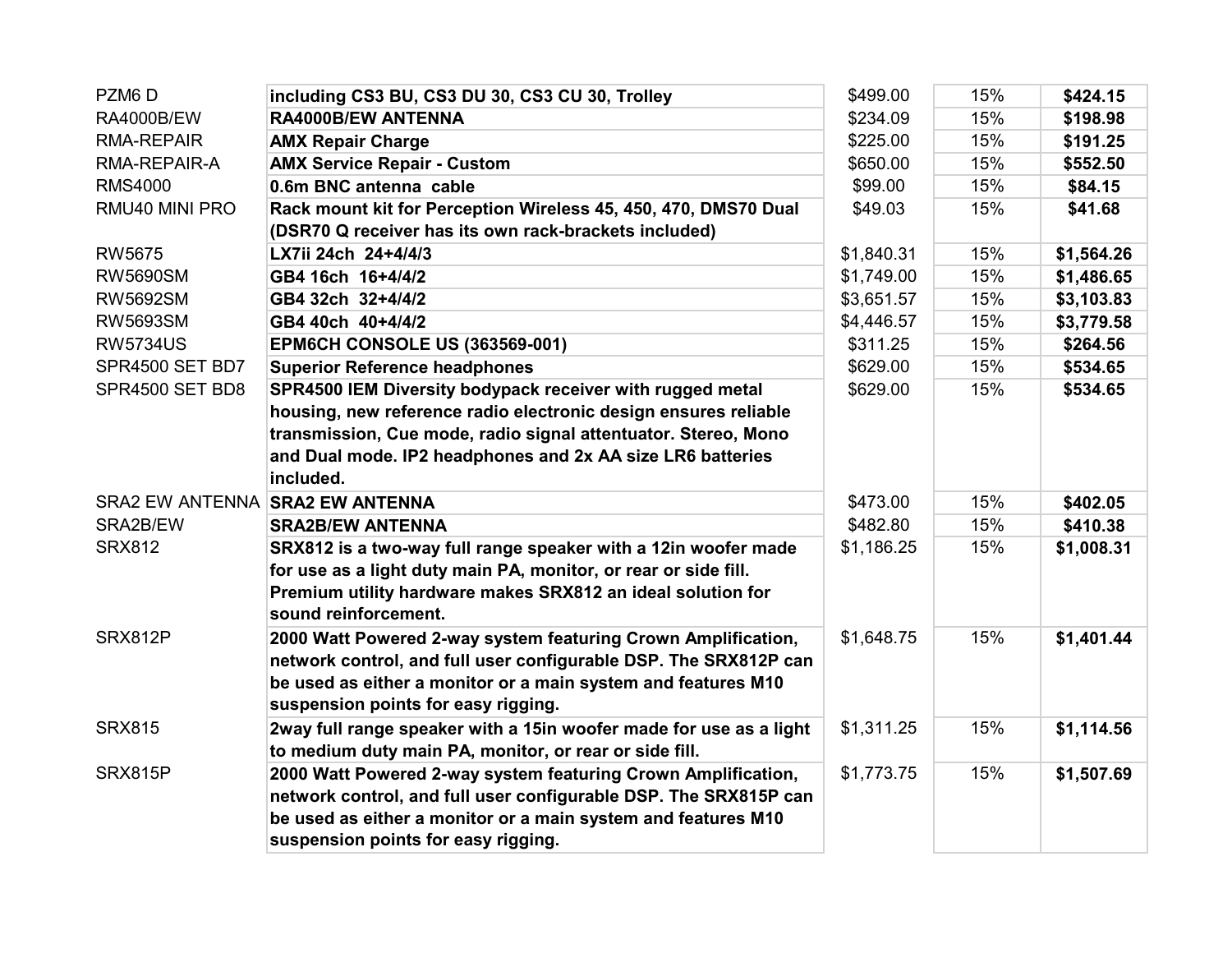| | | | | |
|---|---|---|---|---|
| PZM6 D | **including CS3 BU, CS3 DU 30, CS3 CU 30, Trolley** | $499.00 | 15% | **$424.15** |
| RA4000B/EW | **RA4000B/EW ANTENNA** | $234.09 | 15% | **$198.98** |
| RMA-REPAIR | **AMX Repair Charge** | $225.00 | 15% | **$191.25** |
| RMA-REPAIR-A | **AMX Service Repair - Custom** | $650.00 | 15% | **$552.50** |
| RMS4000 | **0.6m BNC antenna cable** | $99.00 | 15% | **$84.15** |
| RMU40 MINI PRO | **Rack mount kit for Perception Wireless 45, 450, 470, DMS70 Dual (DSR70 Q receiver has its own rack-brackets included)** | $49.03 | 15% | **$41.68** |
| RW5675 | **LX7ii 24ch 24+4/4/3** | $1,840.31 | 15% | **$1,564.26** |
| RW5690SM | **GB4 16ch 16+4/4/2** | $1,749.00 | 15% | **$1,486.65** |
| RW5692SM | **GB4 32ch 32+4/4/2** | $3,651.57 | 15% | **$3,103.83** |
| RW5693SM | **GB4 40ch 40+4/4/2** | $4,446.57 | 15% | **$3,779.58** |
| RW5734US | **EPM6CH CONSOLE US (363569-001)** | $311.25 | 15% | **$264.56** |
| SPR4500 SET BD7 | **Superior Reference headphones** | $629.00 | 15% | **$534.65** |
| SPR4500 SET BD8 | **SPR4500 IEM Diversity bodypack receiver with rugged metal housing, new reference radio electronic design ensures reliable transmission, Cue mode, radio signal attentuator. Stereo, Mono and Dual mode. IP2 headphones and 2x AA size LR6 batteries included.** | $629.00 | 15% | **$534.65** |
| SRA2 EW ANTENNA | **SRA2 EW ANTENNA** | $473.00 | 15% | **$402.05** |
| SRA2B/EW | **SRA2B/EW ANTENNA** | $482.80 | 15% | **$410.38** |
| SRX812 | **SRX812 is a two-way full range speaker with a 12in woofer made for use as a light duty main PA, monitor, or rear or side fill. Premium utility hardware makes SRX812 an ideal solution for sound reinforcement.** | $1,186.25 | 15% | **$1,008.31** |
| SRX812P | **2000 Watt Powered 2-way system featuring Crown Amplification, network control, and full user configurable DSP. The SRX812P can be used as either a monitor or a main system and features M10 suspension points for easy rigging.** | $1,648.75 | 15% | **$1,401.44** |
| SRX815 | **2way full range speaker with a 15in woofer made for use as a light to medium duty main PA, monitor, or rear or side fill.** | $1,311.25 | 15% | **$1,114.56** |
| SRX815P | **2000 Watt Powered 2-way system featuring Crown Amplification, network control, and full user configurable DSP. The SRX815P can be used as either a monitor or a main system and features M10 suspension points for easy rigging.** | $1,773.75 | 15% | **$1,507.69** |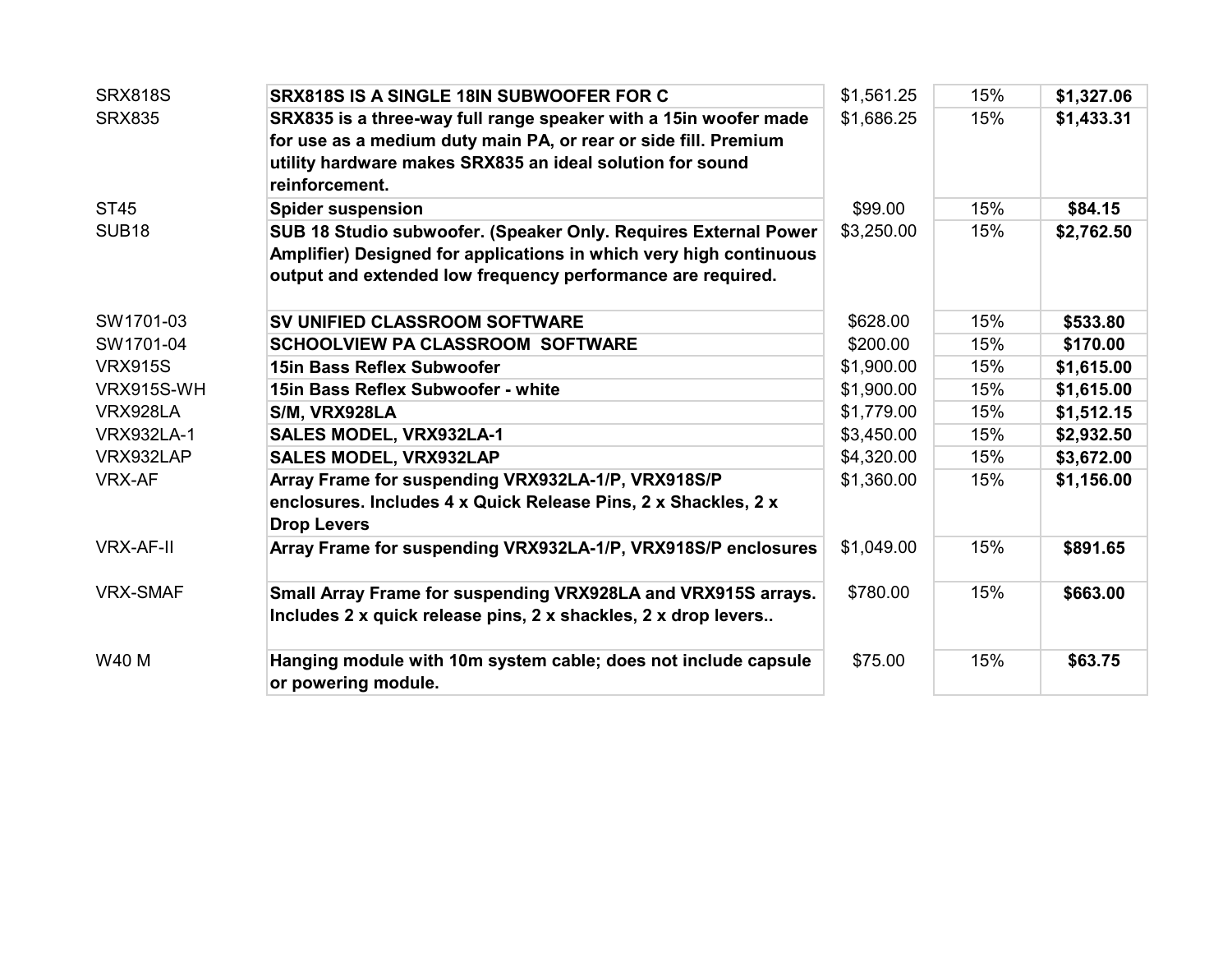| | | | | |
|---|---|---|---|---|
| SRX818S | **SRX818S IS A SINGLE 18IN SUBWOOFER FOR C** | $1,561.25 | 15% | **$1,327.06** |
| SRX835 | **SRX835 is a three-way full range speaker with a 15in woofer made for use as a medium duty main PA, or rear or side fill. Premium utility hardware makes SRX835 an ideal solution for sound reinforcement.** | $1,686.25 | 15% | **$1,433.31** |
| ST45 | **Spider suspension** | $99.00 | 15% | **$84.15** |
| SUB18 | **SUB 18 Studio subwoofer. (Speaker Only. Requires External Power Amplifier) Designed for applications in which very high continuous output and extended low frequency performance are required.** | $3,250.00 | 15% | **$2,762.50** |
| SW1701-03 | **SV UNIFIED CLASSROOM SOFTWARE** | $628.00 | 15% | **$533.80** |
| SW1701-04 | **SCHOOLVIEW PA CLASSROOM SOFTWARE** | $200.00 | 15% | **$170.00** |
| VRX915S | **15in Bass Reflex Subwoofer** | $1,900.00 | 15% | **$1,615.00** |
| VRX915S-WH | **15in Bass Reflex Subwoofer - white** | $1,900.00 | 15% | **$1,615.00** |
| VRX928LA | **S/M, VRX928LA** | $1,779.00 | 15% | **$1,512.15** |
| VRX932LA-1 | **SALES MODEL, VRX932LA-1** | $3,450.00 | 15% | **$2,932.50** |
| VRX932LAP | **SALES MODEL, VRX932LAP** | $4,320.00 | 15% | **$3,672.00** |
| VRX-AF | **Array Frame for suspending VRX932LA-1/P, VRX918S/P enclosures. Includes 4 x Quick Release Pins, 2 x Shackles, 2 x Drop Levers** | $1,360.00 | 15% | **$1,156.00** |
| VRX-AF-II | **Array Frame for suspending VRX932LA-1/P, VRX918S/P enclosures** | $1,049.00 | 15% | **$891.65** |
| VRX-SMAF | **Small Array Frame for suspending VRX928LA and VRX915S arrays. Includes 2 x quick release pins, 2 x shackles, 2 x drop levers..** | $780.00 | 15% | **$663.00** |
| W40 M | **Hanging module with 10m system cable; does not include capsule or powering module.** | $75.00 | 15% | **$63.75** |